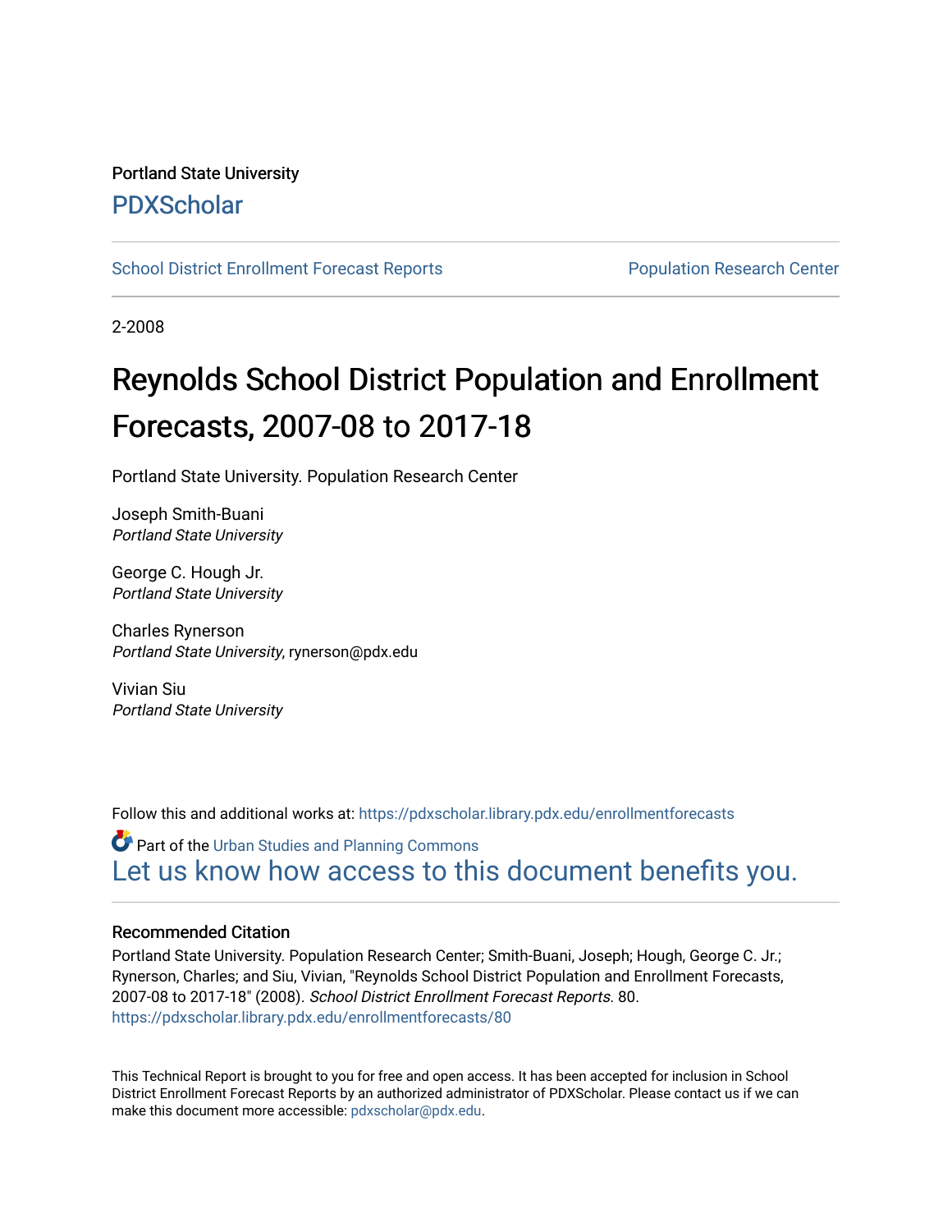Portland State University

PDXScholar

School District Enrollment Forecast Reports

Population Research Center

2-2008

# Reynolds School District Population and Enrollment Forecasts, 2007-08 to 2017-18

Portland State University. Population Research Center

Joseph Smith-Buani
*Portland State University*

George C. Hough Jr.
*Portland State University*

Charles Rynerson
*Portland State University*, rynerson@pdx.edu

Vivian Siu
*Portland State University*

Follow this and additional works at: https://pdxscholar.library.pdx.edu/enrollmentforecasts

Part of the Urban Studies and Planning Commons

Let us know how access to this document benefits you.

### Recommended Citation

Portland State University. Population Research Center; Smith-Buani, Joseph; Hough, George C. Jr.; Rynerson, Charles; and Siu, Vivian, "Reynolds School District Population and Enrollment Forecasts, 2007-08 to 2017-18" (2008). *School District Enrollment Forecast Reports*. 80.
https://pdxscholar.library.pdx.edu/enrollmentforecasts/80

This Technical Report is brought to you for free and open access. It has been accepted for inclusion in School District Enrollment Forecast Reports by an authorized administrator of PDXScholar. Please contact us if we can make this document more accessible: pdxscholar@pdx.edu.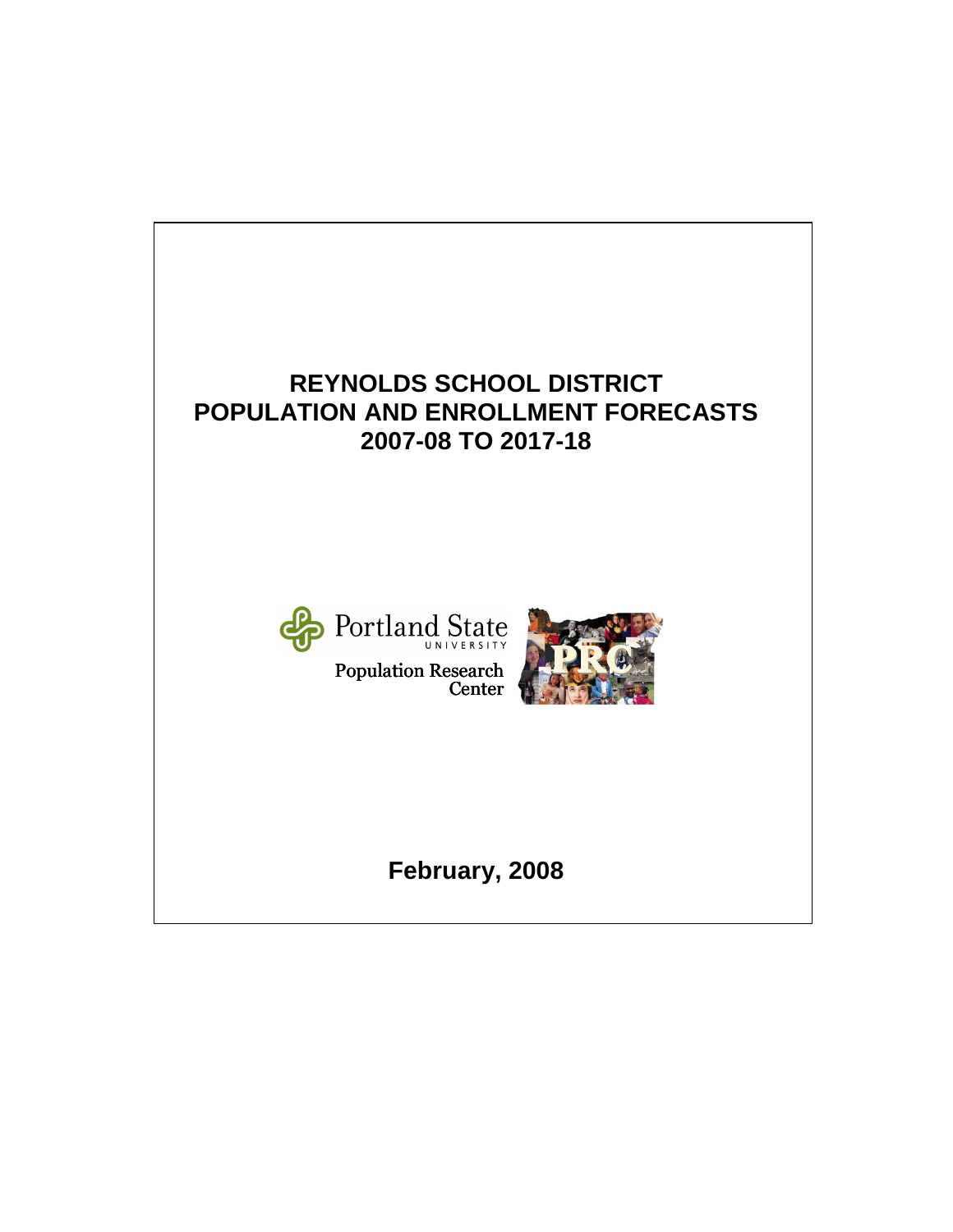# REYNOLDS SCHOOL DISTRICT
# POPULATION AND ENROLLMENT FORECASTS
# 2007-08 TO 2017-18

Portland State
UNIVERSITY

Population Research
Center

**February, 2008**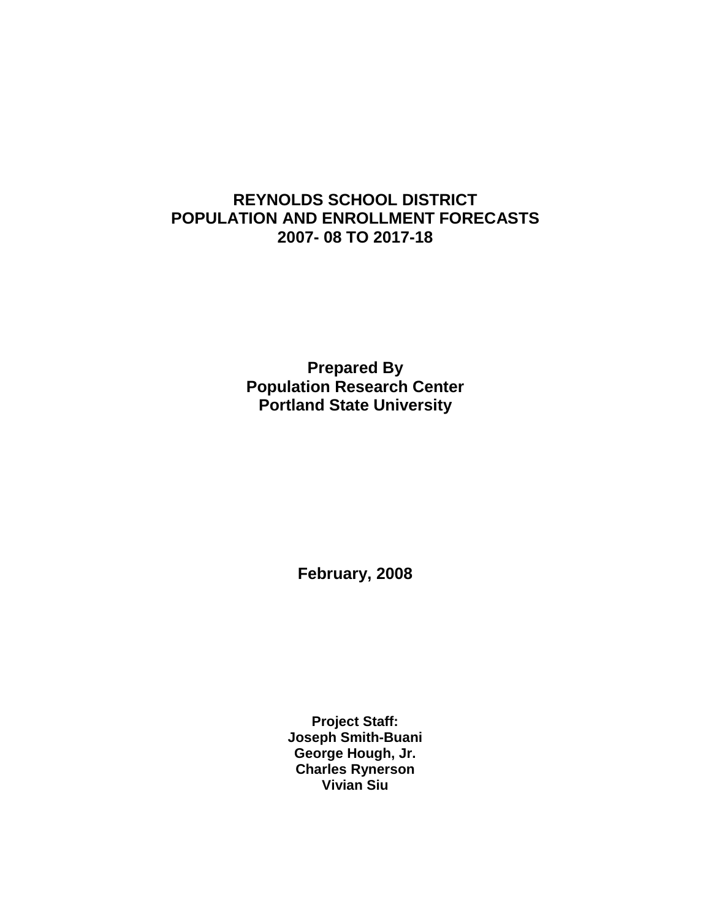# REYNOLDS SCHOOL DISTRICT
# POPULATION AND ENROLLMENT FORECASTS
# 2007- 08 TO 2017-18

**Prepared By**
**Population Research Center**
**Portland State University**

**February, 2008**

**Project Staff:**
**Joseph Smith-Buani**
**George Hough, Jr.**
**Charles Rynerson**
**Vivian Siu**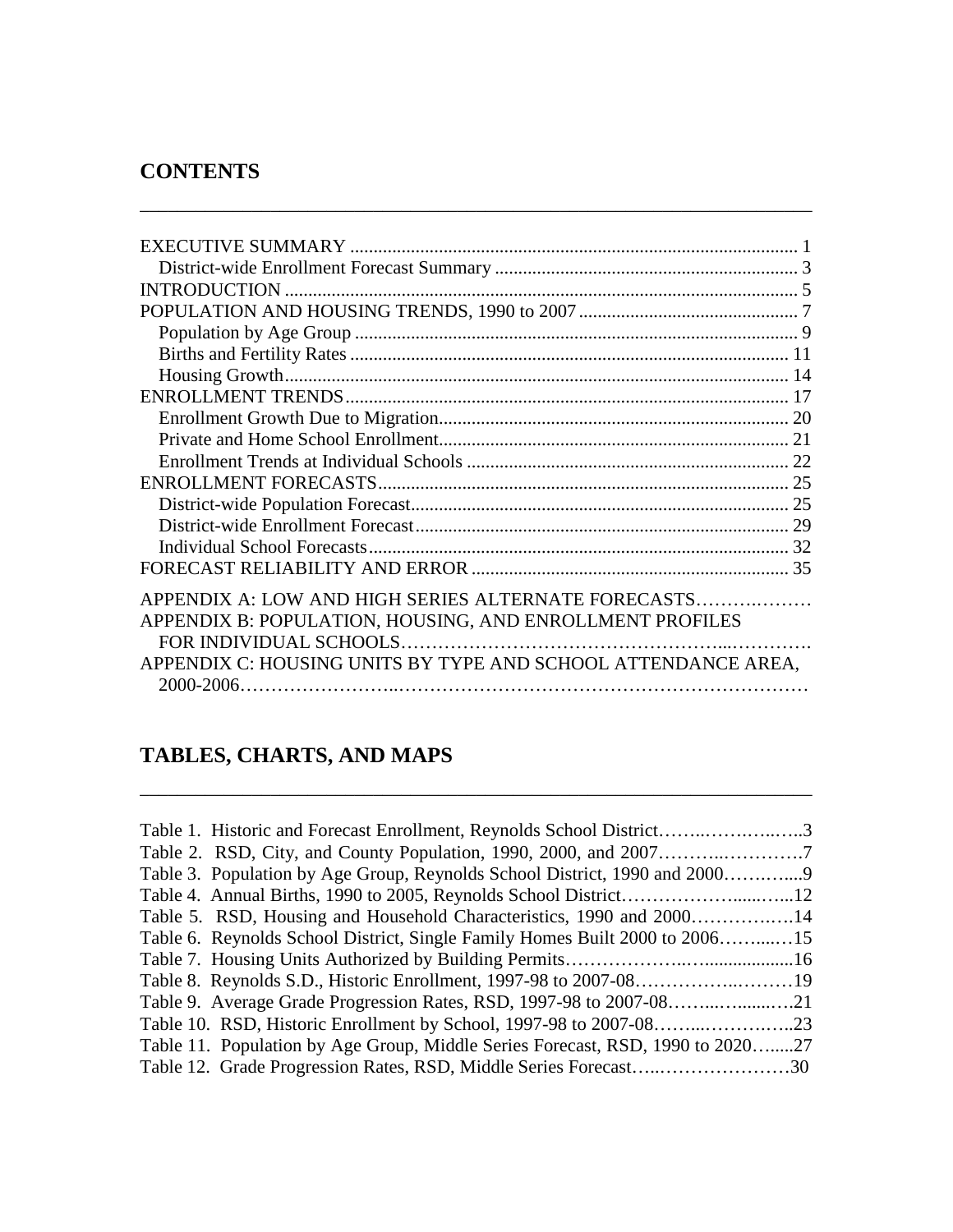## CONTENTS

EXECUTIVE SUMMARY ............................................................................................. 1
  District-wide Enrollment Forecast Summary ............................................................... 3
INTRODUCTION ........................................................................................................... 5
POPULATION AND HOUSING TRENDS, 1990 to 2007 .............................................. 7
  Population by Age Group ............................................................................................ 9
  Births and Fertility Rates ............................................................................................ 11
  Housing Growth.......................................................................................................... 14
ENROLLMENT TRENDS............................................................................................. 17
  Enrollment Growth Due to Migration......................................................................... 20
  Private and Home School Enrollment......................................................................... 21
  Enrollment Trends at Individual Schools ................................................................... 22
ENROLLMENT FORECASTS...................................................................................... 25
  District-wide Population Forecast............................................................................... 25
  District-wide Enrollment Forecast.............................................................................. 29
  Individual School Forecasts........................................................................................ 32
FORECAST RELIABILITY AND ERROR .................................................................. 35

APPENDIX A: LOW AND HIGH SERIES ALTERNATE FORECASTS………….………
APPENDIX B: POPULATION, HOUSING, AND ENROLLMENT PROFILES
  FOR INDIVIDUAL SCHOOLS…………………………………………...………….
APPENDIX C: HOUSING UNITS BY TYPE AND SCHOOL ATTENDANCE AREA,
  2000-2006……………………..……………………………………………………

## TABLES, CHARTS, AND MAPS

Table 1. Historic and Forecast Enrollment, Reynolds School District……..……….…..3
Table 2. RSD, City, and County Population, 1990, 2000, and 2007………..………….7
Table 3. Population by Age Group, Reynolds School District, 1990 and 2000………....9
Table 4. Annual Births, 1990 to 2005, Reynolds School District……………….....…...12
Table 5. RSD, Housing and Household Characteristics, 1990 and 2000…………….14
Table 6. Reynolds School District, Single Family Homes Built 2000 to 2006……....…15
Table 7. Housing Units Authorized by Building Permits………………..…..................16
Table 8. Reynolds S.D., Historic Enrollment, 1997-98 to 2007-08……………..………19
Table 9. Average Grade Progression Rates, RSD, 1997-98 to 2007-08……...…......….21
Table 10. RSD, Historic Enrollment by School, 1997-98 to 2007-08……...……….…..23
Table 11. Population by Age Group, Middle Series Forecast, RSD, 1990 to 2020…......27
Table 12. Grade Progression Rates, RSD, Middle Series Forecast…..…………………30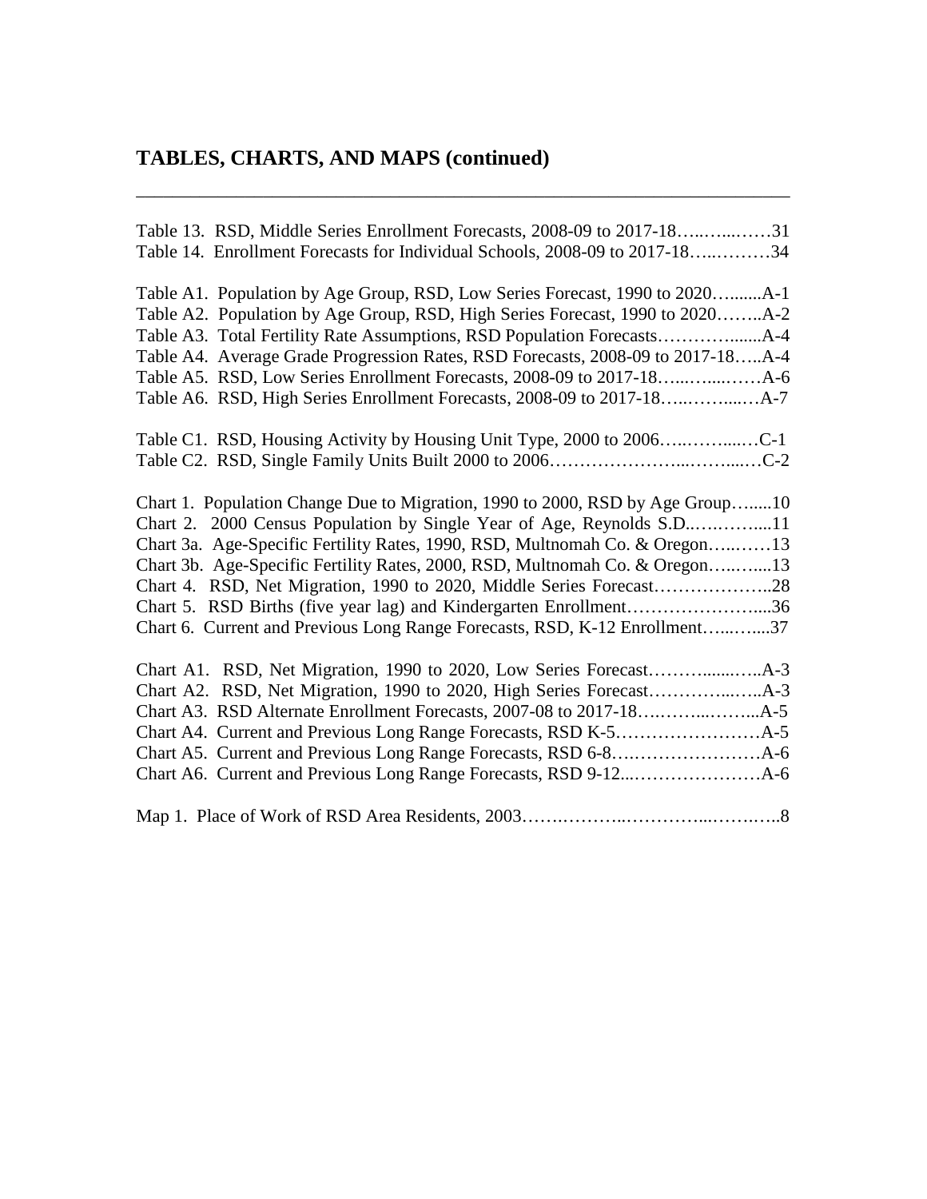## TABLES, CHARTS, AND MAPS (continued)

---

Table 13. RSD, Middle Series Enrollment Forecasts, 2008-09 to 2017-18…..…...……31
Table 14. Enrollment Forecasts for Individual Schools, 2008-09 to 2017-18…..………34

Table A1. Population by Age Group, RSD, Low Series Forecast, 1990 to 2020…........A-1
Table A2. Population by Age Group, RSD, High Series Forecast, 1990 to 2020……..A-2
Table A3. Total Fertility Rate Assumptions, RSD Population Forecasts………….......A-4
Table A4. Average Grade Progression Rates, RSD Forecasts, 2008-09 to 2017-18…..A-4
Table A5. RSD, Low Series Enrollment Forecasts, 2008-09 to 2017-18…..…....……A-6
Table A6. RSD, High Series Enrollment Forecasts, 2008-09 to 2017-18…..……...…A-7

Table C1. RSD, Housing Activity by Housing Unit Type, 2000 to 2006…..……....…C-1
Table C2. RSD, Single Family Units Built 2000 to 2006…………………...……...…C-2

Chart 1. Population Change Due to Migration, 1990 to 2000, RSD by Age Group…......10
Chart 2. 2000 Census Population by Single Year of Age, Reynolds S.D..….……....11
Chart 3a. Age-Specific Fertility Rates, 1990, RSD, Multnomah Co. & Oregon…..……13
Chart 3b. Age-Specific Fertility Rates, 2000, RSD, Multnomah Co. & Oregon…..…....13
Chart 4. RSD, Net Migration, 1990 to 2020, Middle Series Forecast………………..28
Chart 5. RSD Births (five year lag) and Kindergarten Enrollment…………………....36
Chart 6. Current and Previous Long Range Forecasts, RSD, K-12 Enrollment…..…....37

Chart A1. RSD, Net Migration, 1990 to 2020, Low Series Forecast……….......…..A-3
Chart A2. RSD, Net Migration, 1990 to 2020, High Series Forecast…………...…..A-3
Chart A3. RSD Alternate Enrollment Forecasts, 2007-08 to 2017-18….……...……...A-5
Chart A4. Current and Previous Long Range Forecasts, RSD K-5……………………A-5
Chart A5. Current and Previous Long Range Forecasts, RSD 6-8….…………………A-6
Chart A6. Current and Previous Long Range Forecasts, RSD 9-12...…………………A-6

Map 1. Place of Work of RSD Area Residents, 2003…….………..…………...……..…..8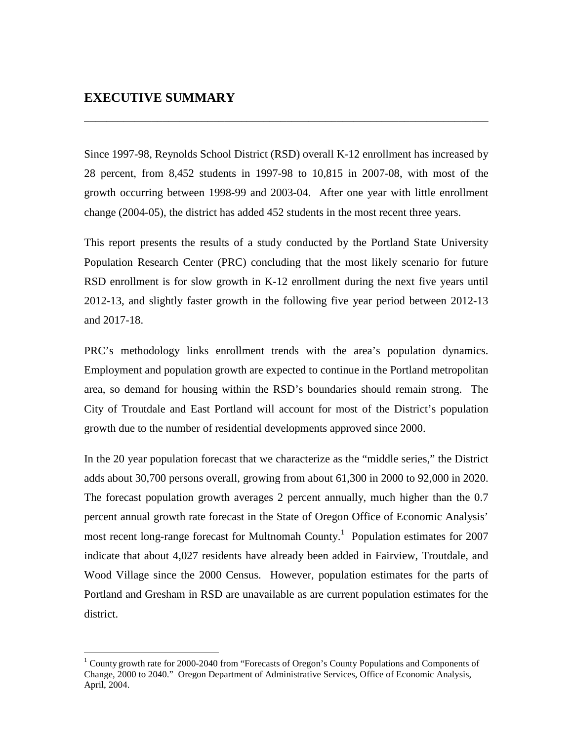# EXECUTIVE SUMMARY

Since 1997-98, Reynolds School District (RSD) overall K-12 enrollment has increased by 28 percent, from 8,452 students in 1997-98 to 10,815 in 2007-08, with most of the growth occurring between 1998-99 and 2003-04. After one year with little enrollment change (2004-05), the district has added 452 students in the most recent three years.

This report presents the results of a study conducted by the Portland State University Population Research Center (PRC) concluding that the most likely scenario for future RSD enrollment is for slow growth in K-12 enrollment during the next five years until 2012-13, and slightly faster growth in the following five year period between 2012-13 and 2017-18.

PRC's methodology links enrollment trends with the area's population dynamics. Employment and population growth are expected to continue in the Portland metropolitan area, so demand for housing within the RSD's boundaries should remain strong. The City of Troutdale and East Portland will account for most of the District's population growth due to the number of residential developments approved since 2000.

In the 20 year population forecast that we characterize as the "middle series," the District adds about 30,700 persons overall, growing from about 61,300 in 2000 to 92,000 in 2020. The forecast population growth averages 2 percent annually, much higher than the 0.7 percent annual growth rate forecast in the State of Oregon Office of Economic Analysis' most recent long-range forecast for Multnomah County.[1] Population estimates for 2007 indicate that about 4,027 residents have already been added in Fairview, Troutdale, and Wood Village since the 2000 Census. However, population estimates for the parts of Portland and Gresham in RSD are unavailable as are current population estimates for the district.

---

[1] County growth rate for 2000-2040 from "Forecasts of Oregon's County Populations and Components of Change, 2000 to 2040." Oregon Department of Administrative Services, Office of Economic Analysis, April, 2004.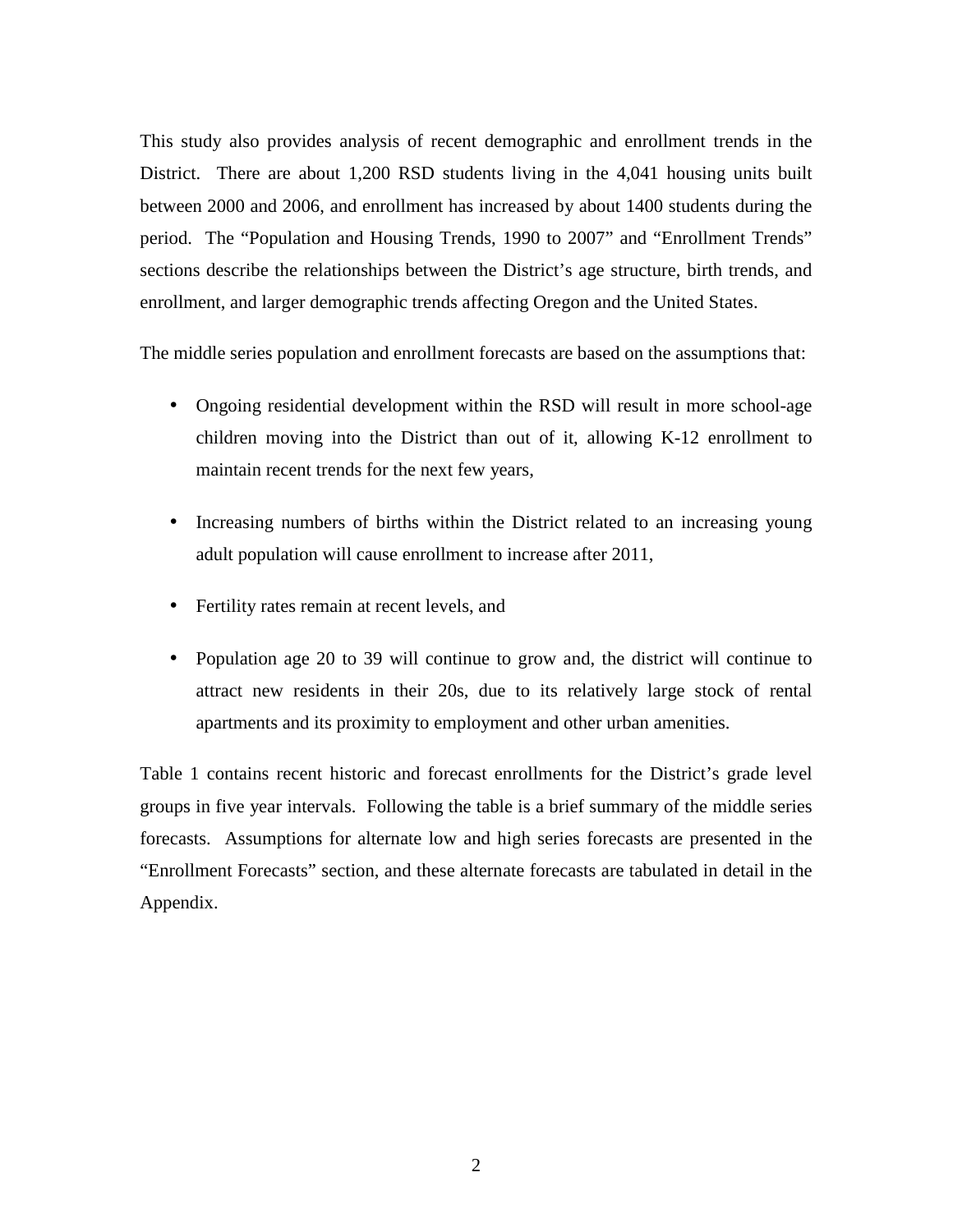This study also provides analysis of recent demographic and enrollment trends in the District. There are about 1,200 RSD students living in the 4,041 housing units built between 2000 and 2006, and enrollment has increased by about 1400 students during the period. The "Population and Housing Trends, 1990 to 2007" and "Enrollment Trends" sections describe the relationships between the District's age structure, birth trends, and enrollment, and larger demographic trends affecting Oregon and the United States.

The middle series population and enrollment forecasts are based on the assumptions that:

- Ongoing residential development within the RSD will result in more school-age children moving into the District than out of it, allowing K-12 enrollment to maintain recent trends for the next few years,
- Increasing numbers of births within the District related to an increasing young adult population will cause enrollment to increase after 2011,
- Fertility rates remain at recent levels, and
- Population age 20 to 39 will continue to grow and, the district will continue to attract new residents in their 20s, due to its relatively large stock of rental apartments and its proximity to employment and other urban amenities.

Table 1 contains recent historic and forecast enrollments for the District's grade level groups in five year intervals. Following the table is a brief summary of the middle series forecasts. Assumptions for alternate low and high series forecasts are presented in the "Enrollment Forecasts" section, and these alternate forecasts are tabulated in detail in the Appendix.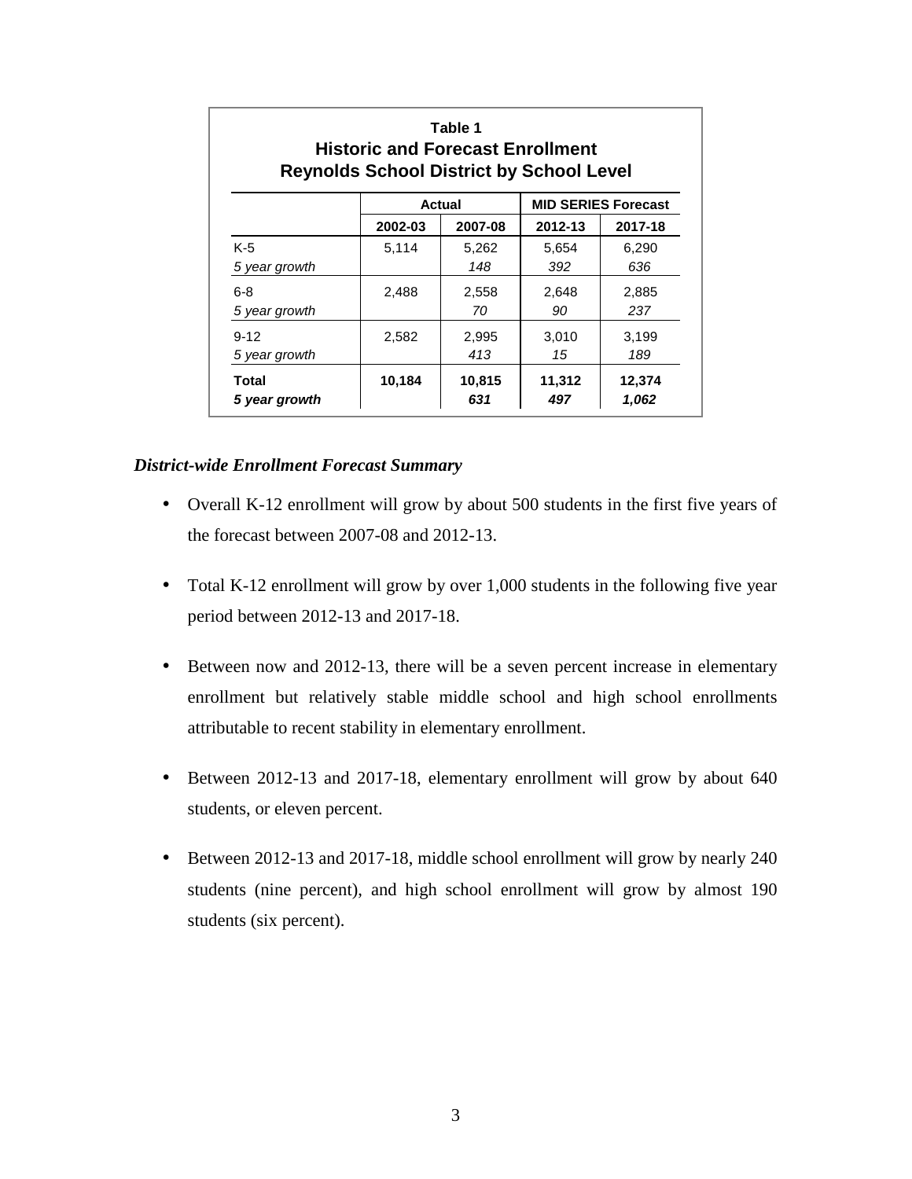**Table 1**
**Historic and Forecast Enrollment**
**Reynolds School District by School Level**

| | Actual | | MID SERIES Forecast | |
|---|---|---|---|---|
| | **2002-03** | **2007-08** | **2012-13** | **2017-18** |
| K-5 | 5,114 | 5,262 | 5,654 | 6,290 |
| *5 year growth* | | *148* | *392* | *636* |
| 6-8 | 2,488 | 2,558 | 2,648 | 2,885 |
| *5 year growth* | | *70* | *90* | *237* |
| 9-12 | 2,582 | 2,995 | 3,010 | 3,199 |
| *5 year growth* | | *413* | *15* | *189* |
| **Total** | **10,184** | **10,815** | **11,312** | **12,374** |
| ***5 year growth*** | | ***631*** | ***497*** | ***1,062*** |

### *District-wide Enrollment Forecast Summary*

- Overall K-12 enrollment will grow by about 500 students in the first five years of the forecast between 2007-08 and 2012-13.
- Total K-12 enrollment will grow by over 1,000 students in the following five year period between 2012-13 and 2017-18.
- Between now and 2012-13, there will be a seven percent increase in elementary enrollment but relatively stable middle school and high school enrollments attributable to recent stability in elementary enrollment.
- Between 2012-13 and 2017-18, elementary enrollment will grow by about 640 students, or eleven percent.
- Between 2012-13 and 2017-18, middle school enrollment will grow by nearly 240 students (nine percent), and high school enrollment will grow by almost 190 students (six percent).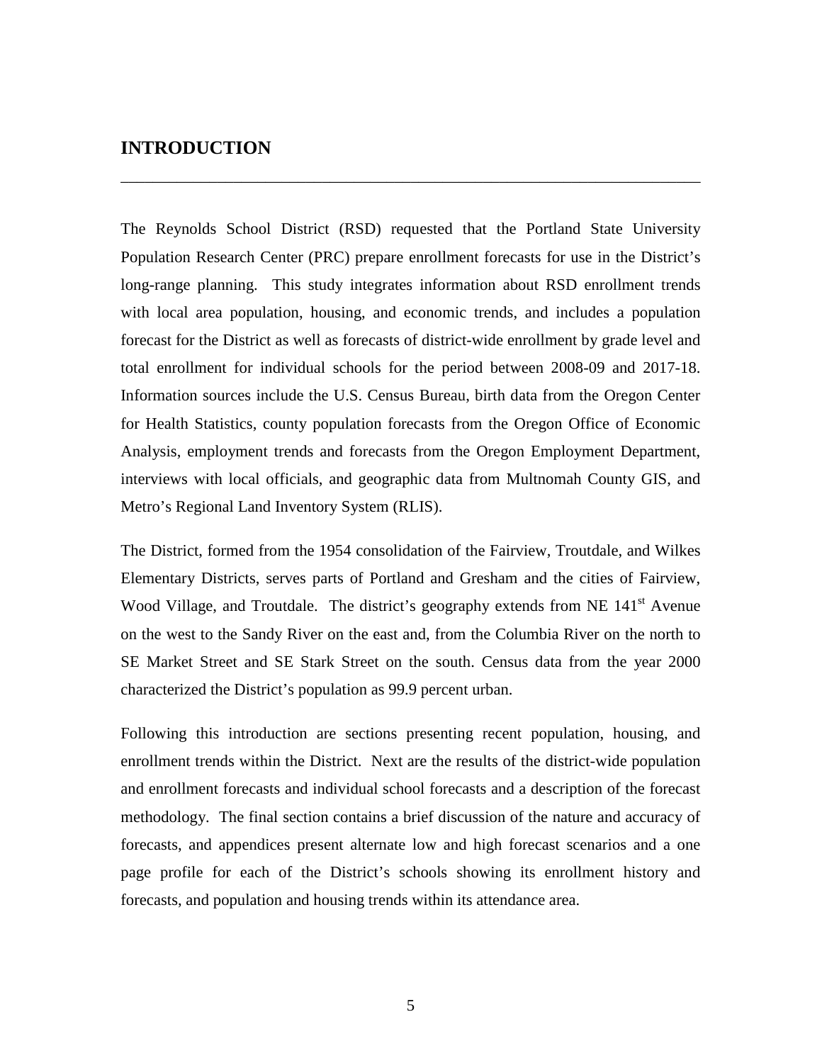# INTRODUCTION

The Reynolds School District (RSD) requested that the Portland State University Population Research Center (PRC) prepare enrollment forecasts for use in the District's long-range planning. This study integrates information about RSD enrollment trends with local area population, housing, and economic trends, and includes a population forecast for the District as well as forecasts of district-wide enrollment by grade level and total enrollment for individual schools for the period between 2008-09 and 2017-18. Information sources include the U.S. Census Bureau, birth data from the Oregon Center for Health Statistics, county population forecasts from the Oregon Office of Economic Analysis, employment trends and forecasts from the Oregon Employment Department, interviews with local officials, and geographic data from Multnomah County GIS, and Metro's Regional Land Inventory System (RLIS).

The District, formed from the 1954 consolidation of the Fairview, Troutdale, and Wilkes Elementary Districts, serves parts of Portland and Gresham and the cities of Fairview, Wood Village, and Troutdale. The district's geography extends from NE 141st Avenue on the west to the Sandy River on the east and, from the Columbia River on the north to SE Market Street and SE Stark Street on the south. Census data from the year 2000 characterized the District's population as 99.9 percent urban.

Following this introduction are sections presenting recent population, housing, and enrollment trends within the District. Next are the results of the district-wide population and enrollment forecasts and individual school forecasts and a description of the forecast methodology. The final section contains a brief discussion of the nature and accuracy of forecasts, and appendices present alternate low and high forecast scenarios and a one page profile for each of the District's schools showing its enrollment history and forecasts, and population and housing trends within its attendance area.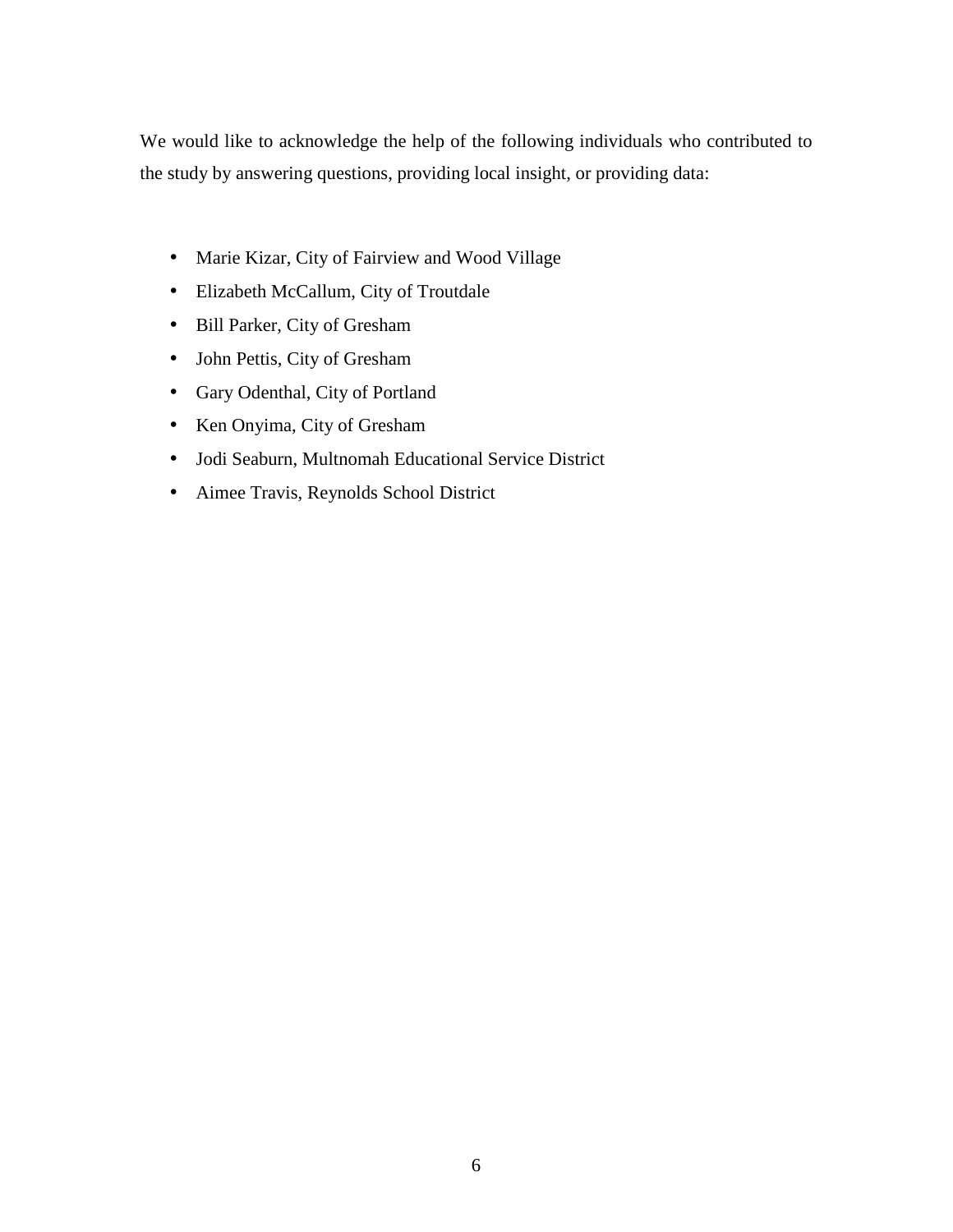We would like to acknowledge the help of the following individuals who contributed to the study by answering questions, providing local insight, or providing data:

- Marie Kizar, City of Fairview and Wood Village
- Elizabeth McCallum, City of Troutdale
- Bill Parker, City of Gresham
- John Pettis, City of Gresham
- Gary Odenthal, City of Portland
- Ken Onyima, City of Gresham
- Jodi Seaburn, Multnomah Educational Service District
- Aimee Travis, Reynolds School District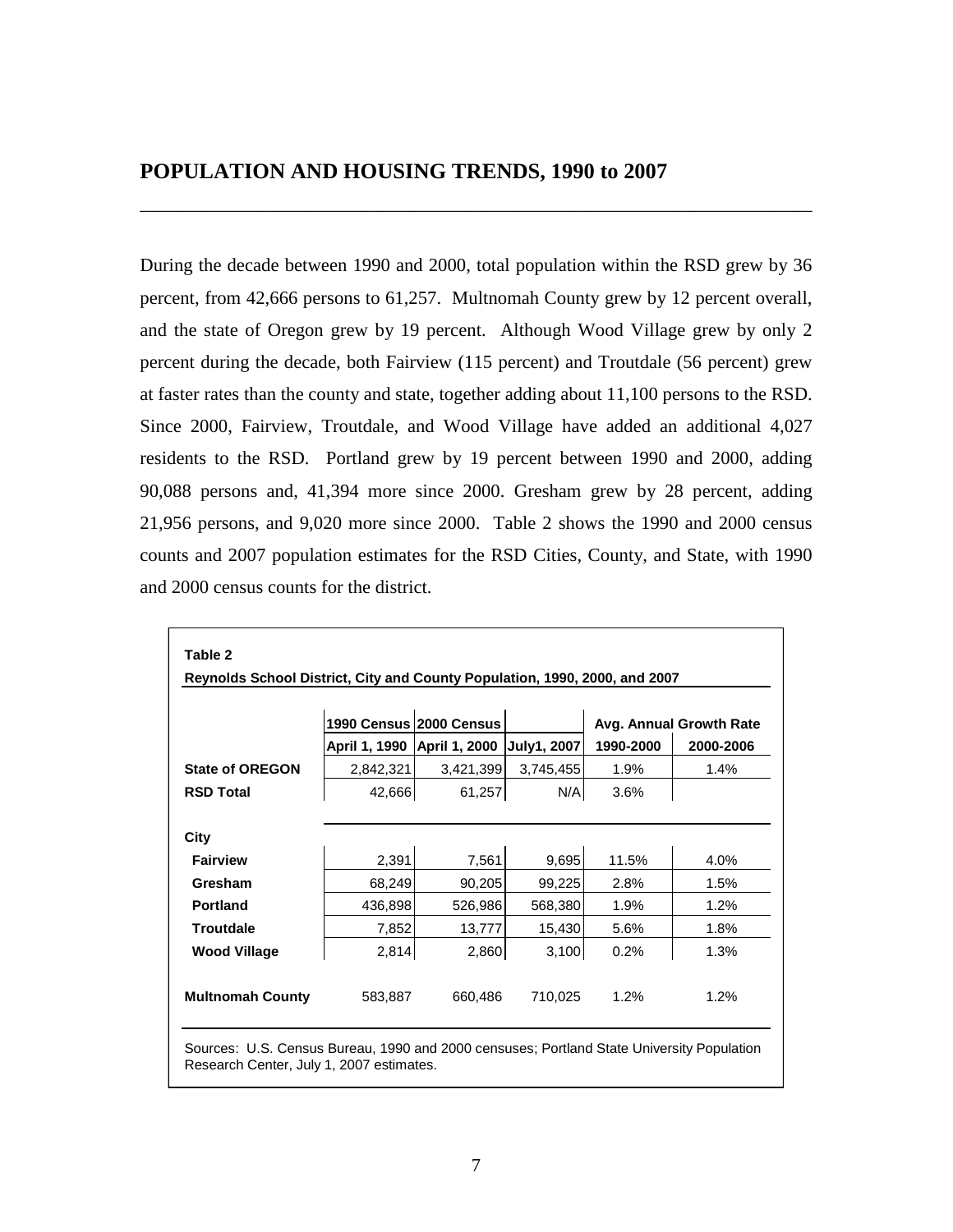## POPULATION AND HOUSING TRENDS, 1990 to 2007

During the decade between 1990 and 2000, total population within the RSD grew by 36 percent, from 42,666 persons to 61,257. Multnomah County grew by 12 percent overall, and the state of Oregon grew by 19 percent. Although Wood Village grew by only 2 percent during the decade, both Fairview (115 percent) and Troutdale (56 percent) grew at faster rates than the county and state, together adding about 11,100 persons to the RSD. Since 2000, Fairview, Troutdale, and Wood Village have added an additional 4,027 residents to the RSD. Portland grew by 19 percent between 1990 and 2000, adding 90,088 persons and, 41,394 more since 2000. Gresham grew by 28 percent, adding 21,956 persons, and 9,020 more since 2000. Table 2 shows the 1990 and 2000 census counts and 2007 population estimates for the RSD Cities, County, and State, with 1990 and 2000 census counts for the district.

**Table 2**

**Reynolds School District, City and County Population, 1990, 2000, and 2007**

| | 1990 Census | 2000 Census | | Avg. Annual Growth Rate | |
|---|---|---|---|---|---|
| | April 1, 1990 | April 1, 2000 | July1, 2007 | 1990-2000 | 2000-2006 |
| **State of OREGON** | 2,842,321 | 3,421,399 | 3,745,455 | 1.9% | 1.4% |
| **RSD Total** | 42,666 | 61,257 | N/A | 3.6% | |
| **City** | | | | | |
| **Fairview** | 2,391 | 7,561 | 9,695 | 11.5% | 4.0% |
| **Gresham** | 68,249 | 90,205 | 99,225 | 2.8% | 1.5% |
| **Portland** | 436,898 | 526,986 | 568,380 | 1.9% | 1.2% |
| **Troutdale** | 7,852 | 13,777 | 15,430 | 5.6% | 1.8% |
| **Wood Village** | 2,814 | 2,860 | 3,100 | 0.2% | 1.3% |
| **Multnomah County** | 583,887 | 660,486 | 710,025 | 1.2% | 1.2% |

Sources: U.S. Census Bureau, 1990 and 2000 censuses; Portland State University Population Research Center, July 1, 2007 estimates.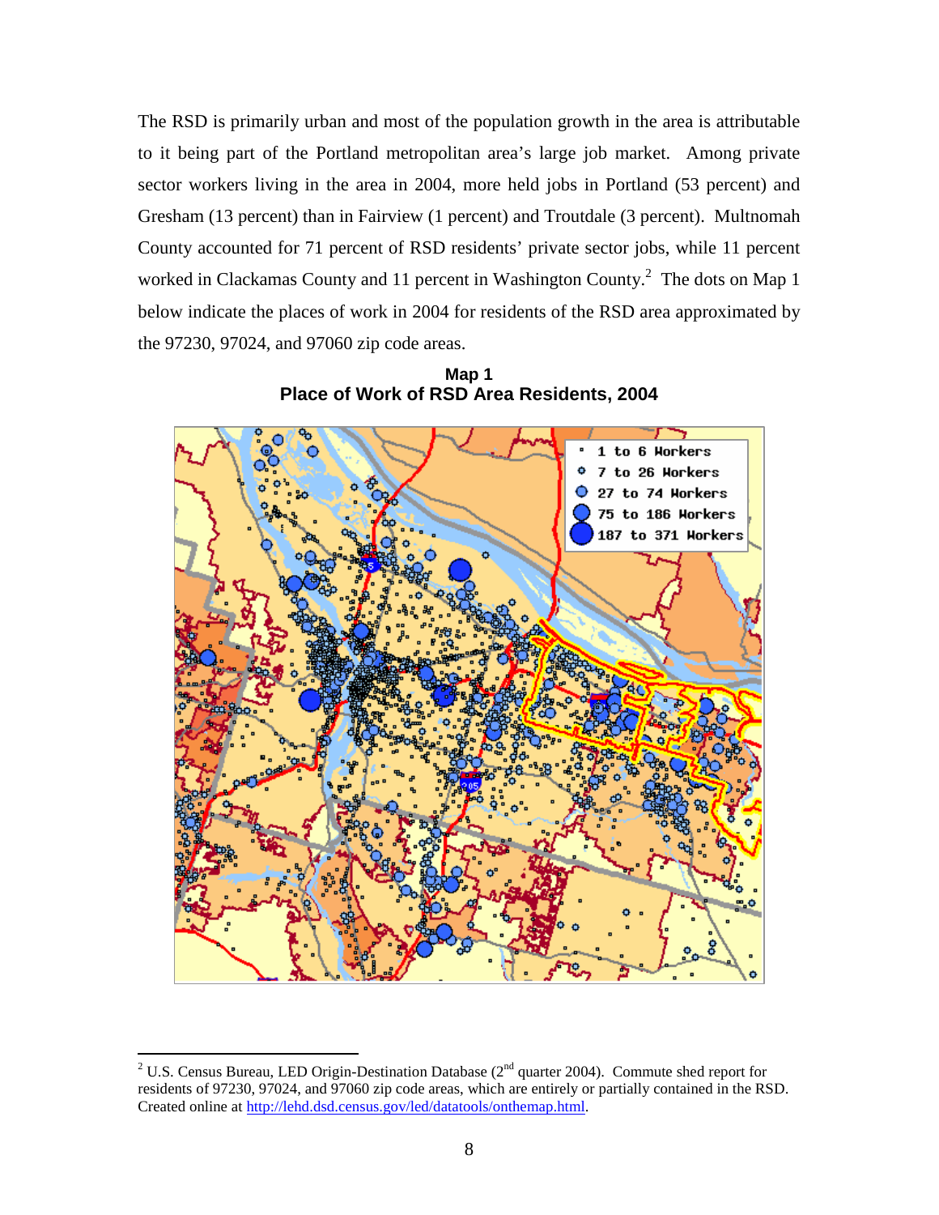The RSD is primarily urban and most of the population growth in the area is attributable to it being part of the Portland metropolitan area's large job market. Among private sector workers living in the area in 2004, more held jobs in Portland (53 percent) and Gresham (13 percent) than in Fairview (1 percent) and Troutdale (3 percent). Multnomah County accounted for 71 percent of RSD residents' private sector jobs, while 11 percent worked in Clackamas County and 11 percent in Washington County.[2] The dots on Map 1 below indicate the places of work in 2004 for residents of the RSD area approximated by the 97230, 97024, and 97060 zip code areas.

**Map 1**
**Place of Work of RSD Area Residents, 2004**

[2] U.S. Census Bureau, LED Origin-Destination Database (2nd quarter 2004). Commute shed report for residents of 97230, 97024, and 97060 zip code areas, which are entirely or partially contained in the RSD. Created online at http://lehd.dsd.census.gov/led/datatools/onthemap.html.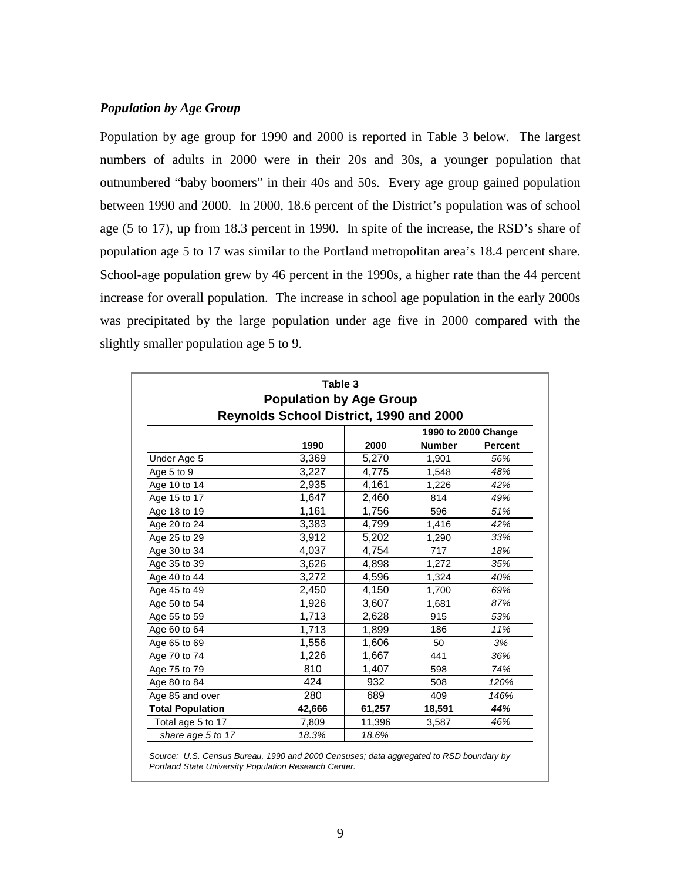### *Population by Age Group*

Population by age group for 1990 and 2000 is reported in Table 3 below. The largest numbers of adults in 2000 were in their 20s and 30s, a younger population that outnumbered "baby boomers" in their 40s and 50s. Every age group gained population between 1990 and 2000. In 2000, 18.6 percent of the District's population was of school age (5 to 17), up from 18.3 percent in 1990. In spite of the increase, the RSD's share of population age 5 to 17 was similar to the Portland metropolitan area's 18.4 percent share. School-age population grew by 46 percent in the 1990s, a higher rate than the 44 percent increase for overall population. The increase in school age population in the early 2000s was precipitated by the large population under age five in 2000 compared with the slightly smaller population age 5 to 9.

**Table 3**
**Population by Age Group**
**Reynolds School District, 1990 and 2000**

| | 1990 | 2000 | 1990 to 2000 Change | |
|---|---|---|---|---|
| | | | **Number** | **Percent** |
| Under Age 5 | 3,369 | 5,270 | 1,901 | *56%* |
| Age 5 to 9 | 3,227 | 4,775 | 1,548 | *48%* |
| Age 10 to 14 | 2,935 | 4,161 | 1,226 | *42%* |
| Age 15 to 17 | 1,647 | 2,460 | 814 | *49%* |
| Age 18 to 19 | 1,161 | 1,756 | 596 | *51%* |
| Age 20 to 24 | 3,383 | 4,799 | 1,416 | *42%* |
| Age 25 to 29 | 3,912 | 5,202 | 1,290 | *33%* |
| Age 30 to 34 | 4,037 | 4,754 | 717 | *18%* |
| Age 35 to 39 | 3,626 | 4,898 | 1,272 | *35%* |
| Age 40 to 44 | 3,272 | 4,596 | 1,324 | *40%* |
| Age 45 to 49 | 2,450 | 4,150 | 1,700 | *69%* |
| Age 50 to 54 | 1,926 | 3,607 | 1,681 | *87%* |
| Age 55 to 59 | 1,713 | 2,628 | 915 | *53%* |
| Age 60 to 64 | 1,713 | 1,899 | 186 | *11%* |
| Age 65 to 69 | 1,556 | 1,606 | 50 | *3%* |
| Age 70 to 74 | 1,226 | 1,667 | 441 | *36%* |
| Age 75 to 79 | 810 | 1,407 | 598 | *74%* |
| Age 80 to 84 | 424 | 932 | 508 | *120%* |
| Age 85 and over | 280 | 689 | 409 | *146%* |
| **Total Population** | **42,666** | **61,257** | **18,591** | ***44%*** |
| Total age 5 to 17 | 7,809 | 11,396 | 3,587 | *46%* |
| *share age 5 to 17* | *18.3%* | *18.6%* | | |

*Source: U.S. Census Bureau, 1990 and 2000 Censuses; data aggregated to RSD boundary by Portland State University Population Research Center.*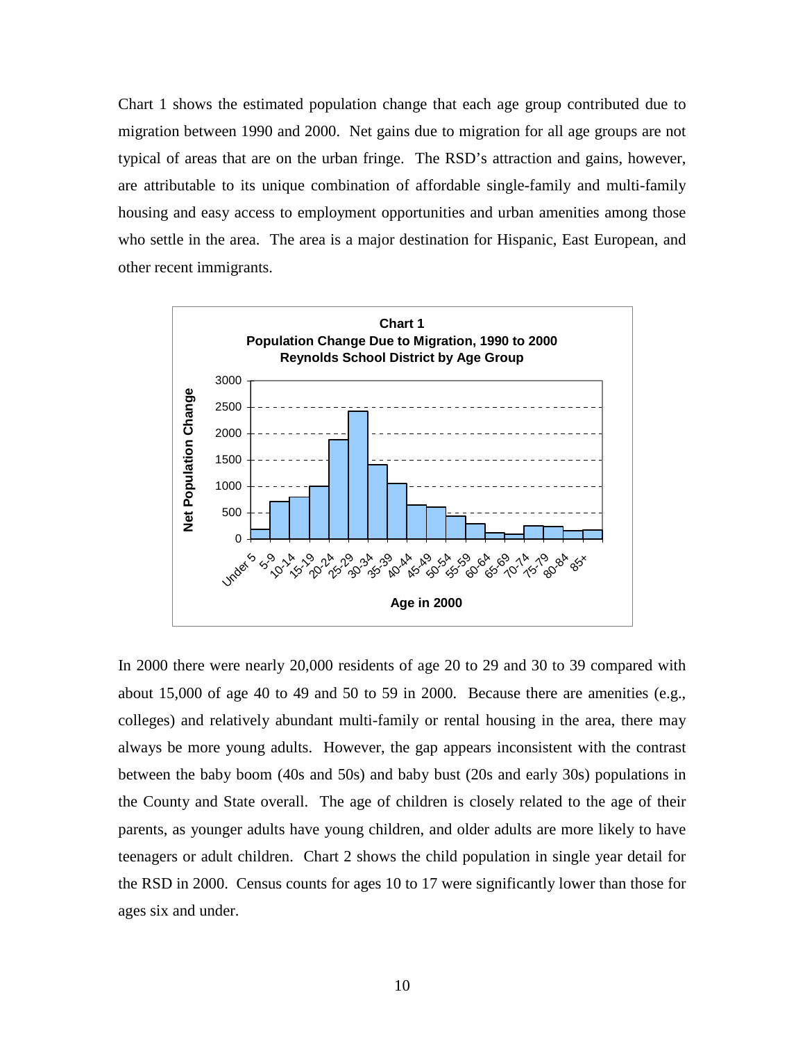Chart 1 shows the estimated population change that each age group contributed due to migration between 1990 and 2000. Net gains due to migration for all age groups are not typical of areas that are on the urban fringe. The RSD's attraction and gains, however, are attributable to its unique combination of affordable single-family and multi-family housing and easy access to employment opportunities and urban amenities among those who settle in the area. The area is a major destination for Hispanic, East European, and other recent immigrants.

**Chart 1**
**Population Change Due to Migration, 1990 to 2000**
**Reynolds School District by Age Group**

In 2000 there were nearly 20,000 residents of age 20 to 29 and 30 to 39 compared with about 15,000 of age 40 to 49 and 50 to 59 in 2000. Because there are amenities (e.g., colleges) and relatively abundant multi-family or rental housing in the area, there may always be more young adults. However, the gap appears inconsistent with the contrast between the baby boom (40s and 50s) and baby bust (20s and early 30s) populations in the County and State overall. The age of children is closely related to the age of their parents, as younger adults have young children, and older adults are more likely to have teenagers or adult children. Chart 2 shows the child population in single year detail for the RSD in 2000. Census counts for ages 10 to 17 were significantly lower than those for ages six and under.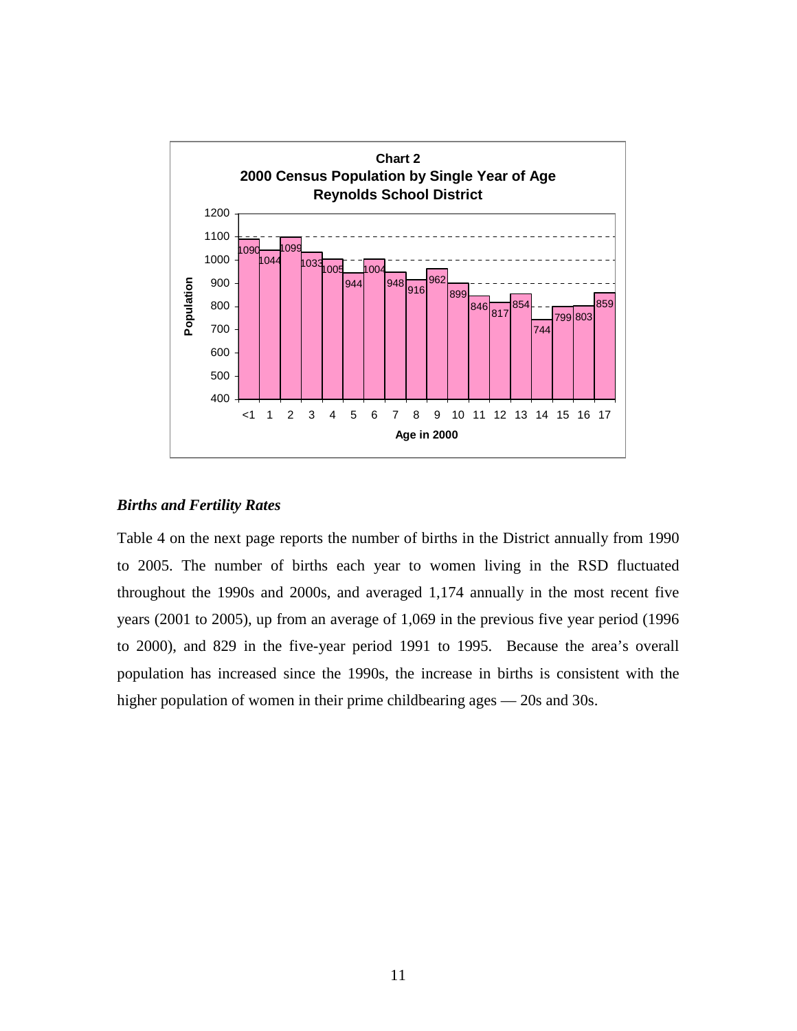**Chart 2**
**2000 Census Population by Single Year of Age**
**Reynolds School District**

| Age in 2000 | <1 | 1 | 2 | 3 | 4 | 5 | 6 | 7 | 8 | 9 | 10 | 11 | 12 | 13 | 14 | 15 | 16 | 17 |
|---|---|---|---|---|---|---|---|---|---|---|---|---|---|---|---|---|---|---|
| Population | 1090 | 1044 | 1099 | 1033 | 1005 | 944 | 1004 | 948 | 916 | 962 | 899 | 846 | 817 | 854 | 744 | 799 | 803 | 859 |

### *Births and Fertility Rates*

Table 4 on the next page reports the number of births in the District annually from 1990 to 2005. The number of births each year to women living in the RSD fluctuated throughout the 1990s and 2000s, and averaged 1,174 annually in the most recent five years (2001 to 2005), up from an average of 1,069 in the previous five year period (1996 to 2000), and 829 in the five-year period 1991 to 1995. Because the area's overall population has increased since the 1990s, the increase in births is consistent with the higher population of women in their prime childbearing ages — 20s and 30s.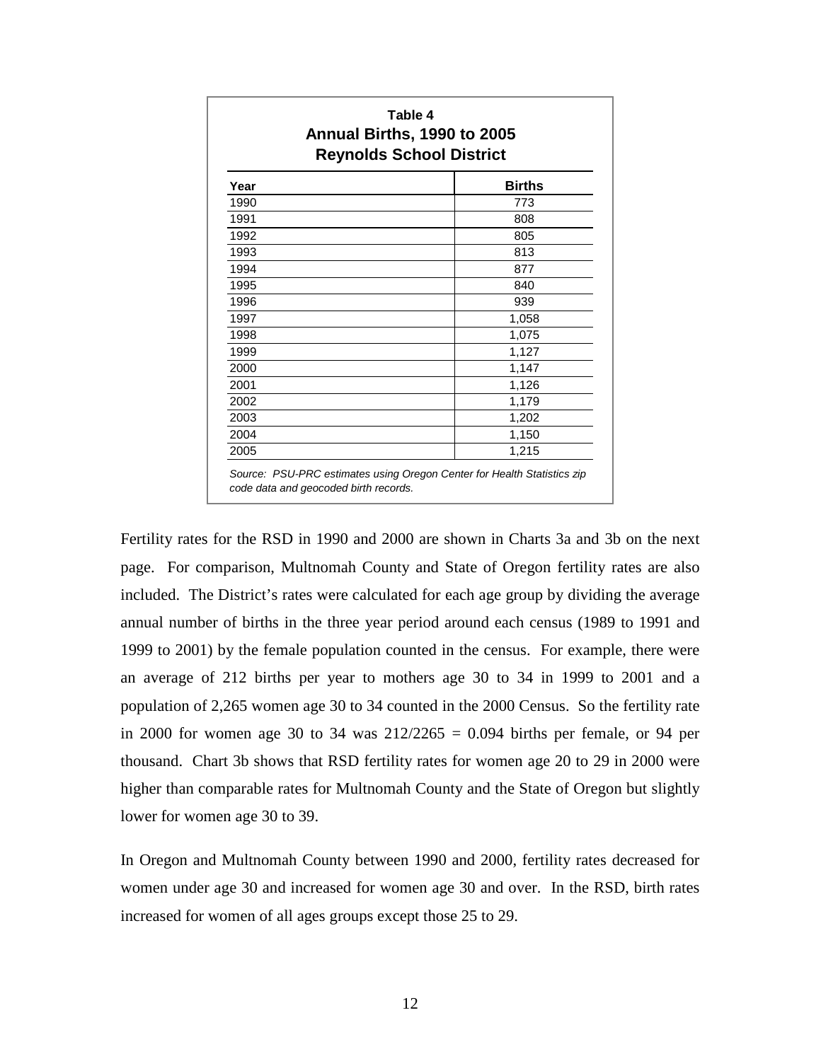**Table 4**
**Annual Births, 1990 to 2005**
**Reynolds School District**

| Year | Births |
|---|---|
| 1990 | 773 |
| 1991 | 808 |
| 1992 | 805 |
| 1993 | 813 |
| 1994 | 877 |
| 1995 | 840 |
| 1996 | 939 |
| 1997 | 1,058 |
| 1998 | 1,075 |
| 1999 | 1,127 |
| 2000 | 1,147 |
| 2001 | 1,126 |
| 2002 | 1,179 |
| 2003 | 1,202 |
| 2004 | 1,150 |
| 2005 | 1,215 |

*Source: PSU-PRC estimates using Oregon Center for Health Statistics zip code data and geocoded birth records.*

Fertility rates for the RSD in 1990 and 2000 are shown in Charts 3a and 3b on the next page. For comparison, Multnomah County and State of Oregon fertility rates are also included. The District's rates were calculated for each age group by dividing the average annual number of births in the three year period around each census (1989 to 1991 and 1999 to 2001) by the female population counted in the census. For example, there were an average of 212 births per year to mothers age 30 to 34 in 1999 to 2001 and a population of 2,265 women age 30 to 34 counted in the 2000 Census. So the fertility rate in 2000 for women age 30 to 34 was 212/2265 = 0.094 births per female, or 94 per thousand. Chart 3b shows that RSD fertility rates for women age 20 to 29 in 2000 were higher than comparable rates for Multnomah County and the State of Oregon but slightly lower for women age 30 to 39.

In Oregon and Multnomah County between 1990 and 2000, fertility rates decreased for women under age 30 and increased for women age 30 and over. In the RSD, birth rates increased for women of all ages groups except those 25 to 29.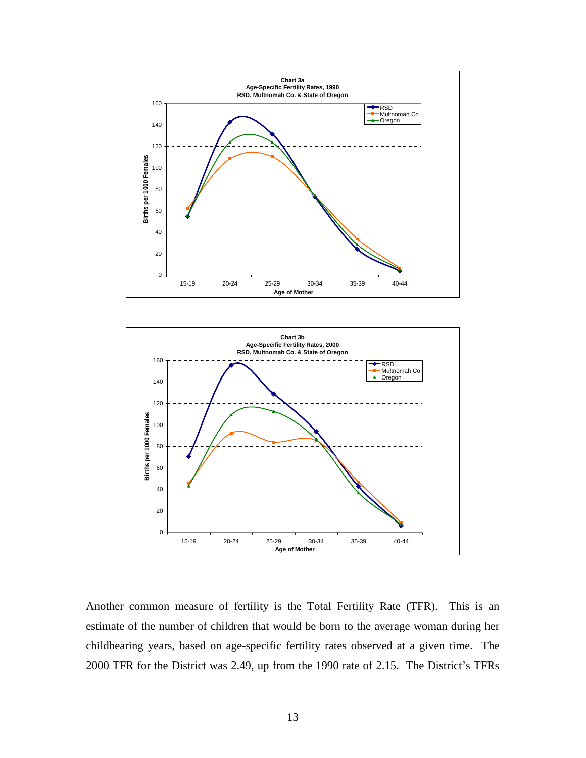**Chart 3a**
**Age-Specific Fertility Rates, 1990**
**RSD, Multnomah Co. & State of Oregon**

**Chart 3b**
**Age-Specific Fertility Rates, 2000**
**RSD, Multnomah Co. & State of Oregon**

Another common measure of fertility is the Total Fertility Rate (TFR). This is an estimate of the number of children that would be born to the average woman during her childbearing years, based on age-specific fertility rates observed at a given time. The 2000 TFR for the District was 2.49, up from the 1990 rate of 2.15. The District's TFRs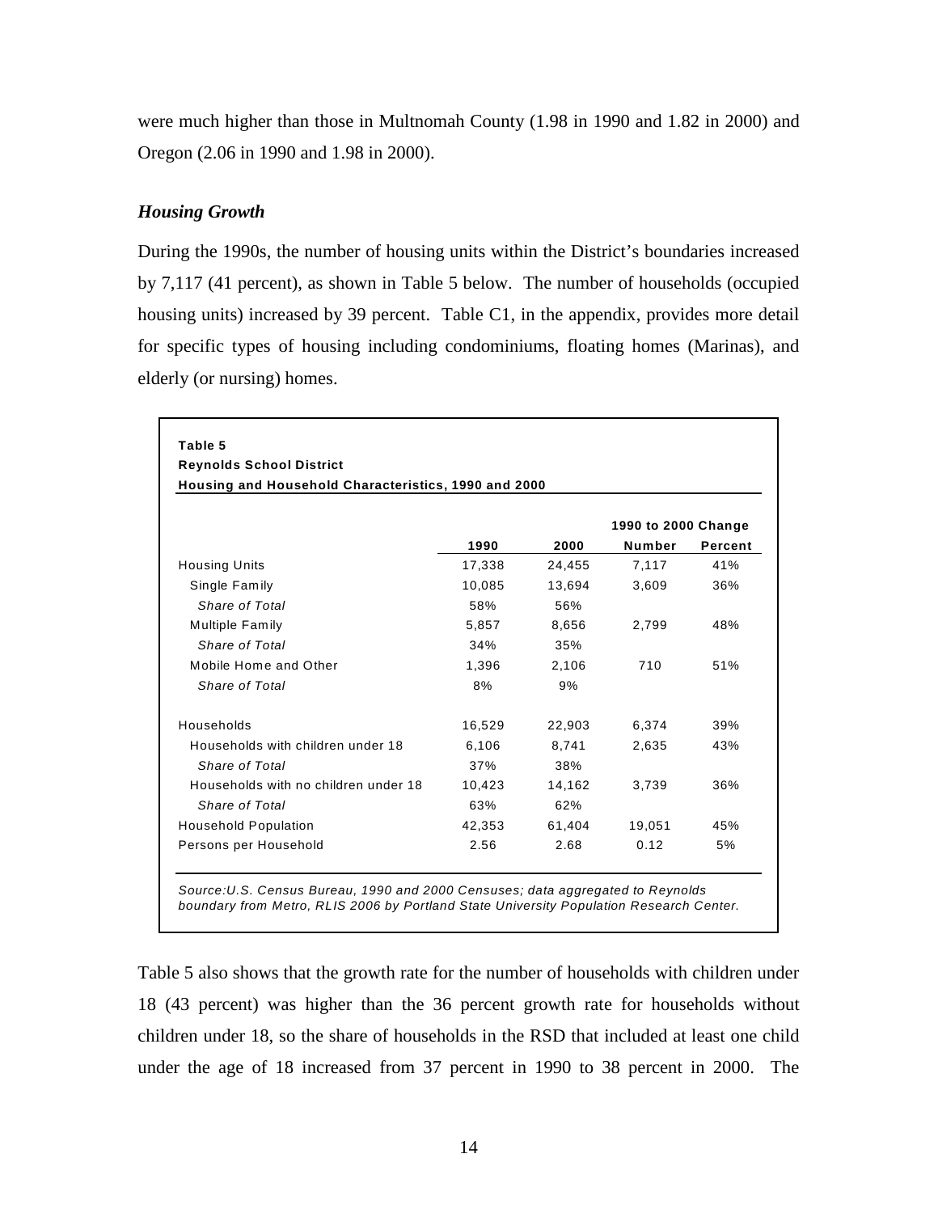were much higher than those in Multnomah County (1.98 in 1990 and 1.82 in 2000) and Oregon (2.06 in 1990 and 1.98 in 2000).

### *Housing Growth*

During the 1990s, the number of housing units within the District's boundaries increased by 7,117 (41 percent), as shown in Table 5 below. The number of households (occupied housing units) increased by 39 percent. Table C1, in the appendix, provides more detail for specific types of housing including condominiums, floating homes (Marinas), and elderly (or nursing) homes.

**Table 5**
**Reynolds School District**
**Housing and Household Characteristics, 1990 and 2000**

| | 1990 | 2000 | 1990 to 2000 Change | |
|---|---|---|---|---|
| | | | Number | Percent |
| Housing Units | 17,338 | 24,455 | 7,117 | 41% |
| Single Family | 10,085 | 13,694 | 3,609 | 36% |
| *Share of Total* | 58% | 56% | | |
| Multiple Family | 5,857 | 8,656 | 2,799 | 48% |
| *Share of Total* | 34% | 35% | | |
| Mobile Home and Other | 1,396 | 2,106 | 710 | 51% |
| *Share of Total* | 8% | 9% | | |
| Households | 16,529 | 22,903 | 6,374 | 39% |
| Households with children under 18 | 6,106 | 8,741 | 2,635 | 43% |
| *Share of Total* | 37% | 38% | | |
| Households with no children under 18 | 10,423 | 14,162 | 3,739 | 36% |
| *Share of Total* | 63% | 62% | | |
| Household Population | 42,353 | 61,404 | 19,051 | 45% |
| Persons per Household | 2.56 | 2.68 | 0.12 | 5% |

*Source:U.S. Census Bureau, 1990 and 2000 Censuses; data aggregated to Reynolds boundary from Metro, RLIS 2006 by Portland State University Population Research Center.*

Table 5 also shows that the growth rate for the number of households with children under 18 (43 percent) was higher than the 36 percent growth rate for households without children under 18, so the share of households in the RSD that included at least one child under the age of 18 increased from 37 percent in 1990 to 38 percent in 2000. The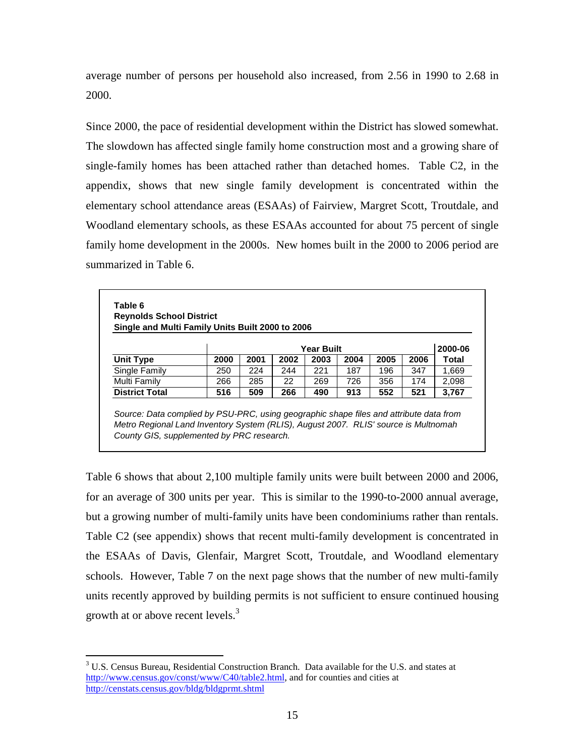average number of persons per household also increased, from 2.56 in 1990 to 2.68 in 2000.

Since 2000, the pace of residential development within the District has slowed somewhat. The slowdown has affected single family home construction most and a growing share of single-family homes has been attached rather than detached homes. Table C2, in the appendix, shows that new single family development is concentrated within the elementary school attendance areas (ESAAs) of Fairview, Margret Scott, Troutdale, and Woodland elementary schools, as these ESAAs accounted for about 75 percent of single family home development in the 2000s. New homes built in the 2000 to 2006 period are summarized in Table 6.

**Table 6**
**Reynolds School District**
**Single and Multi Family Units Built 2000 to 2006**

| | Year Built | | | | | | | 2000-06 |
|---|---|---|---|---|---|---|---|---|
| **Unit Type** | **2000** | **2001** | **2002** | **2003** | **2004** | **2005** | **2006** | **Total** |
| Single Family | 250 | 224 | 244 | 221 | 187 | 196 | 347 | 1,669 |
| Multi Family | 266 | 285 | 22 | 269 | 726 | 356 | 174 | 2,098 |
| **District Total** | **516** | **509** | **266** | **490** | **913** | **552** | **521** | **3,767** |

*Source: Data complied by PSU-PRC, using geographic shape files and attribute data from Metro Regional Land Inventory System (RLIS), August 2007. RLIS' source is Multnomah County GIS, supplemented by PRC research.*

Table 6 shows that about 2,100 multiple family units were built between 2000 and 2006, for an average of 300 units per year. This is similar to the 1990-to-2000 annual average, but a growing number of multi-family units have been condominiums rather than rentals. Table C2 (see appendix) shows that recent multi-family development is concentrated in the ESAAs of Davis, Glenfair, Margret Scott, Troutdale, and Woodland elementary schools. However, Table 7 on the next page shows that the number of new multi-family units recently approved by building permits is not sufficient to ensure continued housing growth at or above recent levels.[3]

[3] U.S. Census Bureau, Residential Construction Branch. Data available for the U.S. and states at http://www.census.gov/const/www/C40/table2.html, and for counties and cities at http://censtats.census.gov/bldg/bldgprmt.shtml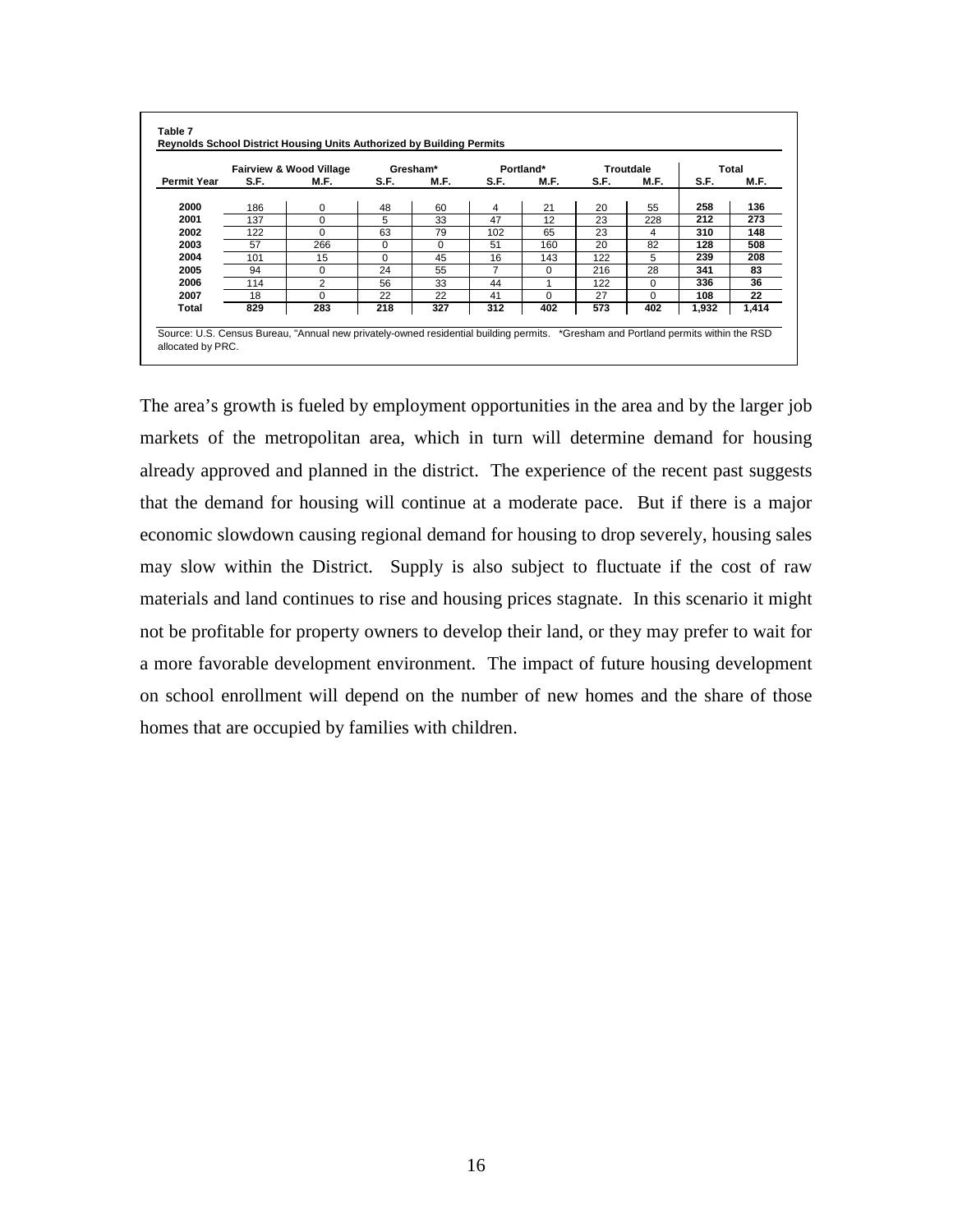**Table 7**
**Reynolds School District Housing Units Authorized by Building Permits**

| | Fairview & Wood Village | | Gresham* | | Portland* | | Troutdale | | Total | |
|---|---|---|---|---|---|---|---|---|---|---|
| **Permit Year** | **S.F.** | **M.F.** | **S.F.** | **M.F.** | **S.F.** | **M.F.** | **S.F.** | **M.F.** | **S.F.** | **M.F.** |
| **2000** | 186 | 0 | 48 | 60 | 4 | 21 | 20 | 55 | **258** | **136** |
| **2001** | 137 | 0 | 5 | 33 | 47 | 12 | 23 | 228 | **212** | **273** |
| **2002** | 122 | 0 | 63 | 79 | 102 | 65 | 23 | 4 | **310** | **148** |
| **2003** | 57 | 266 | 0 | 0 | 51 | 160 | 20 | 82 | **128** | **508** |
| **2004** | 101 | 15 | 0 | 45 | 16 | 143 | 122 | 5 | **239** | **208** |
| **2005** | 94 | 0 | 24 | 55 | 7 | 0 | 216 | 28 | **341** | **83** |
| **2006** | 114 | 2 | 56 | 33 | 44 | 1 | 122 | 0 | **336** | **36** |
| **2007** | 18 | 0 | 22 | 22 | 41 | 0 | 27 | 0 | **108** | **22** |
| **Total** | **829** | **283** | **218** | **327** | **312** | **402** | **573** | **402** | **1,932** | **1,414** |

Source: U.S. Census Bureau, "Annual new privately-owned residential building permits. *Gresham and Portland permits within the RSD allocated by PRC.

The area's growth is fueled by employment opportunities in the area and by the larger job markets of the metropolitan area, which in turn will determine demand for housing already approved and planned in the district. The experience of the recent past suggests that the demand for housing will continue at a moderate pace. But if there is a major economic slowdown causing regional demand for housing to drop severely, housing sales may slow within the District. Supply is also subject to fluctuate if the cost of raw materials and land continues to rise and housing prices stagnate. In this scenario it might not be profitable for property owners to develop their land, or they may prefer to wait for a more favorable development environment. The impact of future housing development on school enrollment will depend on the number of new homes and the share of those homes that are occupied by families with children.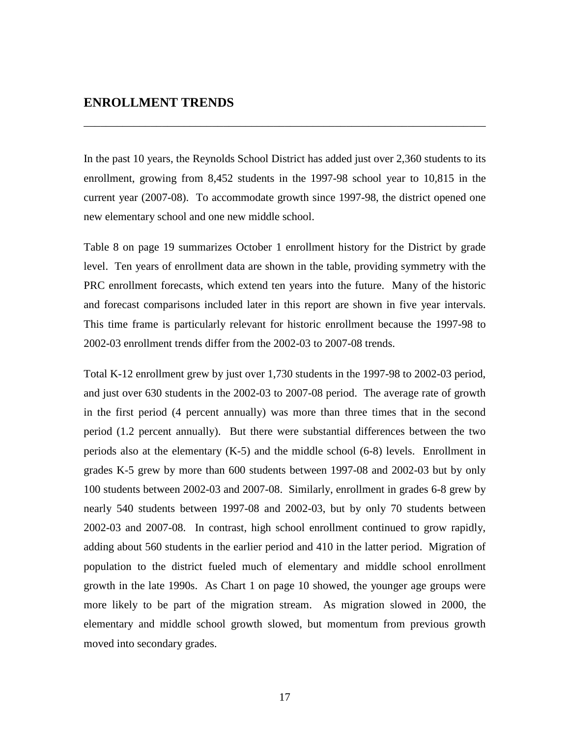## ENROLLMENT TRENDS

In the past 10 years, the Reynolds School District has added just over 2,360 students to its enrollment, growing from 8,452 students in the 1997-98 school year to 10,815 in the current year (2007-08). To accommodate growth since 1997-98, the district opened one new elementary school and one new middle school.

Table 8 on page 19 summarizes October 1 enrollment history for the District by grade level. Ten years of enrollment data are shown in the table, providing symmetry with the PRC enrollment forecasts, which extend ten years into the future. Many of the historic and forecast comparisons included later in this report are shown in five year intervals. This time frame is particularly relevant for historic enrollment because the 1997-98 to 2002-03 enrollment trends differ from the 2002-03 to 2007-08 trends.

Total K-12 enrollment grew by just over 1,730 students in the 1997-98 to 2002-03 period, and just over 630 students in the 2002-03 to 2007-08 period. The average rate of growth in the first period (4 percent annually) was more than three times that in the second period (1.2 percent annually). But there were substantial differences between the two periods also at the elementary (K-5) and the middle school (6-8) levels. Enrollment in grades K-5 grew by more than 600 students between 1997-08 and 2002-03 but by only 100 students between 2002-03 and 2007-08. Similarly, enrollment in grades 6-8 grew by nearly 540 students between 1997-08 and 2002-03, but by only 70 students between 2002-03 and 2007-08. In contrast, high school enrollment continued to grow rapidly, adding about 560 students in the earlier period and 410 in the latter period. Migration of population to the district fueled much of elementary and middle school enrollment growth in the late 1990s. As Chart 1 on page 10 showed, the younger age groups were more likely to be part of the migration stream. As migration slowed in 2000, the elementary and middle school growth slowed, but momentum from previous growth moved into secondary grades.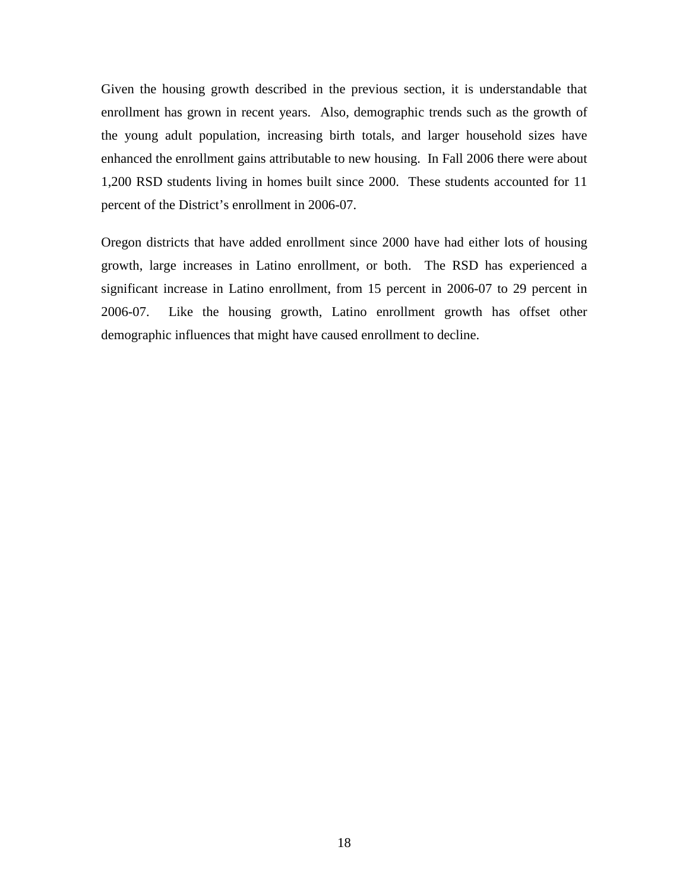Given the housing growth described in the previous section, it is understandable that enrollment has grown in recent years. Also, demographic trends such as the growth of the young adult population, increasing birth totals, and larger household sizes have enhanced the enrollment gains attributable to new housing. In Fall 2006 there were about 1,200 RSD students living in homes built since 2000. These students accounted for 11 percent of the District's enrollment in 2006-07.

Oregon districts that have added enrollment since 2000 have had either lots of housing growth, large increases in Latino enrollment, or both. The RSD has experienced a significant increase in Latino enrollment, from 15 percent in 2006-07 to 29 percent in 2006-07. Like the housing growth, Latino enrollment growth has offset other demographic influences that might have caused enrollment to decline.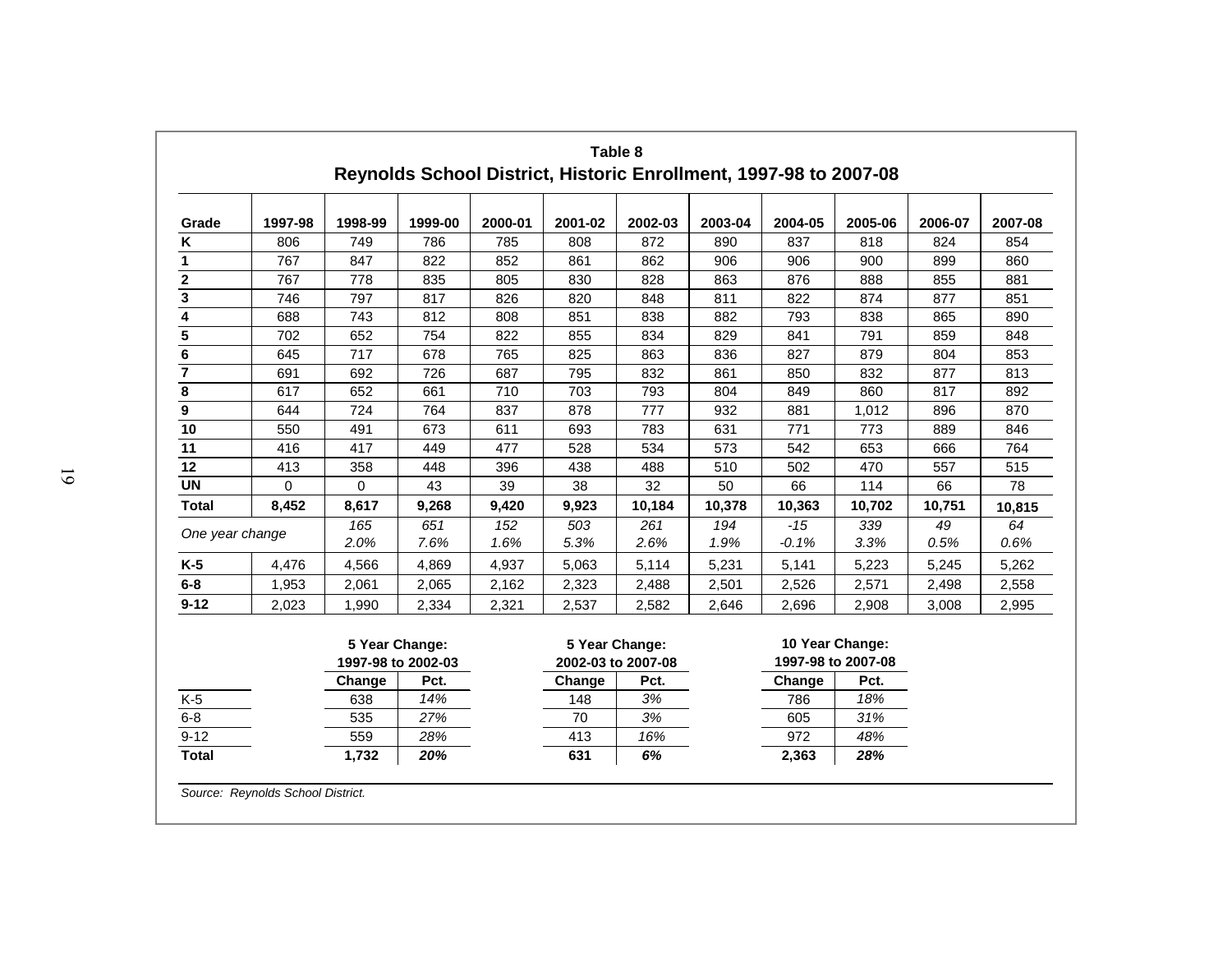**Table 8**

**Reynolds School District, Historic Enrollment, 1997-98 to 2007-08**

| Grade | 1997-98 | 1998-99 | 1999-00 | 2000-01 | 2001-02 | 2002-03 | 2003-04 | 2004-05 | 2005-06 | 2006-07 | 2007-08 |
|---|---|---|---|---|---|---|---|---|---|---|---|
| K | 806 | 749 | 786 | 785 | 808 | 872 | 890 | 837 | 818 | 824 | 854 |
| 1 | 767 | 847 | 822 | 852 | 861 | 862 | 906 | 906 | 900 | 899 | 860 |
| 2 | 767 | 778 | 835 | 805 | 830 | 828 | 863 | 876 | 888 | 855 | 881 |
| 3 | 746 | 797 | 817 | 826 | 820 | 848 | 811 | 822 | 874 | 877 | 851 |
| 4 | 688 | 743 | 812 | 808 | 851 | 838 | 882 | 793 | 838 | 865 | 890 |
| 5 | 702 | 652 | 754 | 822 | 855 | 834 | 829 | 841 | 791 | 859 | 848 |
| 6 | 645 | 717 | 678 | 765 | 825 | 863 | 836 | 827 | 879 | 804 | 853 |
| 7 | 691 | 692 | 726 | 687 | 795 | 832 | 861 | 850 | 832 | 877 | 813 |
| 8 | 617 | 652 | 661 | 710 | 703 | 793 | 804 | 849 | 860 | 817 | 892 |
| 9 | 644 | 724 | 764 | 837 | 878 | 777 | 932 | 881 | 1,012 | 896 | 870 |
| 10 | 550 | 491 | 673 | 611 | 693 | 783 | 631 | 771 | 773 | 889 | 846 |
| 11 | 416 | 417 | 449 | 477 | 528 | 534 | 573 | 542 | 653 | 666 | 764 |
| 12 | 413 | 358 | 448 | 396 | 438 | 488 | 510 | 502 | 470 | 557 | 515 |
| UN | 0 | 0 | 43 | 39 | 38 | 32 | 50 | 66 | 114 | 66 | 78 |
| **Total** | **8,452** | **8,617** | **9,268** | **9,420** | **9,923** | **10,184** | **10,378** | **10,363** | **10,702** | **10,751** | **10,815** |
| *One year change* | | *165* | *651* | *152* | *503* | *261* | *194* | *-15* | *339* | *49* | *64* |
| | | *2.0%* | *7.6%* | *1.6%* | *5.3%* | *2.6%* | *1.9%* | *-0.1%* | *3.3%* | *0.5%* | *0.6%* |
| **K-5** | 4,476 | 4,566 | 4,869 | 4,937 | 5,063 | 5,114 | 5,231 | 5,141 | 5,223 | 5,245 | 5,262 |
| **6-8** | 1,953 | 2,061 | 2,065 | 2,162 | 2,323 | 2,488 | 2,501 | 2,526 | 2,571 | 2,498 | 2,558 |
| **9-12** | 2,023 | 1,990 | 2,334 | 2,321 | 2,537 | 2,582 | 2,646 | 2,696 | 2,908 | 3,008 | 2,995 |

| | 5 Year Change: 1997-98 to 2002-03 | | 5 Year Change: 2002-03 to 2007-08 | | 10 Year Change: 1997-98 to 2007-08 | |
|---|---|---|---|---|---|---|
| | **Change** | **Pct.** | **Change** | **Pct.** | **Change** | **Pct.** |
| K-5 | 638 | *14%* | 148 | *3%* | 786 | *18%* |
| 6-8 | 535 | *27%* | 70 | *3%* | 605 | *31%* |
| 9-12 | 559 | *28%* | 413 | *16%* | 972 | *48%* |
| **Total** | **1,732** | ***20%*** | **631** | ***6%*** | **2,363** | ***28%*** |

*Source: Reynolds School District.*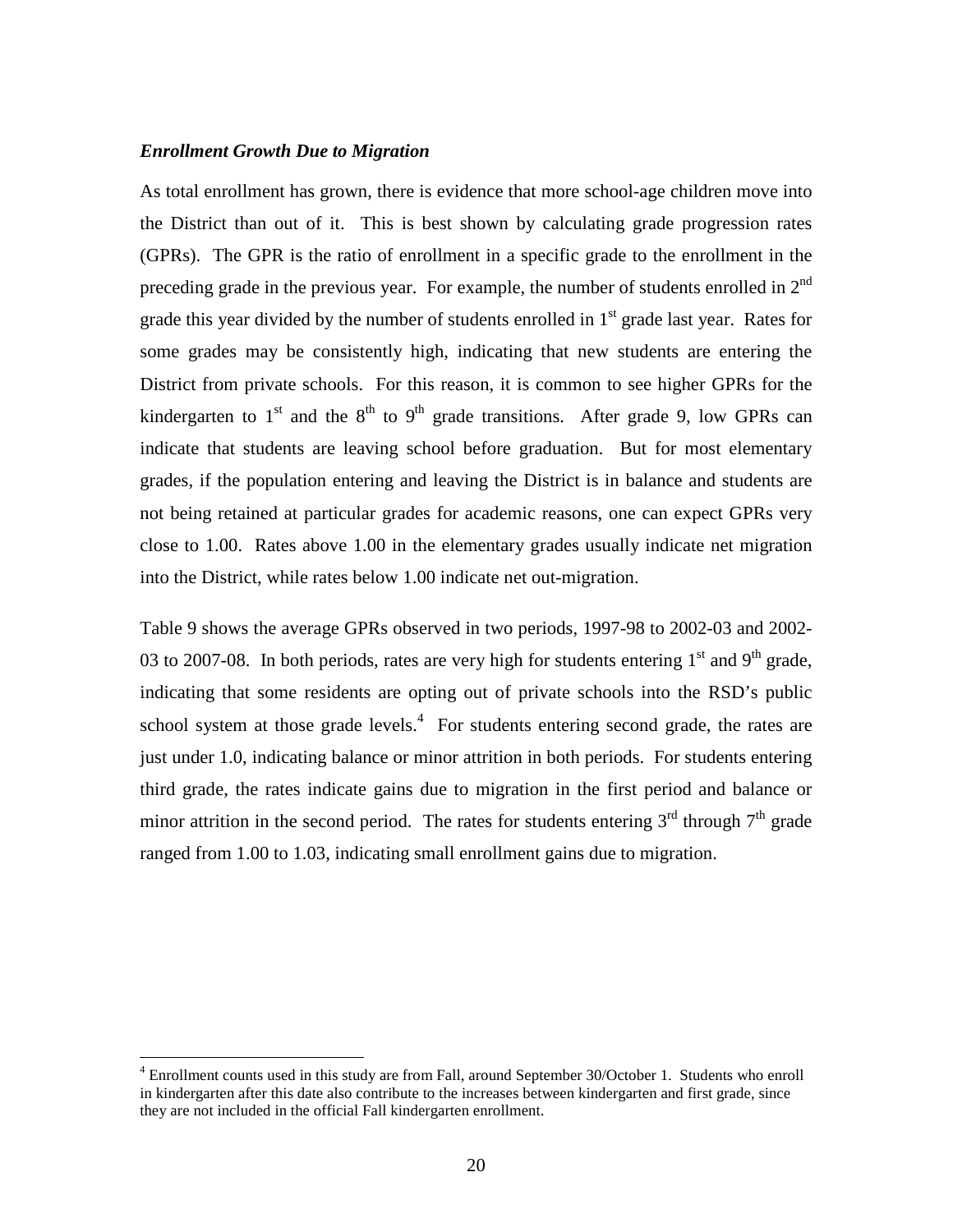### *Enrollment Growth Due to Migration*

As total enrollment has grown, there is evidence that more school-age children move into the District than out of it. This is best shown by calculating grade progression rates (GPRs). The GPR is the ratio of enrollment in a specific grade to the enrollment in the preceding grade in the previous year. For example, the number of students enrolled in 2nd grade this year divided by the number of students enrolled in 1st grade last year. Rates for some grades may be consistently high, indicating that new students are entering the District from private schools. For this reason, it is common to see higher GPRs for the kindergarten to 1st and the 8th to 9th grade transitions. After grade 9, low GPRs can indicate that students are leaving school before graduation. But for most elementary grades, if the population entering and leaving the District is in balance and students are not being retained at particular grades for academic reasons, one can expect GPRs very close to 1.00. Rates above 1.00 in the elementary grades usually indicate net migration into the District, while rates below 1.00 indicate net out-migration.

Table 9 shows the average GPRs observed in two periods, 1997-98 to 2002-03 and 2002-03 to 2007-08. In both periods, rates are very high for students entering 1st and 9th grade, indicating that some residents are opting out of private schools into the RSD's public school system at those grade levels.[4] For students entering second grade, the rates are just under 1.0, indicating balance or minor attrition in both periods. For students entering third grade, the rates indicate gains due to migration in the first period and balance or minor attrition in the second period. The rates for students entering 3rd through 7th grade ranged from 1.00 to 1.03, indicating small enrollment gains due to migration.

[4] Enrollment counts used in this study are from Fall, around September 30/October 1. Students who enroll in kindergarten after this date also contribute to the increases between kindergarten and first grade, since they are not included in the official Fall kindergarten enrollment.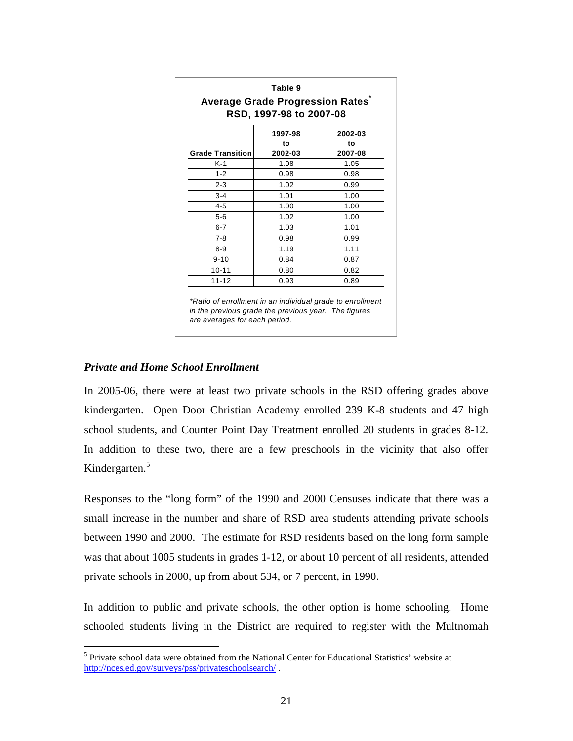**Table 9**
**Average Grade Progression Rates***
**RSD, 1997-98 to 2007-08**

| Grade Transition | 1997-98 to 2002-03 | 2002-03 to 2007-08 |
|---|---|---|
| K-1 | 1.08 | 1.05 |
| 1-2 | 0.98 | 0.98 |
| 2-3 | 1.02 | 0.99 |
| 3-4 | 1.01 | 1.00 |
| 4-5 | 1.00 | 1.00 |
| 5-6 | 1.02 | 1.00 |
| 6-7 | 1.03 | 1.01 |
| 7-8 | 0.98 | 0.99 |
| 8-9 | 1.19 | 1.11 |
| 9-10 | 0.84 | 0.87 |
| 10-11 | 0.80 | 0.82 |
| 11-12 | 0.93 | 0.89 |

*\*Ratio of enrollment in an individual grade to enrollment in the previous grade the previous year. The figures are averages for each period.*

### *Private and Home School Enrollment*

In 2005-06, there were at least two private schools in the RSD offering grades above kindergarten. Open Door Christian Academy enrolled 239 K-8 students and 47 high school students, and Counter Point Day Treatment enrolled 20 students in grades 8-12. In addition to these two, there are a few preschools in the vicinity that also offer Kindergarten.[5]

Responses to the "long form" of the 1990 and 2000 Censuses indicate that there was a small increase in the number and share of RSD area students attending private schools between 1990 and 2000. The estimate for RSD residents based on the long form sample was that about 1005 students in grades 1-12, or about 10 percent of all residents, attended private schools in 2000, up from about 534, or 7 percent, in 1990.

In addition to public and private schools, the other option is home schooling. Home schooled students living in the District are required to register with the Multnomah

[5] Private school data were obtained from the National Center for Educational Statistics' website at http://nces.ed.gov/surveys/pss/privateschoolsearch/ .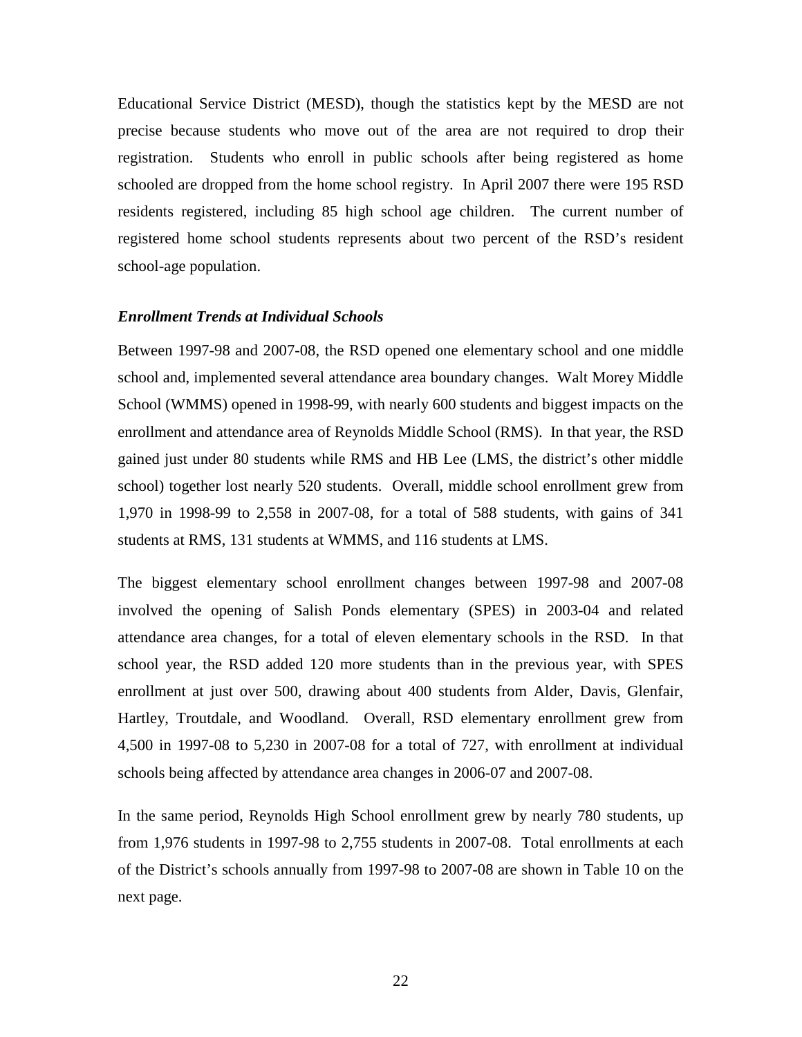Educational Service District (MESD), though the statistics kept by the MESD are not precise because students who move out of the area are not required to drop their registration. Students who enroll in public schools after being registered as home schooled are dropped from the home school registry. In April 2007 there were 195 RSD residents registered, including 85 high school age children. The current number of registered home school students represents about two percent of the RSD's resident school-age population.

### *Enrollment Trends at Individual Schools*

Between 1997-98 and 2007-08, the RSD opened one elementary school and one middle school and, implemented several attendance area boundary changes. Walt Morey Middle School (WMMS) opened in 1998-99, with nearly 600 students and biggest impacts on the enrollment and attendance area of Reynolds Middle School (RMS). In that year, the RSD gained just under 80 students while RMS and HB Lee (LMS, the district's other middle school) together lost nearly 520 students. Overall, middle school enrollment grew from 1,970 in 1998-99 to 2,558 in 2007-08, for a total of 588 students, with gains of 341 students at RMS, 131 students at WMMS, and 116 students at LMS.

The biggest elementary school enrollment changes between 1997-98 and 2007-08 involved the opening of Salish Ponds elementary (SPES) in 2003-04 and related attendance area changes, for a total of eleven elementary schools in the RSD. In that school year, the RSD added 120 more students than in the previous year, with SPES enrollment at just over 500, drawing about 400 students from Alder, Davis, Glenfair, Hartley, Troutdale, and Woodland. Overall, RSD elementary enrollment grew from 4,500 in 1997-08 to 5,230 in 2007-08 for a total of 727, with enrollment at individual schools being affected by attendance area changes in 2006-07 and 2007-08.

In the same period, Reynolds High School enrollment grew by nearly 780 students, up from 1,976 students in 1997-98 to 2,755 students in 2007-08. Total enrollments at each of the District's schools annually from 1997-98 to 2007-08 are shown in Table 10 on the next page.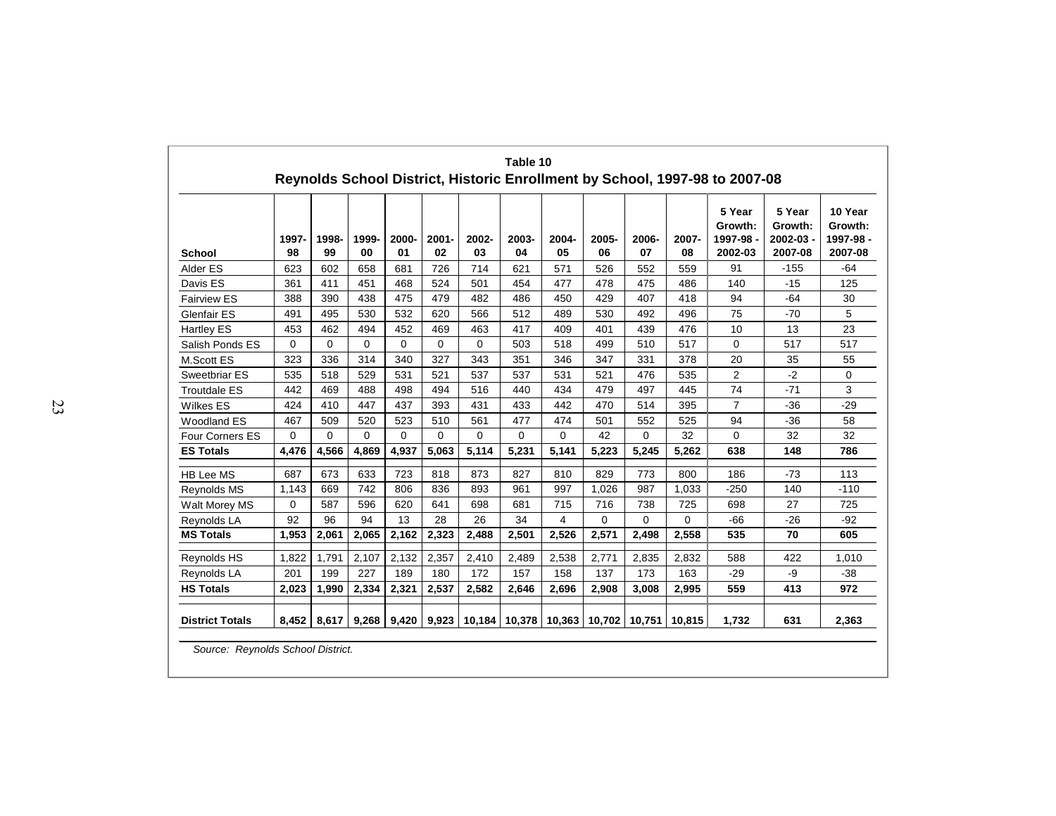**Table 10**

**Reynolds School District, Historic Enrollment by School, 1997-98 to 2007-08**

| School | 1997-98 | 1998-99 | 1999-00 | 2000-01 | 2001-02 | 2002-03 | 2003-04 | 2004-05 | 2005-06 | 2006-07 | 2007-08 | 5 Year Growth: 1997-98 - 2002-03 | 5 Year Growth: 2002-03 - 2007-08 | 10 Year Growth: 1997-98 - 2007-08 |
|---|---|---|---|---|---|---|---|---|---|---|---|---|---|---|
| Alder ES | 623 | 602 | 658 | 681 | 726 | 714 | 621 | 571 | 526 | 552 | 559 | 91 | -155 | -64 |
| Davis ES | 361 | 411 | 451 | 468 | 524 | 501 | 454 | 477 | 478 | 475 | 486 | 140 | -15 | 125 |
| Fairview ES | 388 | 390 | 438 | 475 | 479 | 482 | 486 | 450 | 429 | 407 | 418 | 94 | -64 | 30 |
| Glenfair ES | 491 | 495 | 530 | 532 | 620 | 566 | 512 | 489 | 530 | 492 | 496 | 75 | -70 | 5 |
| Hartley ES | 453 | 462 | 494 | 452 | 469 | 463 | 417 | 409 | 401 | 439 | 476 | 10 | 13 | 23 |
| Salish Ponds ES | 0 | 0 | 0 | 0 | 0 | 0 | 503 | 518 | 499 | 510 | 517 | 0 | 517 | 517 |
| M.Scott ES | 323 | 336 | 314 | 340 | 327 | 343 | 351 | 346 | 347 | 331 | 378 | 20 | 35 | 55 |
| Sweetbriar ES | 535 | 518 | 529 | 531 | 521 | 537 | 537 | 531 | 521 | 476 | 535 | 2 | -2 | 0 |
| Troutdale ES | 442 | 469 | 488 | 498 | 494 | 516 | 440 | 434 | 479 | 497 | 445 | 74 | -71 | 3 |
| Wilkes ES | 424 | 410 | 447 | 437 | 393 | 431 | 433 | 442 | 470 | 514 | 395 | 7 | -36 | -29 |
| Woodland ES | 467 | 509 | 520 | 523 | 510 | 561 | 477 | 474 | 501 | 552 | 525 | 94 | -36 | 58 |
| Four Corners ES | 0 | 0 | 0 | 0 | 0 | 0 | 0 | 0 | 42 | 0 | 32 | 0 | 32 | 32 |
| **ES Totals** | **4,476** | **4,566** | **4,869** | **4,937** | **5,063** | **5,114** | **5,231** | **5,141** | **5,223** | **5,245** | **5,262** | **638** | **148** | **786** |
| HB Lee MS | 687 | 673 | 633 | 723 | 818 | 873 | 827 | 810 | 829 | 773 | 800 | 186 | -73 | 113 |
| Reynolds MS | 1,143 | 669 | 742 | 806 | 836 | 893 | 961 | 997 | 1,026 | 987 | 1,033 | -250 | 140 | -110 |
| Walt Morey MS | 0 | 587 | 596 | 620 | 641 | 698 | 681 | 715 | 716 | 738 | 725 | 698 | 27 | 725 |
| Reynolds LA | 92 | 96 | 94 | 13 | 28 | 26 | 34 | 4 | 0 | 0 | 0 | -66 | -26 | -92 |
| **MS Totals** | **1,953** | **2,061** | **2,065** | **2,162** | **2,323** | **2,488** | **2,501** | **2,526** | **2,571** | **2,498** | **2,558** | **535** | **70** | **605** |
| Reynolds HS | 1,822 | 1,791 | 2,107 | 2,132 | 2,357 | 2,410 | 2,489 | 2,538 | 2,771 | 2,835 | 2,832 | 588 | 422 | 1,010 |
| Reynolds LA | 201 | 199 | 227 | 189 | 180 | 172 | 157 | 158 | 137 | 173 | 163 | -29 | -9 | -38 |
| **HS Totals** | **2,023** | **1,990** | **2,334** | **2,321** | **2,537** | **2,582** | **2,646** | **2,696** | **2,908** | **3,008** | **2,995** | **559** | **413** | **972** |
| **District Totals** | **8,452** | **8,617** | **9,268** | **9,420** | **9,923** | **10,184** | **10,378** | **10,363** | **10,702** | **10,751** | **10,815** | **1,732** | **631** | **2,363** |

*Source: Reynolds School District.*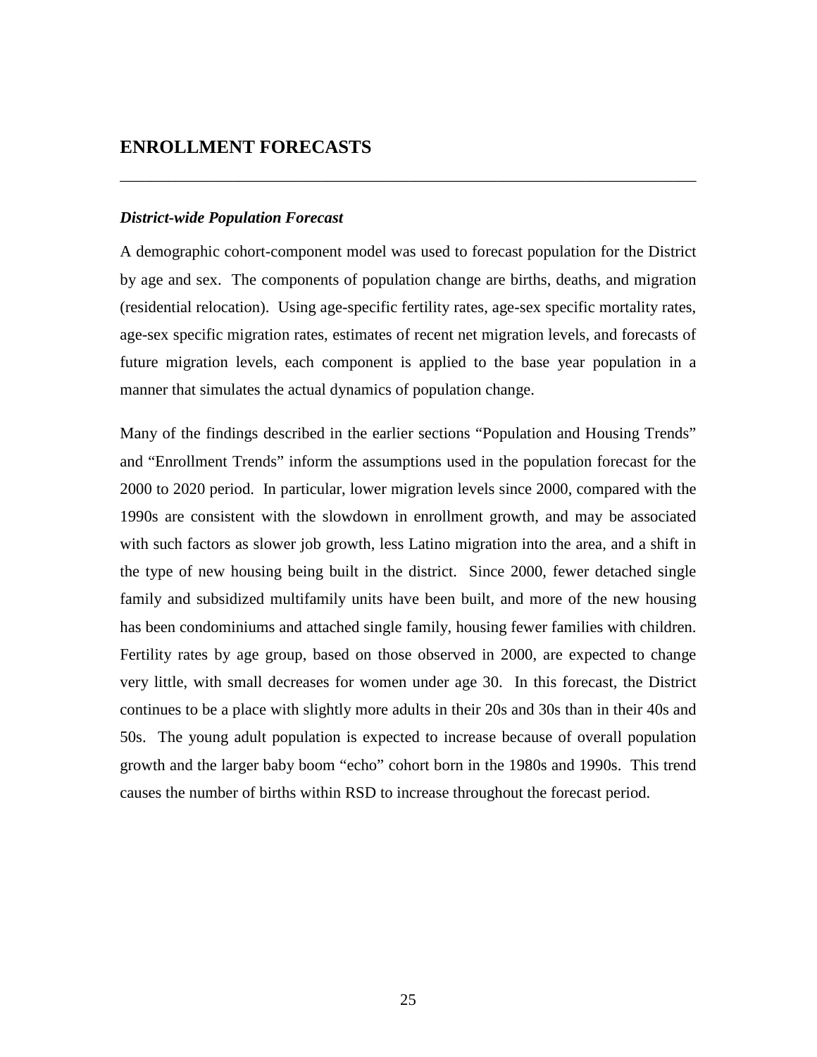## ENROLLMENT FORECASTS

### *District-wide Population Forecast*

A demographic cohort-component model was used to forecast population for the District by age and sex. The components of population change are births, deaths, and migration (residential relocation). Using age-specific fertility rates, age-sex specific mortality rates, age-sex specific migration rates, estimates of recent net migration levels, and forecasts of future migration levels, each component is applied to the base year population in a manner that simulates the actual dynamics of population change.

Many of the findings described in the earlier sections "Population and Housing Trends" and "Enrollment Trends" inform the assumptions used in the population forecast for the 2000 to 2020 period. In particular, lower migration levels since 2000, compared with the 1990s are consistent with the slowdown in enrollment growth, and may be associated with such factors as slower job growth, less Latino migration into the area, and a shift in the type of new housing being built in the district. Since 2000, fewer detached single family and subsidized multifamily units have been built, and more of the new housing has been condominiums and attached single family, housing fewer families with children. Fertility rates by age group, based on those observed in 2000, are expected to change very little, with small decreases for women under age 30. In this forecast, the District continues to be a place with slightly more adults in their 20s and 30s than in their 40s and 50s. The young adult population is expected to increase because of overall population growth and the larger baby boom "echo" cohort born in the 1980s and 1990s. This trend causes the number of births within RSD to increase throughout the forecast period.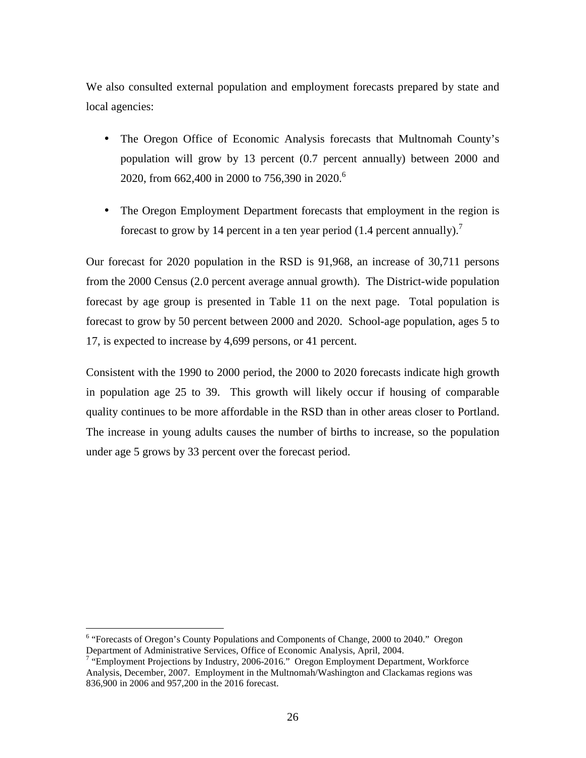We also consulted external population and employment forecasts prepared by state and local agencies:

- The Oregon Office of Economic Analysis forecasts that Multnomah County's population will grow by 13 percent (0.7 percent annually) between 2000 and 2020, from 662,400 in 2000 to 756,390 in 2020.[6]

- The Oregon Employment Department forecasts that employment in the region is forecast to grow by 14 percent in a ten year period (1.4 percent annually).[7]

Our forecast for 2020 population in the RSD is 91,968, an increase of 30,711 persons from the 2000 Census (2.0 percent average annual growth). The District-wide population forecast by age group is presented in Table 11 on the next page. Total population is forecast to grow by 50 percent between 2000 and 2020. School-age population, ages 5 to 17, is expected to increase by 4,699 persons, or 41 percent.

Consistent with the 1990 to 2000 period, the 2000 to 2020 forecasts indicate high growth in population age 25 to 39. This growth will likely occur if housing of comparable quality continues to be more affordable in the RSD than in other areas closer to Portland. The increase in young adults causes the number of births to increase, so the population under age 5 grows by 33 percent over the forecast period.

---

[6] "Forecasts of Oregon's County Populations and Components of Change, 2000 to 2040." Oregon Department of Administrative Services, Office of Economic Analysis, April, 2004.

[7] "Employment Projections by Industry, 2006-2016." Oregon Employment Department, Workforce Analysis, December, 2007. Employment in the Multnomah/Washington and Clackamas regions was 836,900 in 2006 and 957,200 in the 2016 forecast.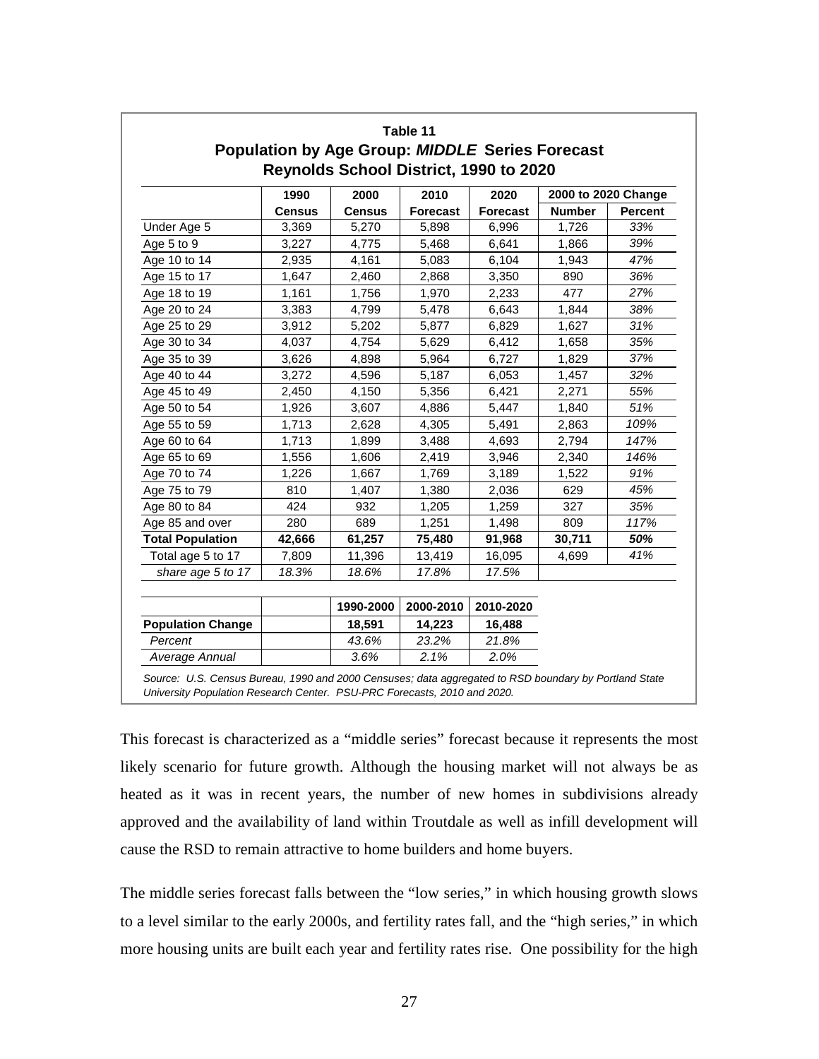**Table 11**
**Population by Age Group: *MIDDLE* Series Forecast**
**Reynolds School District, 1990 to 2020**

| | 1990 | 2000 | 2010 | 2020 | 2000 to 2020 Change | |
|---|---|---|---|---|---|---|
| | **Census** | **Census** | **Forecast** | **Forecast** | **Number** | **Percent** |
| Under Age 5 | 3,369 | 5,270 | 5,898 | 6,996 | 1,726 | *33%* |
| Age 5 to 9 | 3,227 | 4,775 | 5,468 | 6,641 | 1,866 | *39%* |
| Age 10 to 14 | 2,935 | 4,161 | 5,083 | 6,104 | 1,943 | *47%* |
| Age 15 to 17 | 1,647 | 2,460 | 2,868 | 3,350 | 890 | *36%* |
| Age 18 to 19 | 1,161 | 1,756 | 1,970 | 2,233 | 477 | *27%* |
| Age 20 to 24 | 3,383 | 4,799 | 5,478 | 6,643 | 1,844 | *38%* |
| Age 25 to 29 | 3,912 | 5,202 | 5,877 | 6,829 | 1,627 | *31%* |
| Age 30 to 34 | 4,037 | 4,754 | 5,629 | 6,412 | 1,658 | *35%* |
| Age 35 to 39 | 3,626 | 4,898 | 5,964 | 6,727 | 1,829 | *37%* |
| Age 40 to 44 | 3,272 | 4,596 | 5,187 | 6,053 | 1,457 | *32%* |
| Age 45 to 49 | 2,450 | 4,150 | 5,356 | 6,421 | 2,271 | *55%* |
| Age 50 to 54 | 1,926 | 3,607 | 4,886 | 5,447 | 1,840 | *51%* |
| Age 55 to 59 | 1,713 | 2,628 | 4,305 | 5,491 | 2,863 | *109%* |
| Age 60 to 64 | 1,713 | 1,899 | 3,488 | 4,693 | 2,794 | *147%* |
| Age 65 to 69 | 1,556 | 1,606 | 2,419 | 3,946 | 2,340 | *146%* |
| Age 70 to 74 | 1,226 | 1,667 | 1,769 | 3,189 | 1,522 | *91%* |
| Age 75 to 79 | 810 | 1,407 | 1,380 | 2,036 | 629 | *45%* |
| Age 80 to 84 | 424 | 932 | 1,205 | 1,259 | 327 | *35%* |
| Age 85 and over | 280 | 689 | 1,251 | 1,498 | 809 | *117%* |
| **Total Population** | **42,666** | **61,257** | **75,480** | **91,968** | **30,711** | ***50%*** |
| Total age 5 to 17 | 7,809 | 11,396 | 13,419 | 16,095 | 4,699 | *41%* |
| *share age 5 to 17* | *18.3%* | *18.6%* | *17.8%* | *17.5%* | | |

| | | 1990-2000 | 2000-2010 | 2010-2020 |
|---|---|---|---|---|
| **Population Change** | | **18,591** | **14,223** | **16,488** |
| *Percent* | | *43.6%* | *23.2%* | *21.8%* |
| *Average Annual* | | *3.6%* | *2.1%* | *2.0%* |

*Source: U.S. Census Bureau, 1990 and 2000 Censuses; data aggregated to RSD boundary by Portland State University Population Research Center. PSU-PRC Forecasts, 2010 and 2020.*

This forecast is characterized as a "middle series" forecast because it represents the most likely scenario for future growth. Although the housing market will not always be as heated as it was in recent years, the number of new homes in subdivisions already approved and the availability of land within Troutdale as well as infill development will cause the RSD to remain attractive to home builders and home buyers.

The middle series forecast falls between the "low series," in which housing growth slows to a level similar to the early 2000s, and fertility rates fall, and the "high series," in which more housing units are built each year and fertility rates rise. One possibility for the high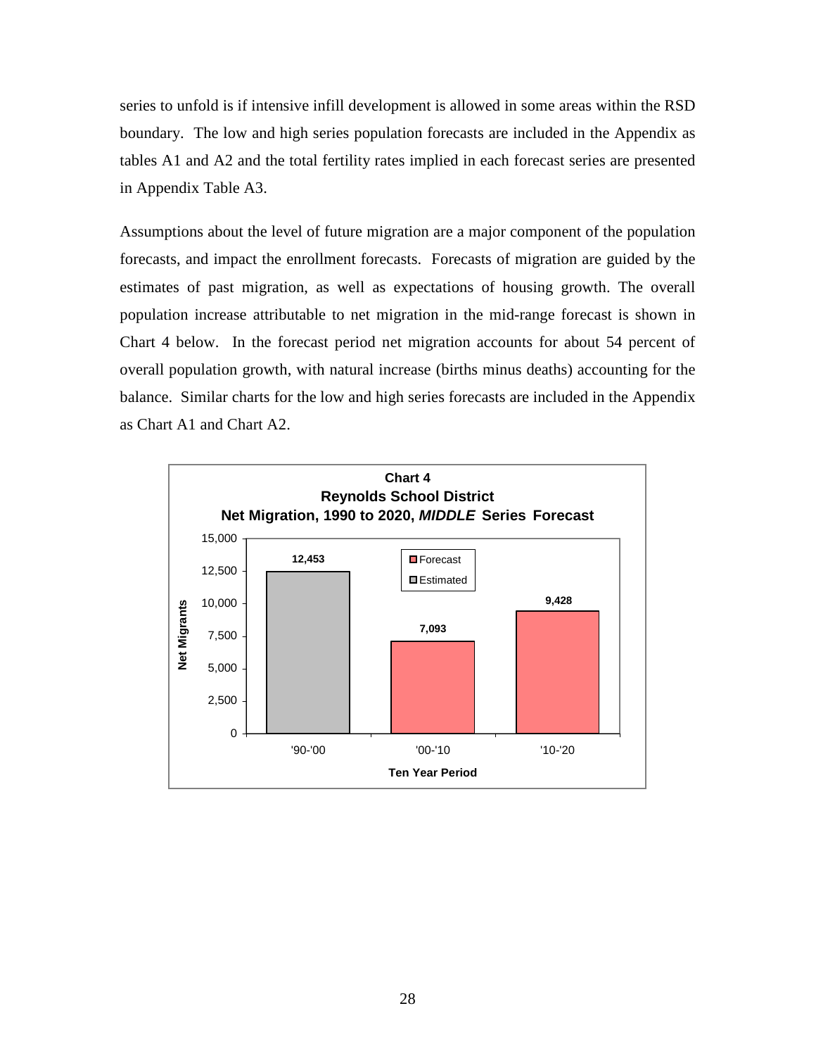series to unfold is if intensive infill development is allowed in some areas within the RSD boundary. The low and high series population forecasts are included in the Appendix as tables A1 and A2 and the total fertility rates implied in each forecast series are presented in Appendix Table A3.

Assumptions about the level of future migration are a major component of the population forecasts, and impact the enrollment forecasts. Forecasts of migration are guided by the estimates of past migration, as well as expectations of housing growth. The overall population increase attributable to net migration in the mid-range forecast is shown in Chart 4 below. In the forecast period net migration accounts for about 54 percent of overall population growth, with natural increase (births minus deaths) accounting for the balance. Similar charts for the low and high series forecasts are included in the Appendix as Chart A1 and Chart A2.

**Chart 4**
**Reynolds School District**
**Net Migration, 1990 to 2020, *MIDDLE* Series Forecast**

| Ten Year Period | Net Migrants | Type |
|---|---|---|
| '90-'00 | 12,453 | Estimated |
| '00-'10 | 7,093 | Forecast |
| '10-'20 | 9,428 | Forecast |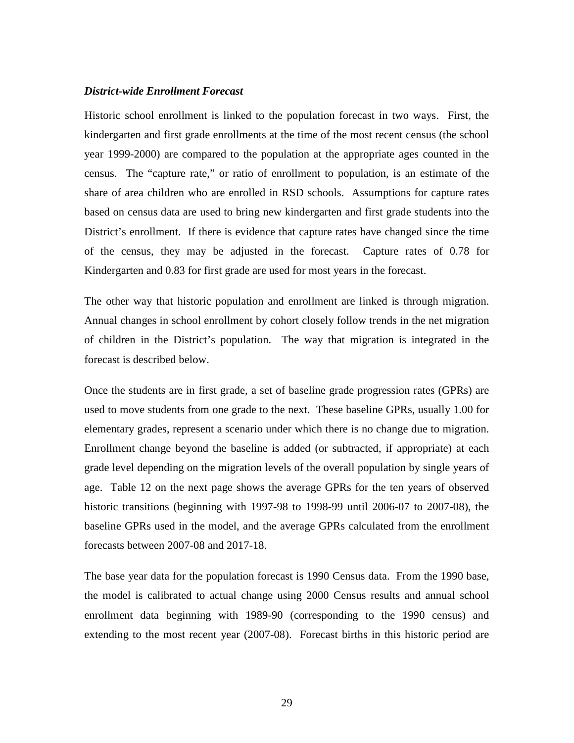***District-wide Enrollment Forecast***

Historic school enrollment is linked to the population forecast in two ways. First, the kindergarten and first grade enrollments at the time of the most recent census (the school year 1999-2000) are compared to the population at the appropriate ages counted in the census. The "capture rate," or ratio of enrollment to population, is an estimate of the share of area children who are enrolled in RSD schools. Assumptions for capture rates based on census data are used to bring new kindergarten and first grade students into the District's enrollment. If there is evidence that capture rates have changed since the time of the census, they may be adjusted in the forecast. Capture rates of 0.78 for Kindergarten and 0.83 for first grade are used for most years in the forecast.

The other way that historic population and enrollment are linked is through migration. Annual changes in school enrollment by cohort closely follow trends in the net migration of children in the District's population. The way that migration is integrated in the forecast is described below.

Once the students are in first grade, a set of baseline grade progression rates (GPRs) are used to move students from one grade to the next. These baseline GPRs, usually 1.00 for elementary grades, represent a scenario under which there is no change due to migration. Enrollment change beyond the baseline is added (or subtracted, if appropriate) at each grade level depending on the migration levels of the overall population by single years of age. Table 12 on the next page shows the average GPRs for the ten years of observed historic transitions (beginning with 1997-98 to 1998-99 until 2006-07 to 2007-08), the baseline GPRs used in the model, and the average GPRs calculated from the enrollment forecasts between 2007-08 and 2017-18.

The base year data for the population forecast is 1990 Census data. From the 1990 base, the model is calibrated to actual change using 2000 Census results and annual school enrollment data beginning with 1989-90 (corresponding to the 1990 census) and extending to the most recent year (2007-08). Forecast births in this historic period are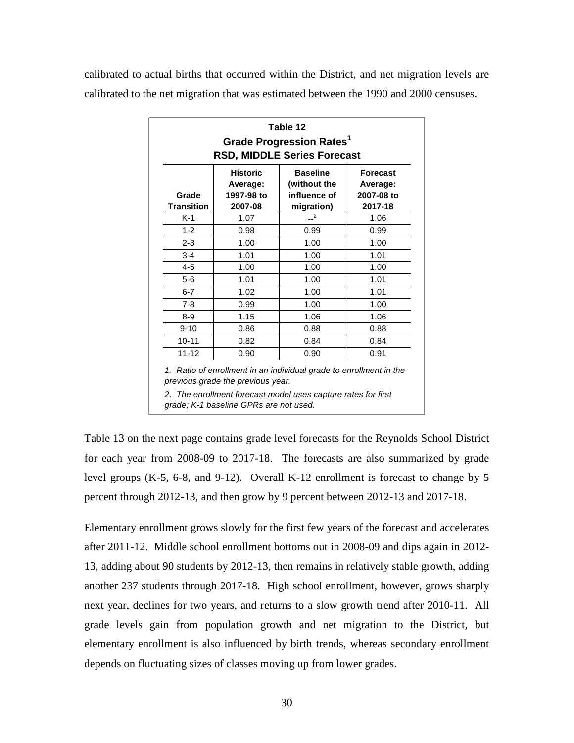calibrated to actual births that occurred within the District, and net migration levels are calibrated to the net migration that was estimated between the 1990 and 2000 censuses.

**Table 12**
**Grade Progression Rates[1]**
**RSD, MIDDLE Series Forecast**

| Grade Transition | Historic Average: 1997-98 to 2007-08 | Baseline (without the influence of migration) | Forecast Average: 2007-08 to 2017-18 |
|---|---|---|---|
| K-1 | 1.07 | --[2] | 1.06 |
| 1-2 | 0.98 | 0.99 | 0.99 |
| 2-3 | 1.00 | 1.00 | 1.00 |
| 3-4 | 1.01 | 1.00 | 1.01 |
| 4-5 | 1.00 | 1.00 | 1.00 |
| 5-6 | 1.01 | 1.00 | 1.01 |
| 6-7 | 1.02 | 1.00 | 1.01 |
| 7-8 | 0.99 | 1.00 | 1.00 |
| 8-9 | 1.15 | 1.06 | 1.06 |
| 9-10 | 0.86 | 0.88 | 0.88 |
| 10-11 | 0.82 | 0.84 | 0.84 |
| 11-12 | 0.90 | 0.90 | 0.91 |

*1. Ratio of enrollment in an individual grade to enrollment in the previous grade the previous year.*

*2. The enrollment forecast model uses capture rates for first grade; K-1 baseline GPRs are not used.*

Table 13 on the next page contains grade level forecasts for the Reynolds School District for each year from 2008-09 to 2017-18. The forecasts are also summarized by grade level groups (K-5, 6-8, and 9-12). Overall K-12 enrollment is forecast to change by 5 percent through 2012-13, and then grow by 9 percent between 2012-13 and 2017-18.

Elementary enrollment grows slowly for the first few years of the forecast and accelerates after 2011-12. Middle school enrollment bottoms out in 2008-09 and dips again in 2012-13, adding about 90 students by 2012-13, then remains in relatively stable growth, adding another 237 students through 2017-18. High school enrollment, however, grows sharply next year, declines for two years, and returns to a slow growth trend after 2010-11. All grade levels gain from population growth and net migration to the District, but elementary enrollment is also influenced by birth trends, whereas secondary enrollment depends on fluctuating sizes of classes moving up from lower grades.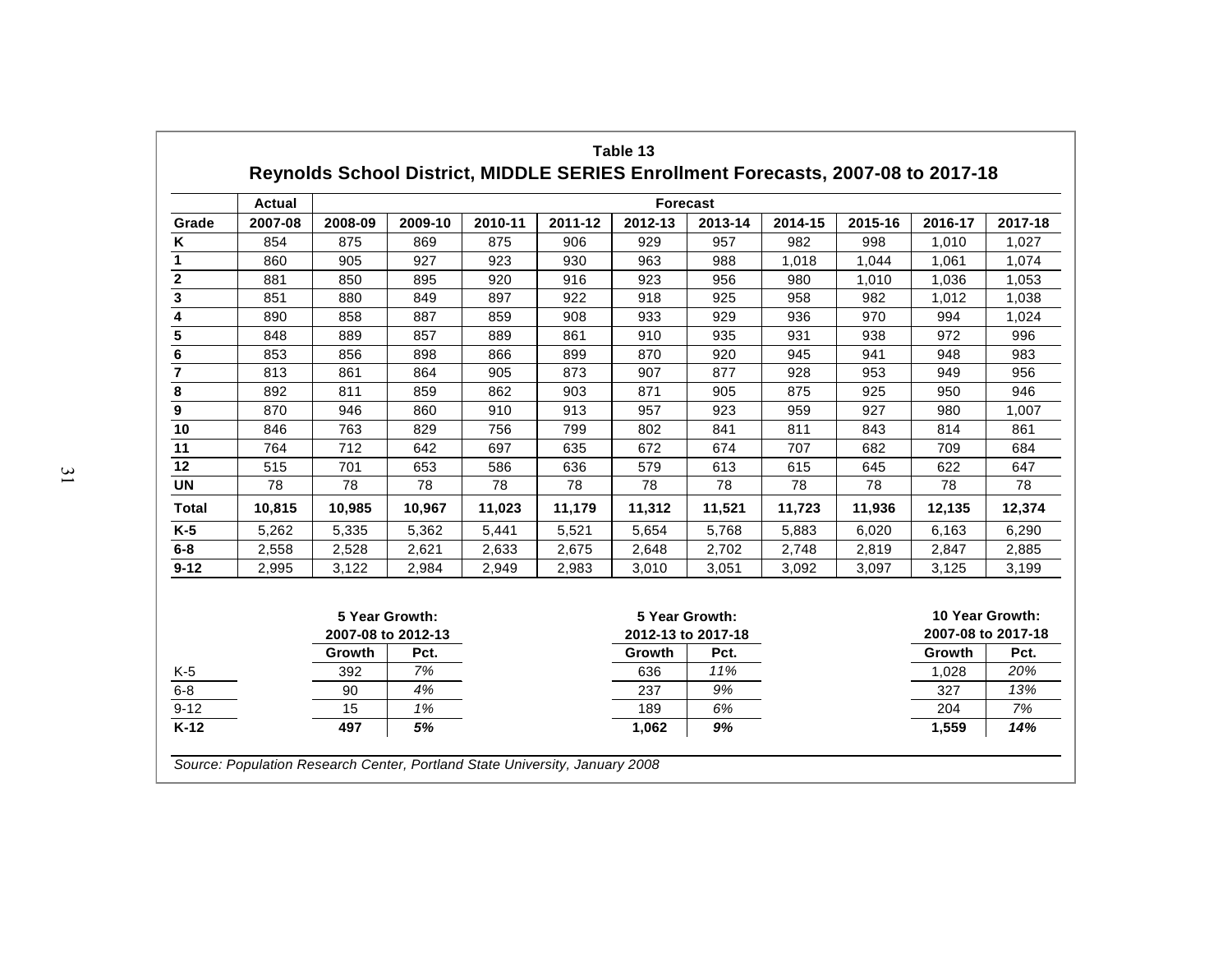## Table 13

### Reynolds School District, MIDDLE SERIES Enrollment Forecasts, 2007-08 to 2017-18

| | Actual | Forecast | | | | | | | | | |
|---|---|---|---|---|---|---|---|---|---|---|---|
| **Grade** | **2007-08** | **2008-09** | **2009-10** | **2010-11** | **2011-12** | **2012-13** | **2013-14** | **2014-15** | **2015-16** | **2016-17** | **2017-18** |
| **K** | 854 | 875 | 869 | 875 | 906 | 929 | 957 | 982 | 998 | 1,010 | 1,027 |
| **1** | 860 | 905 | 927 | 923 | 930 | 963 | 988 | 1,018 | 1,044 | 1,061 | 1,074 |
| **2** | 881 | 850 | 895 | 920 | 916 | 923 | 956 | 980 | 1,010 | 1,036 | 1,053 |
| **3** | 851 | 880 | 849 | 897 | 922 | 918 | 925 | 958 | 982 | 1,012 | 1,038 |
| **4** | 890 | 858 | 887 | 859 | 908 | 933 | 929 | 936 | 970 | 994 | 1,024 |
| **5** | 848 | 889 | 857 | 889 | 861 | 910 | 935 | 931 | 938 | 972 | 996 |
| **6** | 853 | 856 | 898 | 866 | 899 | 870 | 920 | 945 | 941 | 948 | 983 |
| **7** | 813 | 861 | 864 | 905 | 873 | 907 | 877 | 928 | 953 | 949 | 956 |
| **8** | 892 | 811 | 859 | 862 | 903 | 871 | 905 | 875 | 925 | 950 | 946 |
| **9** | 870 | 946 | 860 | 910 | 913 | 957 | 923 | 959 | 927 | 980 | 1,007 |
| **10** | 846 | 763 | 829 | 756 | 799 | 802 | 841 | 811 | 843 | 814 | 861 |
| **11** | 764 | 712 | 642 | 697 | 635 | 672 | 674 | 707 | 682 | 709 | 684 |
| **12** | 515 | 701 | 653 | 586 | 636 | 579 | 613 | 615 | 645 | 622 | 647 |
| **UN** | 78 | 78 | 78 | 78 | 78 | 78 | 78 | 78 | 78 | 78 | 78 |
| **Total** | **10,815** | **10,985** | **10,967** | **11,023** | **11,179** | **11,312** | **11,521** | **11,723** | **11,936** | **12,135** | **12,374** |
| **K-5** | 5,262 | 5,335 | 5,362 | 5,441 | 5,521 | 5,654 | 5,768 | 5,883 | 6,020 | 6,163 | 6,290 |
| **6-8** | 2,558 | 2,528 | 2,621 | 2,633 | 2,675 | 2,648 | 2,702 | 2,748 | 2,819 | 2,847 | 2,885 |
| **9-12** | 2,995 | 3,122 | 2,984 | 2,949 | 2,983 | 3,010 | 3,051 | 3,092 | 3,097 | 3,125 | 3,199 |

| | 5 Year Growth: 2007-08 to 2012-13 | | 5 Year Growth: 2012-13 to 2017-18 | | 10 Year Growth: 2007-08 to 2017-18 | |
|---|---|---|---|---|---|---|
| | **Growth** | **Pct.** | **Growth** | **Pct.** | **Growth** | **Pct.** |
| K-5 | 392 | *7%* | 636 | *11%* | 1,028 | *20%* |
| 6-8 | 90 | *4%* | 237 | *9%* | 327 | *13%* |
| 9-12 | 15 | *1%* | 189 | *6%* | 204 | *7%* |
| **K-12** | **497** | ***5%*** | **1,062** | ***9%*** | **1,559** | ***14%*** |

*Source: Population Research Center, Portland State University, January 2008*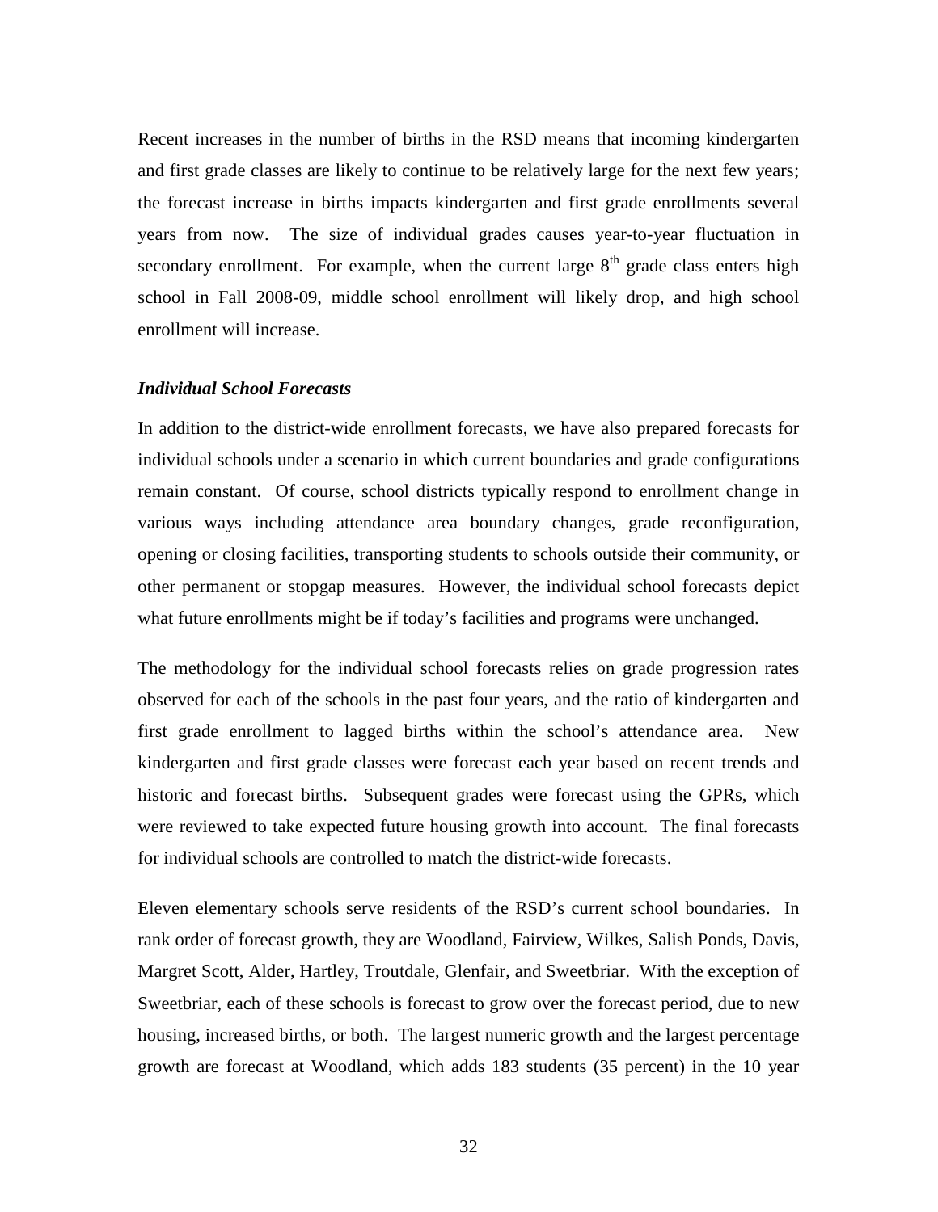Recent increases in the number of births in the RSD means that incoming kindergarten and first grade classes are likely to continue to be relatively large for the next few years; the forecast increase in births impacts kindergarten and first grade enrollments several years from now. The size of individual grades causes year-to-year fluctuation in secondary enrollment. For example, when the current large 8th grade class enters high school in Fall 2008-09, middle school enrollment will likely drop, and high school enrollment will increase.

### *Individual School Forecasts*

In addition to the district-wide enrollment forecasts, we have also prepared forecasts for individual schools under a scenario in which current boundaries and grade configurations remain constant. Of course, school districts typically respond to enrollment change in various ways including attendance area boundary changes, grade reconfiguration, opening or closing facilities, transporting students to schools outside their community, or other permanent or stopgap measures. However, the individual school forecasts depict what future enrollments might be if today's facilities and programs were unchanged.

The methodology for the individual school forecasts relies on grade progression rates observed for each of the schools in the past four years, and the ratio of kindergarten and first grade enrollment to lagged births within the school's attendance area. New kindergarten and first grade classes were forecast each year based on recent trends and historic and forecast births. Subsequent grades were forecast using the GPRs, which were reviewed to take expected future housing growth into account. The final forecasts for individual schools are controlled to match the district-wide forecasts.

Eleven elementary schools serve residents of the RSD's current school boundaries. In rank order of forecast growth, they are Woodland, Fairview, Wilkes, Salish Ponds, Davis, Margret Scott, Alder, Hartley, Troutdale, Glenfair, and Sweetbriar. With the exception of Sweetbriar, each of these schools is forecast to grow over the forecast period, due to new housing, increased births, or both. The largest numeric growth and the largest percentage growth are forecast at Woodland, which adds 183 students (35 percent) in the 10 year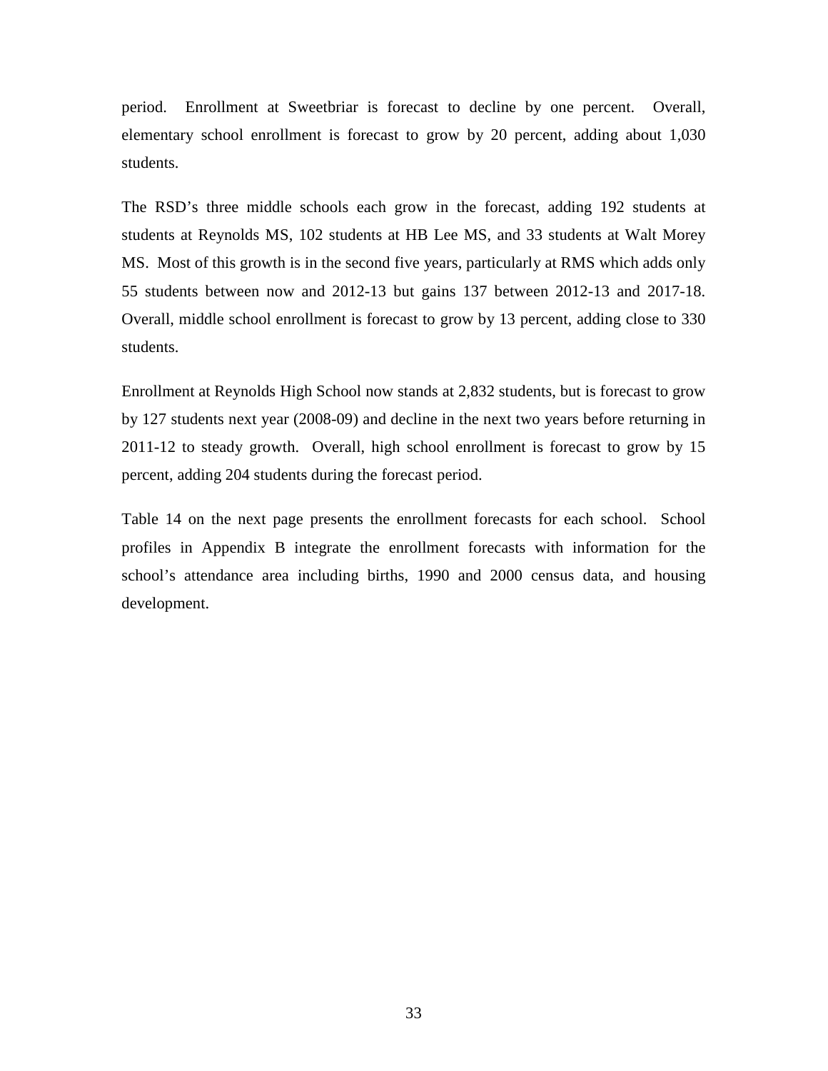period. Enrollment at Sweetbriar is forecast to decline by one percent. Overall, elementary school enrollment is forecast to grow by 20 percent, adding about 1,030 students.

The RSD's three middle schools each grow in the forecast, adding 192 students at students at Reynolds MS, 102 students at HB Lee MS, and 33 students at Walt Morey MS. Most of this growth is in the second five years, particularly at RMS which adds only 55 students between now and 2012-13 but gains 137 between 2012-13 and 2017-18. Overall, middle school enrollment is forecast to grow by 13 percent, adding close to 330 students.

Enrollment at Reynolds High School now stands at 2,832 students, but is forecast to grow by 127 students next year (2008-09) and decline in the next two years before returning in 2011-12 to steady growth. Overall, high school enrollment is forecast to grow by 15 percent, adding 204 students during the forecast period.

Table 14 on the next page presents the enrollment forecasts for each school. School profiles in Appendix B integrate the enrollment forecasts with information for the school's attendance area including births, 1990 and 2000 census data, and housing development.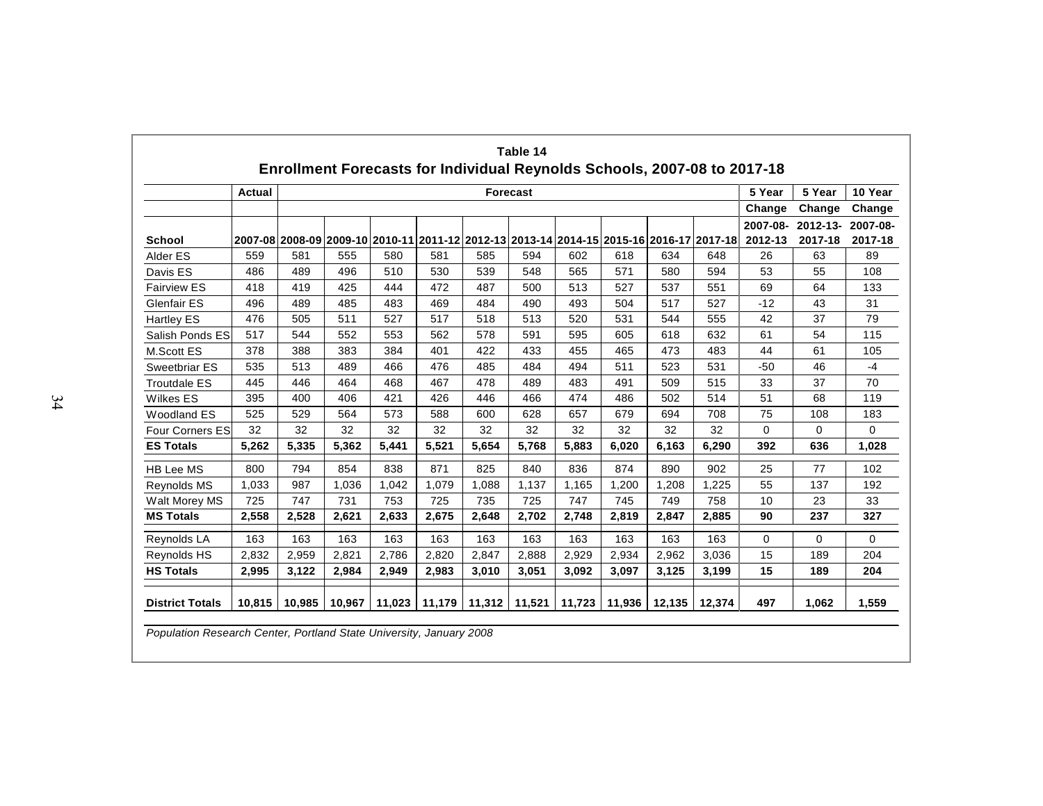**Table 14**

**Enrollment Forecasts for Individual Reynolds Schools, 2007-08 to 2017-18**

| | Actual | Forecast | | | | | | | | | | 5 Year | 5 Year | 10 Year |
|---|---|---|---|---|---|---|---|---|---|---|---|---|---|---|
| | | | | | | | | | | | | Change | Change | Change |
| **School** | 2007-08 | 2008-09 | 2009-10 | 2010-11 | 2011-12 | 2012-13 | 2013-14 | 2014-15 | 2015-16 | 2016-17 | 2017-18 | 2007-08-2012-13 | 2012-13-2017-18 | 2007-08-2017-18 |
| Alder ES | 559 | 581 | 555 | 580 | 581 | 585 | 594 | 602 | 618 | 634 | 648 | 26 | 63 | 89 |
| Davis ES | 486 | 489 | 496 | 510 | 530 | 539 | 548 | 565 | 571 | 580 | 594 | 53 | 55 | 108 |
| Fairview ES | 418 | 419 | 425 | 444 | 472 | 487 | 500 | 513 | 527 | 537 | 551 | 69 | 64 | 133 |
| Glenfair ES | 496 | 489 | 485 | 483 | 469 | 484 | 490 | 493 | 504 | 517 | 527 | -12 | 43 | 31 |
| Hartley ES | 476 | 505 | 511 | 527 | 517 | 518 | 513 | 520 | 531 | 544 | 555 | 42 | 37 | 79 |
| Salish Ponds ES | 517 | 544 | 552 | 553 | 562 | 578 | 591 | 595 | 605 | 618 | 632 | 61 | 54 | 115 |
| M.Scott ES | 378 | 388 | 383 | 384 | 401 | 422 | 433 | 455 | 465 | 473 | 483 | 44 | 61 | 105 |
| Sweetbriar ES | 535 | 513 | 489 | 466 | 476 | 485 | 484 | 494 | 511 | 523 | 531 | -50 | 46 | -4 |
| Troutdale ES | 445 | 446 | 464 | 468 | 467 | 478 | 489 | 483 | 491 | 509 | 515 | 33 | 37 | 70 |
| Wilkes ES | 395 | 400 | 406 | 421 | 426 | 446 | 466 | 474 | 486 | 502 | 514 | 51 | 68 | 119 |
| Woodland ES | 525 | 529 | 564 | 573 | 588 | 600 | 628 | 657 | 679 | 694 | 708 | 75 | 108 | 183 |
| Four Corners ES | 32 | 32 | 32 | 32 | 32 | 32 | 32 | 32 | 32 | 32 | 32 | 0 | 0 | 0 |
| **ES Totals** | **5,262** | **5,335** | **5,362** | **5,441** | **5,521** | **5,654** | **5,768** | **5,883** | **6,020** | **6,163** | **6,290** | **392** | **636** | **1,028** |
| HB Lee MS | 800 | 794 | 854 | 838 | 871 | 825 | 840 | 836 | 874 | 890 | 902 | 25 | 77 | 102 |
| Reynolds MS | 1,033 | 987 | 1,036 | 1,042 | 1,079 | 1,088 | 1,137 | 1,165 | 1,200 | 1,208 | 1,225 | 55 | 137 | 192 |
| Walt Morey MS | 725 | 747 | 731 | 753 | 725 | 735 | 725 | 747 | 745 | 749 | 758 | 10 | 23 | 33 |
| **MS Totals** | **2,558** | **2,528** | **2,621** | **2,633** | **2,675** | **2,648** | **2,702** | **2,748** | **2,819** | **2,847** | **2,885** | **90** | **237** | **327** |
| Reynolds LA | 163 | 163 | 163 | 163 | 163 | 163 | 163 | 163 | 163 | 163 | 163 | 0 | 0 | 0 |
| Reynolds HS | 2,832 | 2,959 | 2,821 | 2,786 | 2,820 | 2,847 | 2,888 | 2,929 | 2,934 | 2,962 | 3,036 | 15 | 189 | 204 |
| **HS Totals** | **2,995** | **3,122** | **2,984** | **2,949** | **2,983** | **3,010** | **3,051** | **3,092** | **3,097** | **3,125** | **3,199** | **15** | **189** | **204** |
| **District Totals** | **10,815** | **10,985** | **10,967** | **11,023** | **11,179** | **11,312** | **11,521** | **11,723** | **11,936** | **12,135** | **12,374** | **497** | **1,062** | **1,559** |

*Population Research Center, Portland State University, January 2008*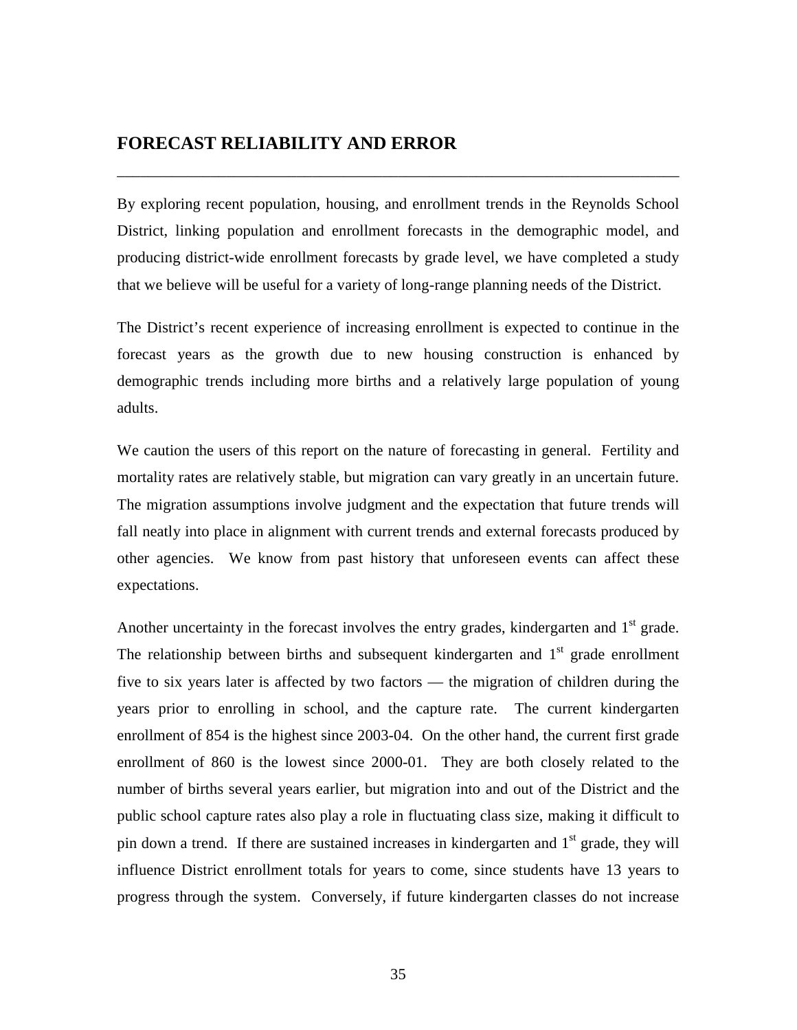## FORECAST RELIABILITY AND ERROR

By exploring recent population, housing, and enrollment trends in the Reynolds School District, linking population and enrollment forecasts in the demographic model, and producing district-wide enrollment forecasts by grade level, we have completed a study that we believe will be useful for a variety of long-range planning needs of the District.

The District's recent experience of increasing enrollment is expected to continue in the forecast years as the growth due to new housing construction is enhanced by demographic trends including more births and a relatively large population of young adults.

We caution the users of this report on the nature of forecasting in general. Fertility and mortality rates are relatively stable, but migration can vary greatly in an uncertain future. The migration assumptions involve judgment and the expectation that future trends will fall neatly into place in alignment with current trends and external forecasts produced by other agencies. We know from past history that unforeseen events can affect these expectations.

Another uncertainty in the forecast involves the entry grades, kindergarten and 1st grade. The relationship between births and subsequent kindergarten and 1st grade enrollment five to six years later is affected by two factors — the migration of children during the years prior to enrolling in school, and the capture rate. The current kindergarten enrollment of 854 is the highest since 2003-04. On the other hand, the current first grade enrollment of 860 is the lowest since 2000-01. They are both closely related to the number of births several years earlier, but migration into and out of the District and the public school capture rates also play a role in fluctuating class size, making it difficult to pin down a trend. If there are sustained increases in kindergarten and 1st grade, they will influence District enrollment totals for years to come, since students have 13 years to progress through the system. Conversely, if future kindergarten classes do not increase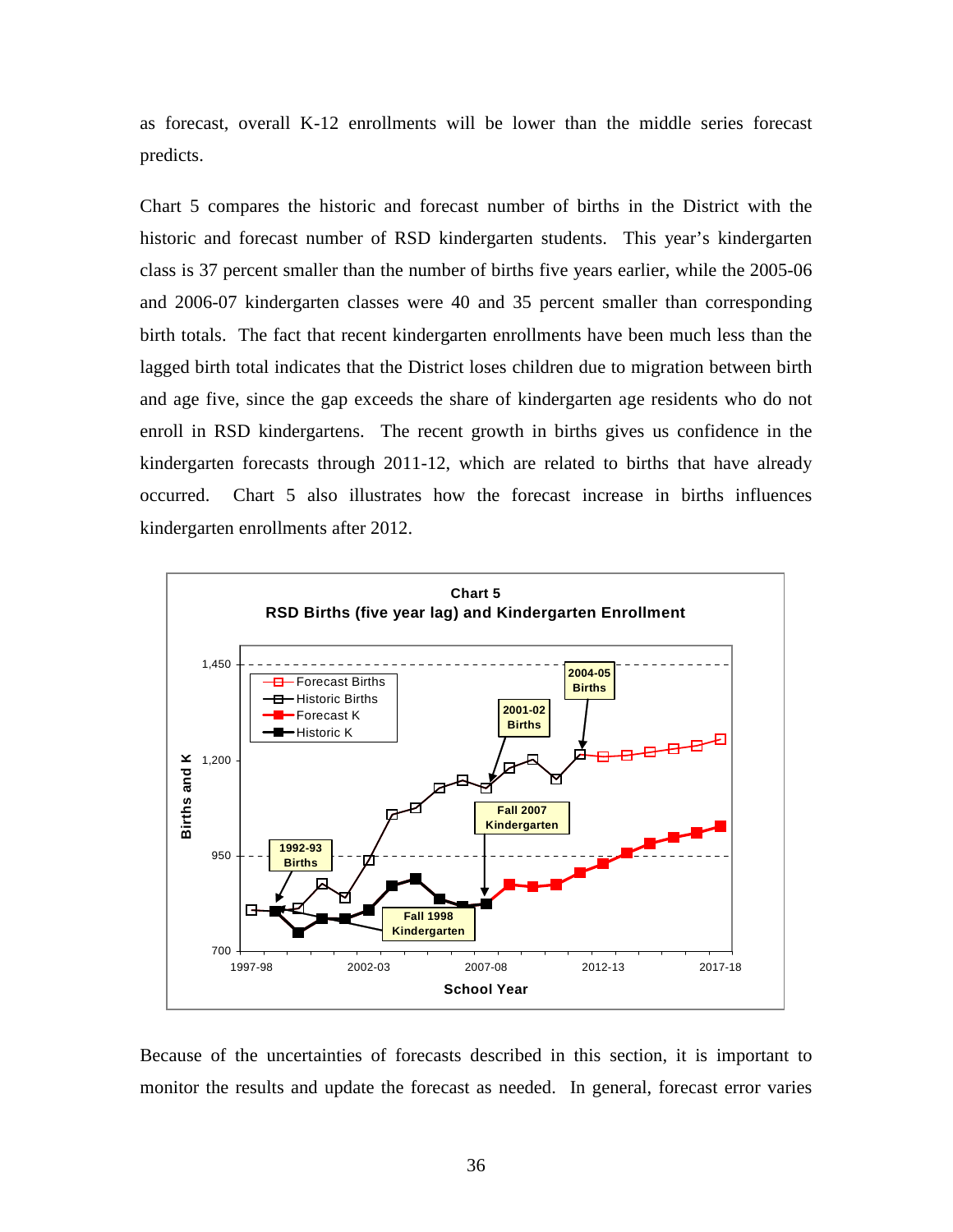as forecast, overall K-12 enrollments will be lower than the middle series forecast predicts.

Chart 5 compares the historic and forecast number of births in the District with the historic and forecast number of RSD kindergarten students. This year's kindergarten class is 37 percent smaller than the number of births five years earlier, while the 2005-06 and 2006-07 kindergarten classes were 40 and 35 percent smaller than corresponding birth totals. The fact that recent kindergarten enrollments have been much less than the lagged birth total indicates that the District loses children due to migration between birth and age five, since the gap exceeds the share of kindergarten age residents who do not enroll in RSD kindergartens. The recent growth in births gives us confidence in the kindergarten forecasts through 2011-12, which are related to births that have already occurred. Chart 5 also illustrates how the forecast increase in births influences kindergarten enrollments after 2012.

**Chart 5**
**RSD Births (five year lag) and Kindergarten Enrollment**

Because of the uncertainties of forecasts described in this section, it is important to monitor the results and update the forecast as needed. In general, forecast error varies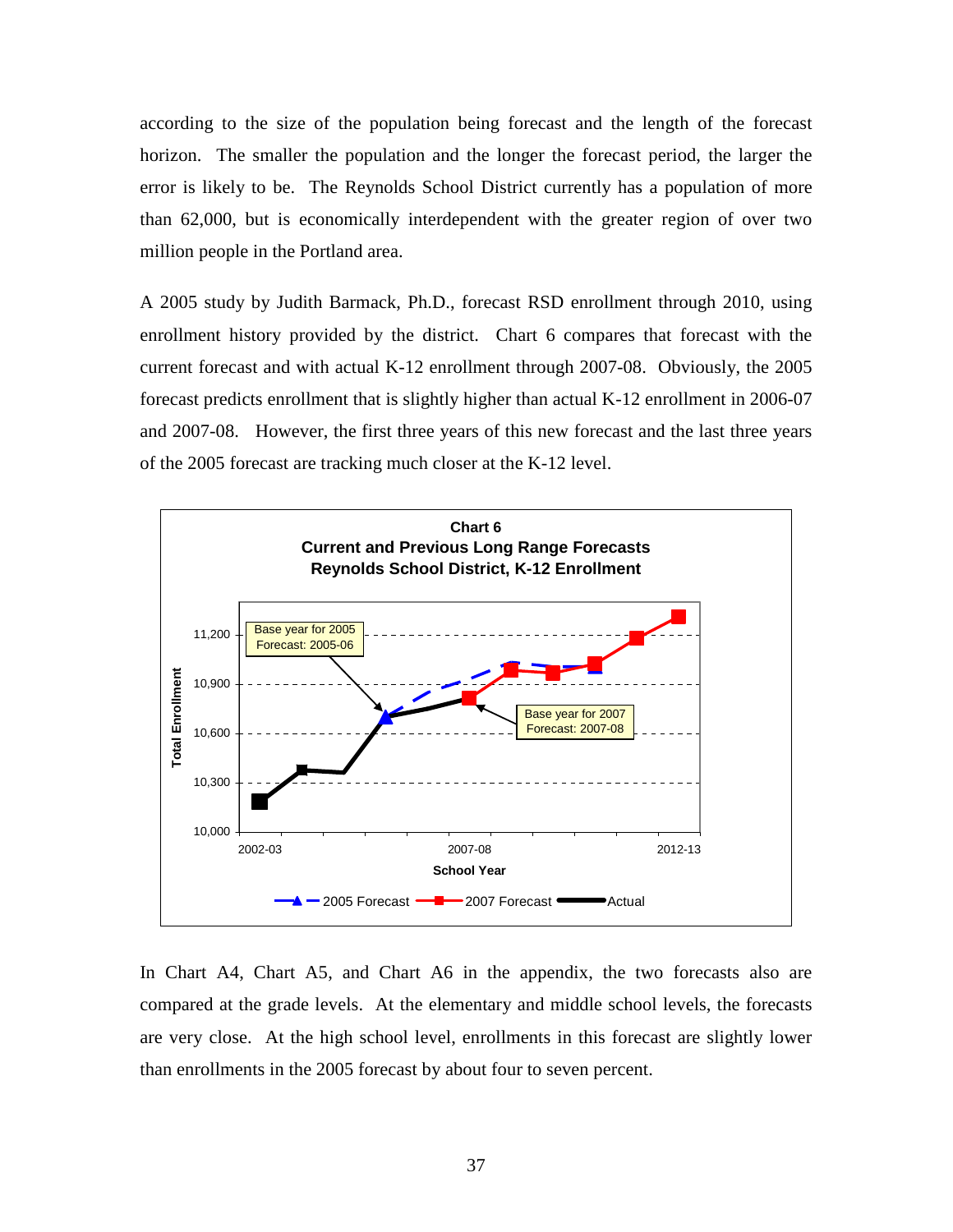according to the size of the population being forecast and the length of the forecast horizon. The smaller the population and the longer the forecast period, the larger the error is likely to be. The Reynolds School District currently has a population of more than 62,000, but is economically interdependent with the greater region of over two million people in the Portland area.

A 2005 study by Judith Barmack, Ph.D., forecast RSD enrollment through 2010, using enrollment history provided by the district. Chart 6 compares that forecast with the current forecast and with actual K-12 enrollment through 2007-08. Obviously, the 2005 forecast predicts enrollment that is slightly higher than actual K-12 enrollment in 2006-07 and 2007-08. However, the first three years of this new forecast and the last three years of the 2005 forecast are tracking much closer at the K-12 level.

**Chart 6**
**Current and Previous Long Range Forecasts**
**Reynolds School District, K-12 Enrollment**

In Chart A4, Chart A5, and Chart A6 in the appendix, the two forecasts also are compared at the grade levels. At the elementary and middle school levels, the forecasts are very close. At the high school level, enrollments in this forecast are slightly lower than enrollments in the 2005 forecast by about four to seven percent.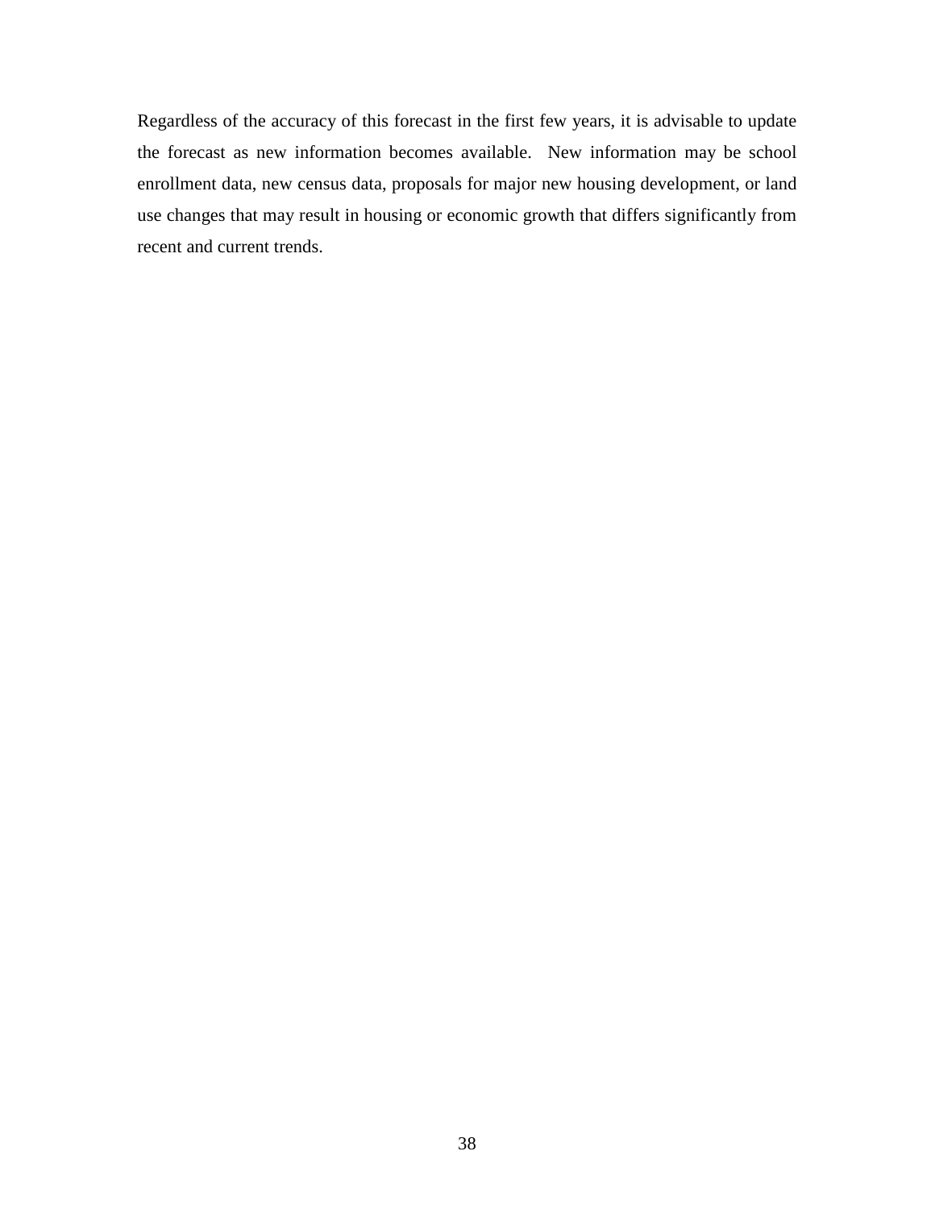Regardless of the accuracy of this forecast in the first few years, it is advisable to update the forecast as new information becomes available. New information may be school enrollment data, new census data, proposals for major new housing development, or land use changes that may result in housing or economic growth that differs significantly from recent and current trends.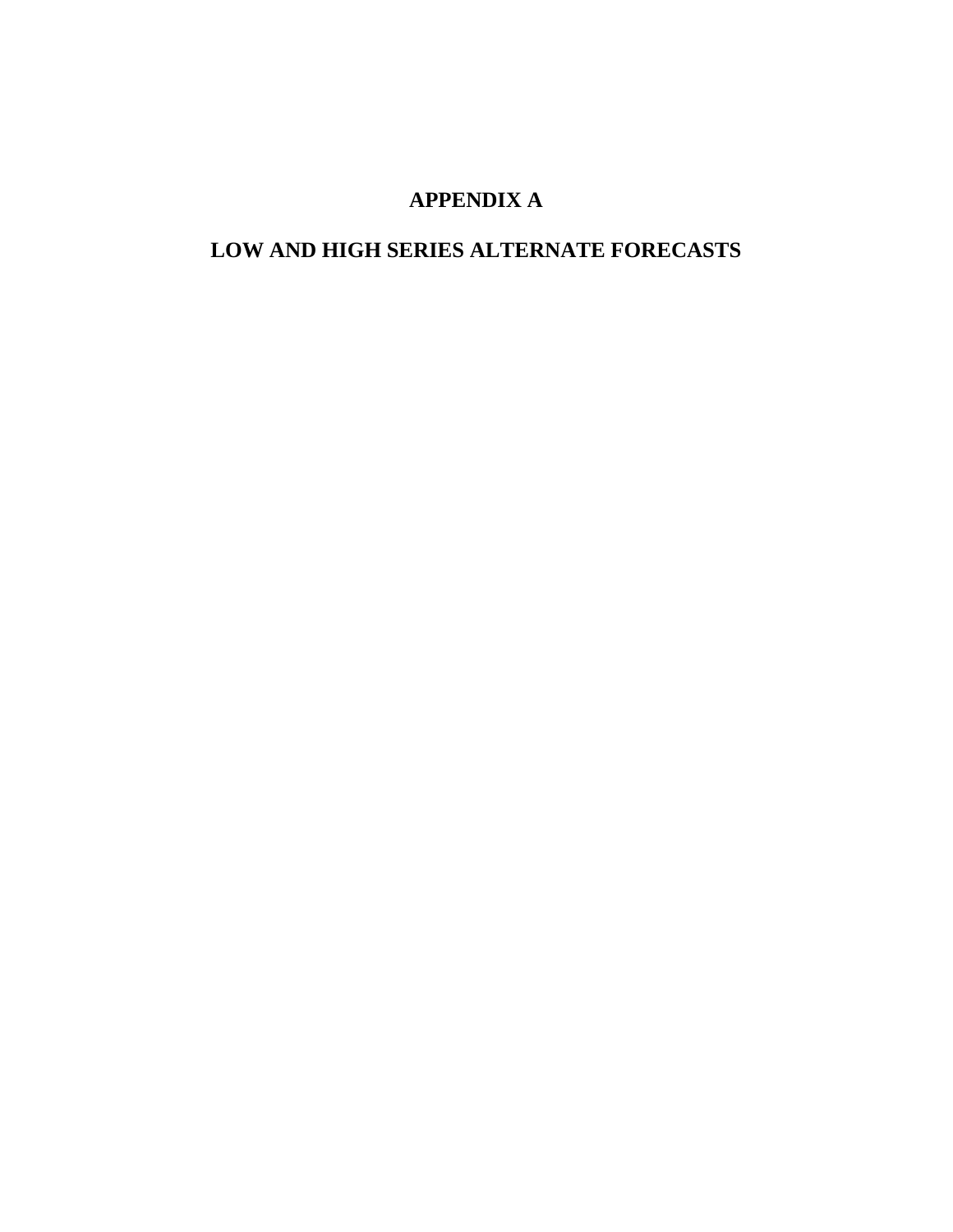# APPENDIX A

## LOW AND HIGH SERIES ALTERNATE FORECASTS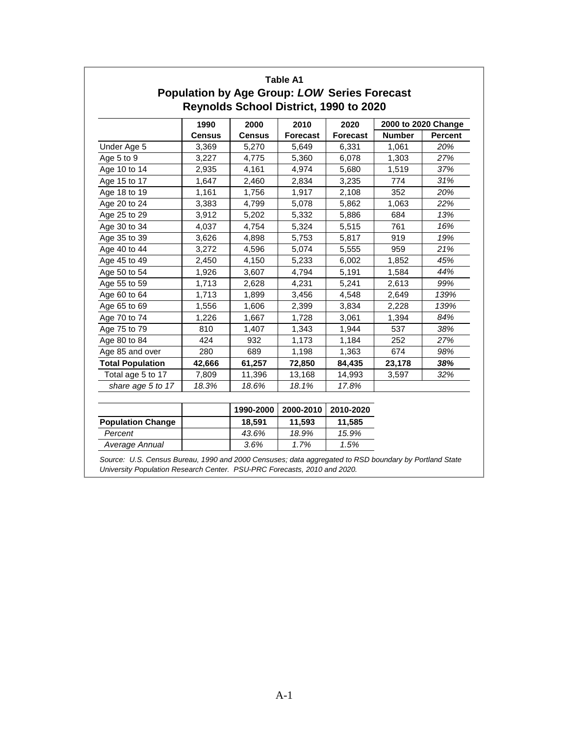**Table A1**

## Population by Age Group: *LOW* Series Forecast
## Reynolds School District, 1990 to 2020

| | 1990 Census | 2000 Census | 2010 Forecast | 2020 Forecast | 2000 to 2020 Change Number | 2000 to 2020 Change Percent |
|---|---|---|---|---|---|---|
| Under Age 5 | 3,369 | 5,270 | 5,649 | 6,331 | 1,061 | *20%* |
| Age 5 to 9 | 3,227 | 4,775 | 5,360 | 6,078 | 1,303 | *27%* |
| Age 10 to 14 | 2,935 | 4,161 | 4,974 | 5,680 | 1,519 | *37%* |
| Age 15 to 17 | 1,647 | 2,460 | 2,834 | 3,235 | 774 | *31%* |
| Age 18 to 19 | 1,161 | 1,756 | 1,917 | 2,108 | 352 | *20%* |
| Age 20 to 24 | 3,383 | 4,799 | 5,078 | 5,862 | 1,063 | *22%* |
| Age 25 to 29 | 3,912 | 5,202 | 5,332 | 5,886 | 684 | *13%* |
| Age 30 to 34 | 4,037 | 4,754 | 5,324 | 5,515 | 761 | *16%* |
| Age 35 to 39 | 3,626 | 4,898 | 5,753 | 5,817 | 919 | *19%* |
| Age 40 to 44 | 3,272 | 4,596 | 5,074 | 5,555 | 959 | *21%* |
| Age 45 to 49 | 2,450 | 4,150 | 5,233 | 6,002 | 1,852 | *45%* |
| Age 50 to 54 | 1,926 | 3,607 | 4,794 | 5,191 | 1,584 | *44%* |
| Age 55 to 59 | 1,713 | 2,628 | 4,231 | 5,241 | 2,613 | *99%* |
| Age 60 to 64 | 1,713 | 1,899 | 3,456 | 4,548 | 2,649 | *139%* |
| Age 65 to 69 | 1,556 | 1,606 | 2,399 | 3,834 | 2,228 | *139%* |
| Age 70 to 74 | 1,226 | 1,667 | 1,728 | 3,061 | 1,394 | *84%* |
| Age 75 to 79 | 810 | 1,407 | 1,343 | 1,944 | 537 | *38%* |
| Age 80 to 84 | 424 | 932 | 1,173 | 1,184 | 252 | *27%* |
| Age 85 and over | 280 | 689 | 1,198 | 1,363 | 674 | *98%* |
| **Total Population** | **42,666** | **61,257** | **72,850** | **84,435** | **23,178** | ***38%*** |
| Total age 5 to 17 | 7,809 | 11,396 | 13,168 | 14,993 | 3,597 | *32%* |
| *share age 5 to 17* | *18.3%* | *18.6%* | *18.1%* | *17.8%* | | |

| | | 1990-2000 | 2000-2010 | 2010-2020 |
|---|---|---|---|---|
| **Population Change** | | **18,591** | **11,593** | **11,585** |
| *Percent* | | *43.6%* | *18.9%* | *15.9%* |
| *Average Annual* | | *3.6%* | *1.7%* | *1.5%* |

*Source: U.S. Census Bureau, 1990 and 2000 Censuses; data aggregated to RSD boundary by Portland State University Population Research Center. PSU-PRC Forecasts, 2010 and 2020.*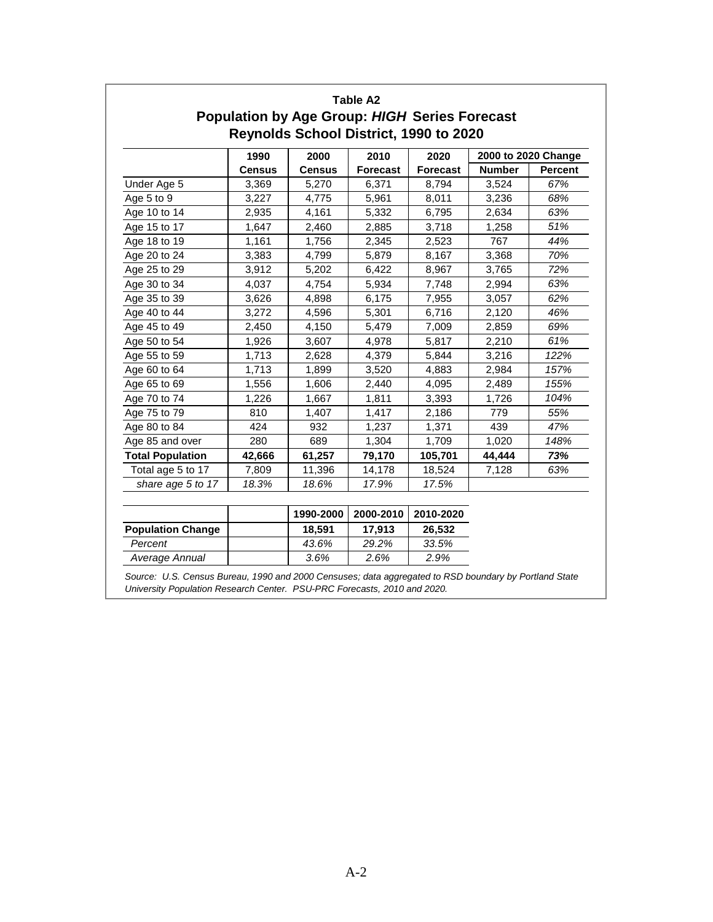**Table A2**

## Population by Age Group: *HIGH* Series Forecast
## Reynolds School District, 1990 to 2020

| | 1990 | 2000 | 2010 | 2020 | 2000 to 2020 Change | |
|---|---|---|---|---|---|---|
| | **Census** | **Census** | **Forecast** | **Forecast** | **Number** | **Percent** |
| Under Age 5 | 3,369 | 5,270 | 6,371 | 8,794 | 3,524 | *67%* |
| Age 5 to 9 | 3,227 | 4,775 | 5,961 | 8,011 | 3,236 | *68%* |
| Age 10 to 14 | 2,935 | 4,161 | 5,332 | 6,795 | 2,634 | *63%* |
| Age 15 to 17 | 1,647 | 2,460 | 2,885 | 3,718 | 1,258 | *51%* |
| Age 18 to 19 | 1,161 | 1,756 | 2,345 | 2,523 | 767 | *44%* |
| Age 20 to 24 | 3,383 | 4,799 | 5,879 | 8,167 | 3,368 | *70%* |
| Age 25 to 29 | 3,912 | 5,202 | 6,422 | 8,967 | 3,765 | *72%* |
| Age 30 to 34 | 4,037 | 4,754 | 5,934 | 7,748 | 2,994 | *63%* |
| Age 35 to 39 | 3,626 | 4,898 | 6,175 | 7,955 | 3,057 | *62%* |
| Age 40 to 44 | 3,272 | 4,596 | 5,301 | 6,716 | 2,120 | *46%* |
| Age 45 to 49 | 2,450 | 4,150 | 5,479 | 7,009 | 2,859 | *69%* |
| Age 50 to 54 | 1,926 | 3,607 | 4,978 | 5,817 | 2,210 | *61%* |
| Age 55 to 59 | 1,713 | 2,628 | 4,379 | 5,844 | 3,216 | *122%* |
| Age 60 to 64 | 1,713 | 1,899 | 3,520 | 4,883 | 2,984 | *157%* |
| Age 65 to 69 | 1,556 | 1,606 | 2,440 | 4,095 | 2,489 | *155%* |
| Age 70 to 74 | 1,226 | 1,667 | 1,811 | 3,393 | 1,726 | *104%* |
| Age 75 to 79 | 810 | 1,407 | 1,417 | 2,186 | 779 | *55%* |
| Age 80 to 84 | 424 | 932 | 1,237 | 1,371 | 439 | *47%* |
| Age 85 and over | 280 | 689 | 1,304 | 1,709 | 1,020 | *148%* |
| **Total Population** | **42,666** | **61,257** | **79,170** | **105,701** | **44,444** | ***73%*** |
| Total age 5 to 17 | 7,809 | 11,396 | 14,178 | 18,524 | 7,128 | *63%* |
| *share age 5 to 17* | *18.3%* | *18.6%* | *17.9%* | *17.5%* | | |

| | | 1990-2000 | 2000-2010 | 2010-2020 |
|---|---|---|---|---|
| **Population Change** | | **18,591** | **17,913** | **26,532** |
| *Percent* | | *43.6%* | *29.2%* | *33.5%* |
| *Average Annual* | | *3.6%* | *2.6%* | *2.9%* |

*Source: U.S. Census Bureau, 1990 and 2000 Censuses; data aggregated to RSD boundary by Portland State University Population Research Center. PSU-PRC Forecasts, 2010 and 2020.*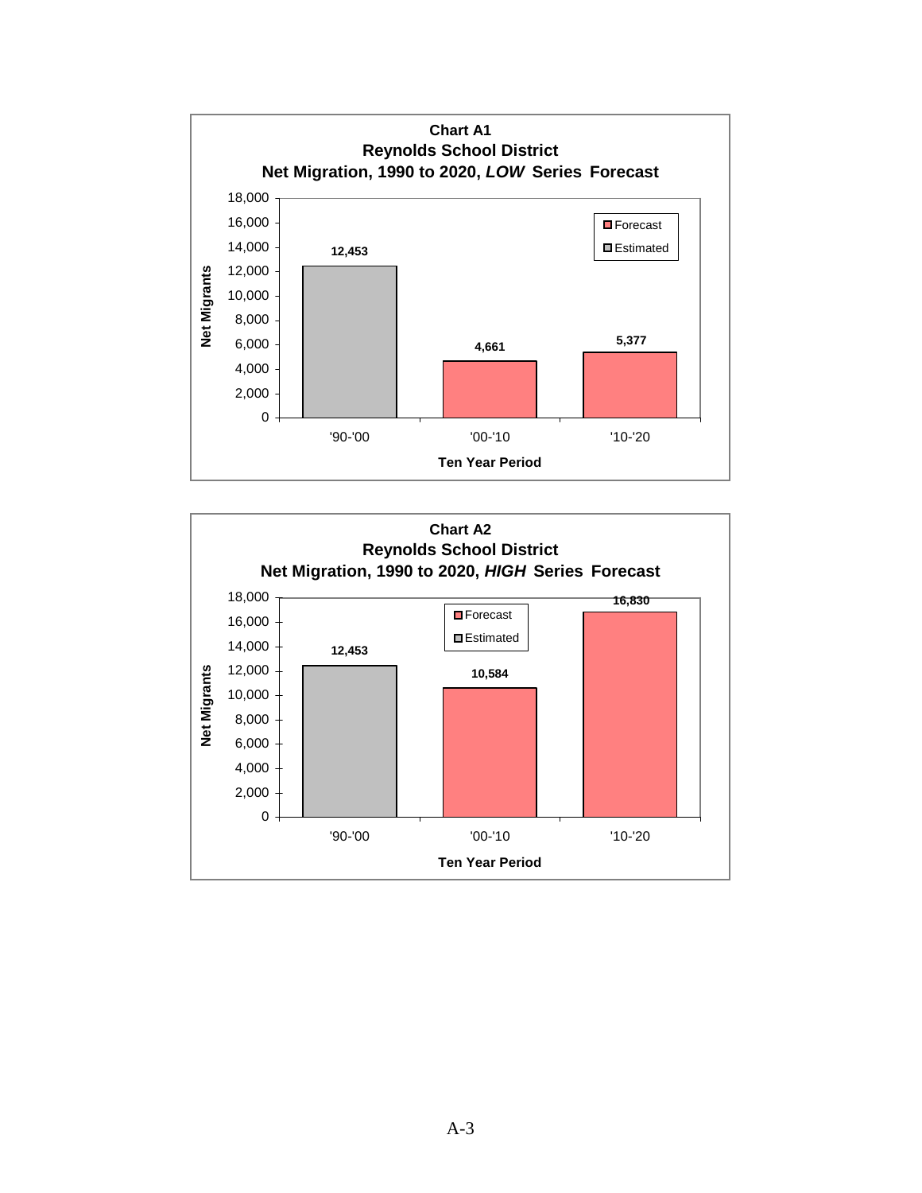**Chart A1**
**Reynolds School District**
**Net Migration, 1990 to 2020, *LOW* Series Forecast**

| Ten Year Period | Net Migrants | Type |
|---|---|---|
| '90-'00 | 12,453 | Estimated |
| '00-'10 | 4,661 | Forecast |
| '10-'20 | 5,377 | Forecast |

**Chart A2**
**Reynolds School District**
**Net Migration, 1990 to 2020, *HIGH* Series Forecast**

| Ten Year Period | Net Migrants | Type |
|---|---|---|
| '90-'00 | 12,453 | Estimated |
| '00-'10 | 10,584 | Forecast |
| '10-'20 | 16,830 | Forecast |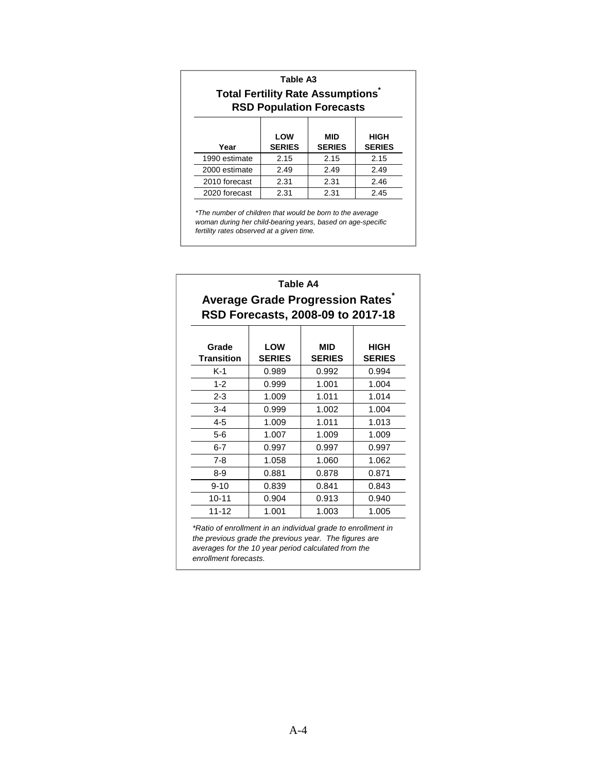**Table A3**

**Total Fertility Rate Assumptions[*]**
**RSD Population Forecasts**

| Year | LOW SERIES | MID SERIES | HIGH SERIES |
|---|---|---|---|
| 1990 estimate | 2.15 | 2.15 | 2.15 |
| 2000 estimate | 2.49 | 2.49 | 2.49 |
| 2010 forecast | 2.31 | 2.31 | 2.46 |
| 2020 forecast | 2.31 | 2.31 | 2.45 |

*\*The number of children that would be born to the average woman during her child-bearing years, based on age-specific fertility rates observed at a given time.*

**Table A4**

**Average Grade Progression Rates[*]**
**RSD Forecasts, 2008-09 to 2017-18**

| Grade Transition | LOW SERIES | MID SERIES | HIGH SERIES |
|---|---|---|---|
| K-1 | 0.989 | 0.992 | 0.994 |
| 1-2 | 0.999 | 1.001 | 1.004 |
| 2-3 | 1.009 | 1.011 | 1.014 |
| 3-4 | 0.999 | 1.002 | 1.004 |
| 4-5 | 1.009 | 1.011 | 1.013 |
| 5-6 | 1.007 | 1.009 | 1.009 |
| 6-7 | 0.997 | 0.997 | 0.997 |
| 7-8 | 1.058 | 1.060 | 1.062 |
| 8-9 | 0.881 | 0.878 | 0.871 |
| 9-10 | 0.839 | 0.841 | 0.843 |
| 10-11 | 0.904 | 0.913 | 0.940 |
| 11-12 | 1.001 | 1.003 | 1.005 |

*\*Ratio of enrollment in an individual grade to enrollment in the previous grade the previous year. The figures are averages for the 10 year period calculated from the enrollment forecasts.*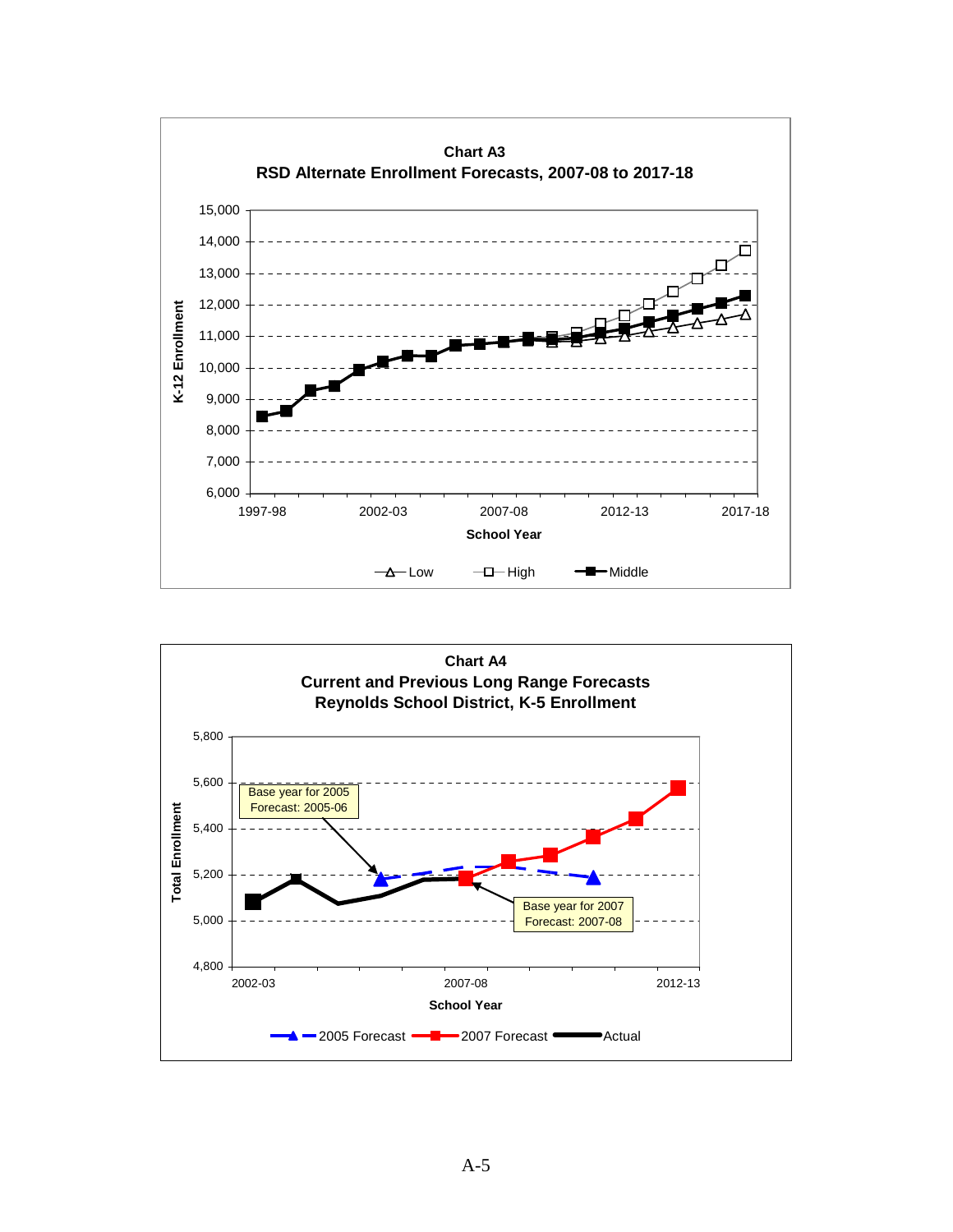**Chart A3**
**RSD Alternate Enrollment Forecasts, 2007-08 to 2017-18**

K-12 Enrollment (y-axis: 6,000 to 15,000); School Year (x-axis: 1997-98, 2002-03, 2007-08, 2012-13, 2017-18)

Legend: Low, High, Middle

**Chart A4**
**Current and Previous Long Range Forecasts**
**Reynolds School District, K-5 Enrollment**

Total Enrollment (y-axis: 4,800 to 5,800); School Year (x-axis: 2002-03, 2007-08, 2012-13)

Base year for 2005 Forecast: 2005-06

Base year for 2007 Forecast: 2007-08

Legend: 2005 Forecast, 2007 Forecast, Actual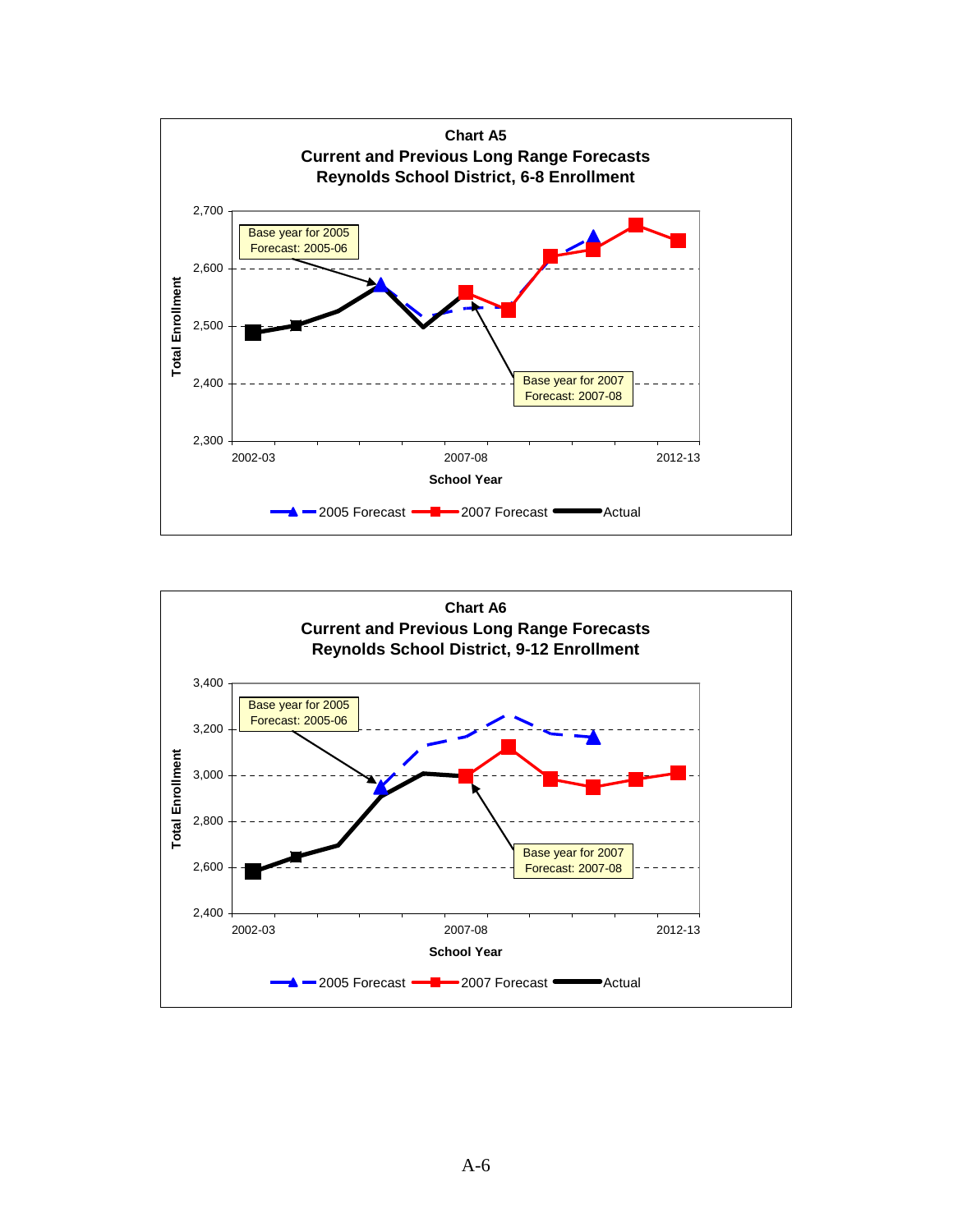**Chart A5**
**Current and Previous Long Range Forecasts**
**Reynolds School District, 6-8 Enrollment**

Total Enrollment: 2,300 – 2,700

School Year: 2002-03, 2007-08, 2012-13

Base year for 2005 Forecast: 2005-06

Base year for 2007 Forecast: 2007-08

2005 Forecast — 2007 Forecast — Actual

**Chart A6**
**Current and Previous Long Range Forecasts**
**Reynolds School District, 9-12 Enrollment**

Total Enrollment: 2,400 – 3,400

School Year: 2002-03, 2007-08, 2012-13

Base year for 2005 Forecast: 2005-06

Base year for 2007 Forecast: 2007-08

2005 Forecast — 2007 Forecast — Actual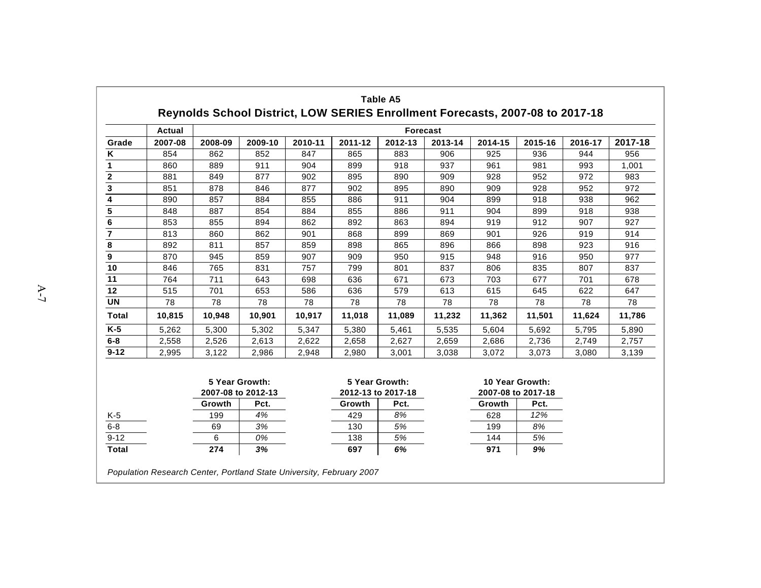**Table A5**

## Reynolds School District, LOW SERIES Enrollment Forecasts, 2007-08 to 2017-18

| | Actual | Forecast | | | | | | | | | |
|---|---|---|---|---|---|---|---|---|---|---|---|
| **Grade** | **2007-08** | **2008-09** | **2009-10** | **2010-11** | **2011-12** | **2012-13** | **2013-14** | **2014-15** | **2015-16** | **2016-17** | **2017-18** |
| **K** | 854 | 862 | 852 | 847 | 865 | 883 | 906 | 925 | 936 | 944 | 956 |
| **1** | 860 | 889 | 911 | 904 | 899 | 918 | 937 | 961 | 981 | 993 | 1,001 |
| **2** | 881 | 849 | 877 | 902 | 895 | 890 | 909 | 928 | 952 | 972 | 983 |
| **3** | 851 | 878 | 846 | 877 | 902 | 895 | 890 | 909 | 928 | 952 | 972 |
| **4** | 890 | 857 | 884 | 855 | 886 | 911 | 904 | 899 | 918 | 938 | 962 |
| **5** | 848 | 887 | 854 | 884 | 855 | 886 | 911 | 904 | 899 | 918 | 938 |
| **6** | 853 | 855 | 894 | 862 | 892 | 863 | 894 | 919 | 912 | 907 | 927 |
| **7** | 813 | 860 | 862 | 901 | 868 | 899 | 869 | 901 | 926 | 919 | 914 |
| **8** | 892 | 811 | 857 | 859 | 898 | 865 | 896 | 866 | 898 | 923 | 916 |
| **9** | 870 | 945 | 859 | 907 | 909 | 950 | 915 | 948 | 916 | 950 | 977 |
| **10** | 846 | 765 | 831 | 757 | 799 | 801 | 837 | 806 | 835 | 807 | 837 |
| **11** | 764 | 711 | 643 | 698 | 636 | 671 | 673 | 703 | 677 | 701 | 678 |
| **12** | 515 | 701 | 653 | 586 | 636 | 579 | 613 | 615 | 645 | 622 | 647 |
| **UN** | 78 | 78 | 78 | 78 | 78 | 78 | 78 | 78 | 78 | 78 | 78 |
| **Total** | **10,815** | **10,948** | **10,901** | **10,917** | **11,018** | **11,089** | **11,232** | **11,362** | **11,501** | **11,624** | **11,786** |
| **K-5** | 5,262 | 5,300 | 5,302 | 5,347 | 5,380 | 5,461 | 5,535 | 5,604 | 5,692 | 5,795 | 5,890 |
| **6-8** | 2,558 | 2,526 | 2,613 | 2,622 | 2,658 | 2,627 | 2,659 | 2,686 | 2,736 | 2,749 | 2,757 |
| **9-12** | 2,995 | 3,122 | 2,986 | 2,948 | 2,980 | 3,001 | 3,038 | 3,072 | 3,073 | 3,080 | 3,139 |

| | 5 Year Growth: 2007-08 to 2012-13 | | 5 Year Growth: 2012-13 to 2017-18 | | 10 Year Growth: 2007-08 to 2017-18 | |
|---|---|---|---|---|---|---|
| | **Growth** | **Pct.** | **Growth** | **Pct.** | **Growth** | **Pct.** |
| K-5 | 199 | *4%* | 429 | *8%* | 628 | *12%* |
| 6-8 | 69 | *3%* | 130 | *5%* | 199 | *8%* |
| 9-12 | 6 | *0%* | 138 | *5%* | 144 | *5%* |
| **Total** | **274** | ***3%*** | **697** | ***6%*** | **971** | ***9%*** |

*Population Research Center, Portland State University, February 2007*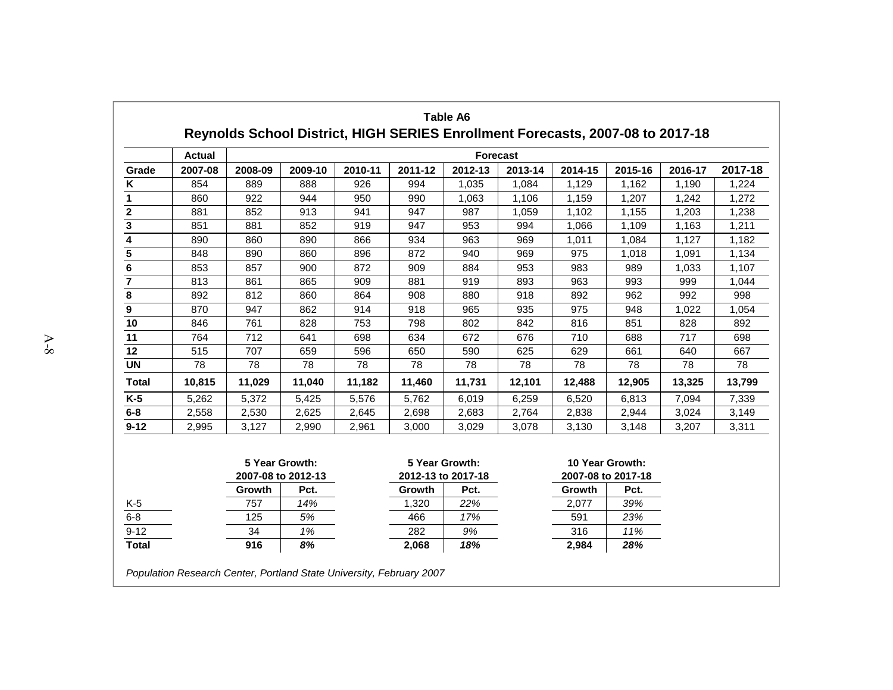## Table A6

### Reynolds School District, HIGH SERIES Enrollment Forecasts, 2007-08 to 2017-18

| | Actual | Forecast | | | | | | | | | |
|---|---|---|---|---|---|---|---|---|---|---|---|
| Grade | 2007-08 | 2008-09 | 2009-10 | 2010-11 | 2011-12 | 2012-13 | 2013-14 | 2014-15 | 2015-16 | 2016-17 | 2017-18 |
| K | 854 | 889 | 888 | 926 | 994 | 1,035 | 1,084 | 1,129 | 1,162 | 1,190 | 1,224 |
| 1 | 860 | 922 | 944 | 950 | 990 | 1,063 | 1,106 | 1,159 | 1,207 | 1,242 | 1,272 |
| 2 | 881 | 852 | 913 | 941 | 947 | 987 | 1,059 | 1,102 | 1,155 | 1,203 | 1,238 |
| 3 | 851 | 881 | 852 | 919 | 947 | 953 | 994 | 1,066 | 1,109 | 1,163 | 1,211 |
| 4 | 890 | 860 | 890 | 866 | 934 | 963 | 969 | 1,011 | 1,084 | 1,127 | 1,182 |
| 5 | 848 | 890 | 860 | 896 | 872 | 940 | 969 | 975 | 1,018 | 1,091 | 1,134 |
| 6 | 853 | 857 | 900 | 872 | 909 | 884 | 953 | 983 | 989 | 1,033 | 1,107 |
| 7 | 813 | 861 | 865 | 909 | 881 | 919 | 893 | 963 | 993 | 999 | 1,044 |
| 8 | 892 | 812 | 860 | 864 | 908 | 880 | 918 | 892 | 962 | 992 | 998 |
| 9 | 870 | 947 | 862 | 914 | 918 | 965 | 935 | 975 | 948 | 1,022 | 1,054 |
| 10 | 846 | 761 | 828 | 753 | 798 | 802 | 842 | 816 | 851 | 828 | 892 |
| 11 | 764 | 712 | 641 | 698 | 634 | 672 | 676 | 710 | 688 | 717 | 698 |
| 12 | 515 | 707 | 659 | 596 | 650 | 590 | 625 | 629 | 661 | 640 | 667 |
| UN | 78 | 78 | 78 | 78 | 78 | 78 | 78 | 78 | 78 | 78 | 78 |
| **Total** | **10,815** | **11,029** | **11,040** | **11,182** | **11,460** | **11,731** | **12,101** | **12,488** | **12,905** | **13,325** | **13,799** |
| **K-5** | 5,262 | 5,372 | 5,425 | 5,576 | 5,762 | 6,019 | 6,259 | 6,520 | 6,813 | 7,094 | 7,339 |
| **6-8** | 2,558 | 2,530 | 2,625 | 2,645 | 2,698 | 2,683 | 2,764 | 2,838 | 2,944 | 3,024 | 3,149 |
| **9-12** | 2,995 | 3,127 | 2,990 | 2,961 | 3,000 | 3,029 | 3,078 | 3,130 | 3,148 | 3,207 | 3,311 |

| | 5 Year Growth: 2007-08 to 2012-13 | | 5 Year Growth: 2012-13 to 2017-18 | | 10 Year Growth: 2007-08 to 2017-18 | |
|---|---|---|---|---|---|---|
| | Growth | Pct. | Growth | Pct. | Growth | Pct. |
| K-5 | 757 | *14%* | 1,320 | *22%* | 2,077 | *39%* |
| 6-8 | 125 | *5%* | 466 | *17%* | 591 | *23%* |
| 9-12 | 34 | *1%* | 282 | *9%* | 316 | *11%* |
| **Total** | **916** | ***8%*** | **2,068** | ***18%*** | **2,984** | ***28%*** |

*Population Research Center, Portland State University, February 2007*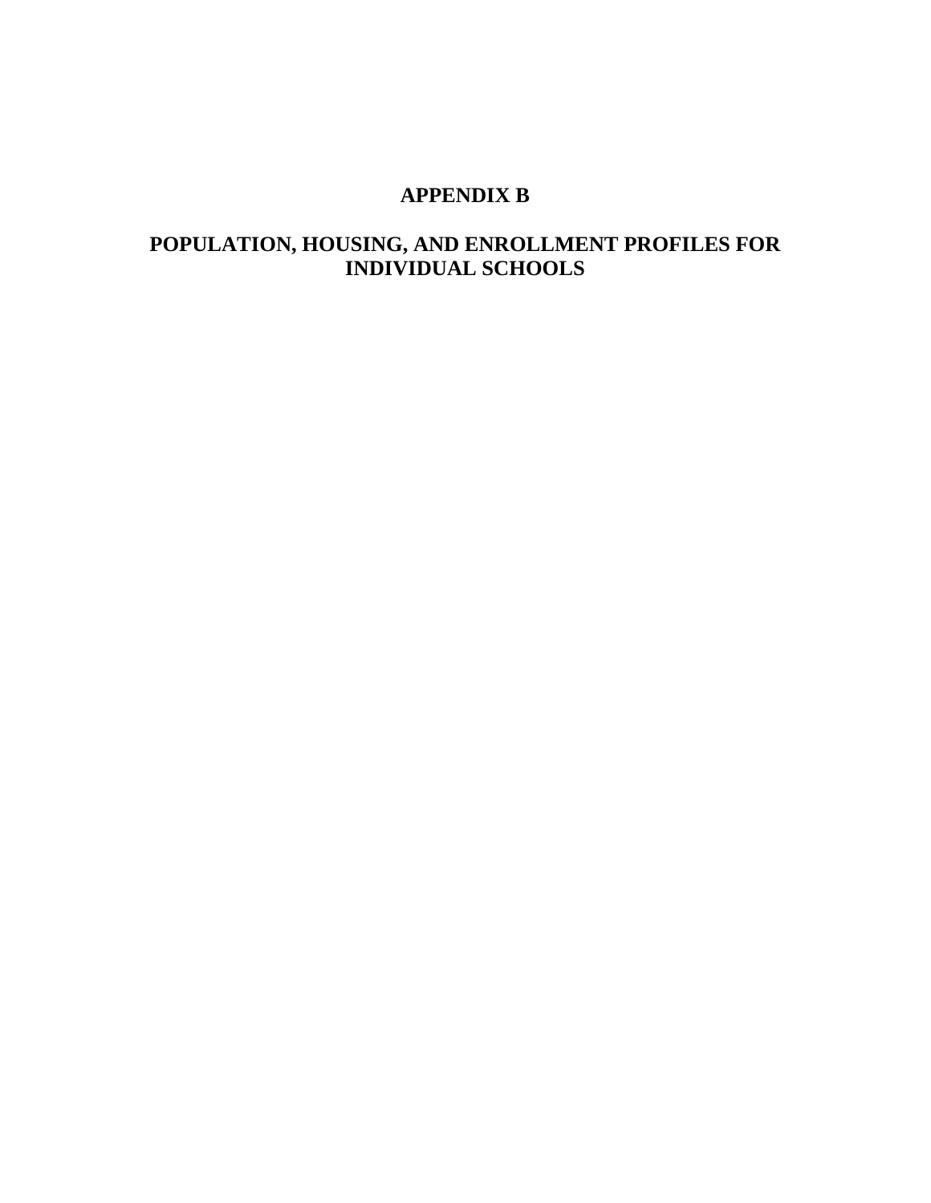# APPENDIX B

# POPULATION, HOUSING, AND ENROLLMENT PROFILES FOR INDIVIDUAL SCHOOLS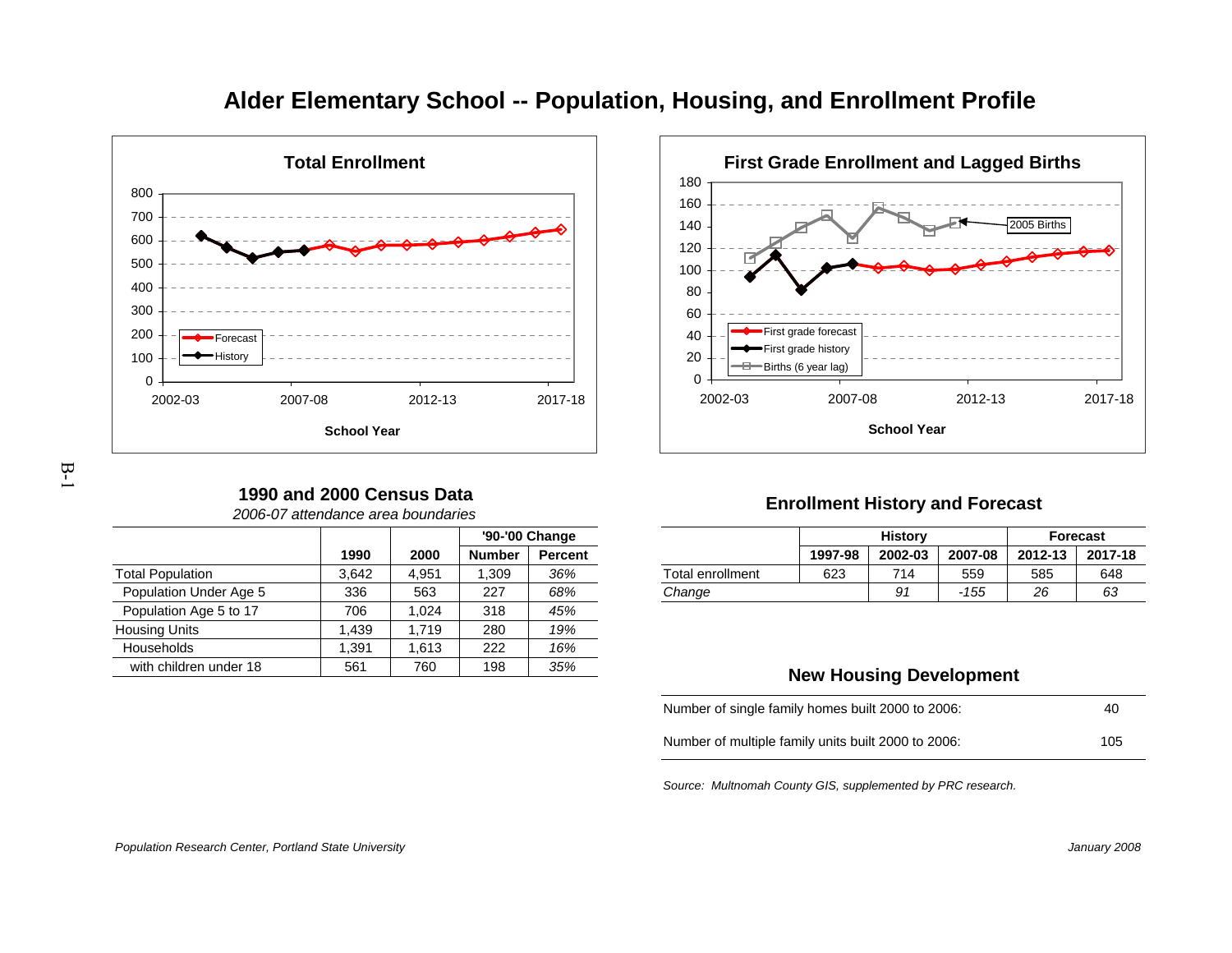# Alder Elementary School -- Population, Housing, and Enrollment Profile

## 1990 and 2000 Census Data

*2006-07 attendance area boundaries*

| | 1990 | 2000 | '90-'00 Change Number | '90-'00 Change Percent |
|---|---|---|---|---|
| Total Population | 3,642 | 4,951 | 1,309 | *36%* |
| Population Under Age 5 | 336 | 563 | 227 | *68%* |
| Population Age 5 to 17 | 706 | 1,024 | 318 | *45%* |
| Housing Units | 1,439 | 1,719 | 280 | *19%* |
| Households | 1,391 | 1,613 | 222 | *16%* |
| with children under 18 | 561 | 760 | 198 | *35%* |

## Enrollment History and Forecast

| | History 1997-98 | History 2002-03 | History 2007-08 | Forecast 2012-13 | Forecast 2017-18 |
|---|---|---|---|---|---|
| Total enrollment | 623 | 714 | 559 | 585 | 648 |
| *Change* | | *91* | *-155* | *26* | *63* |

## New Housing Development

| | |
|---|---|
| Number of single family homes built 2000 to 2006: | 40 |
| Number of multiple family units built 2000 to 2006: | 105 |

*Source: Multnomah County GIS, supplemented by PRC research.*

*Population Research Center, Portland State University* *January 2008*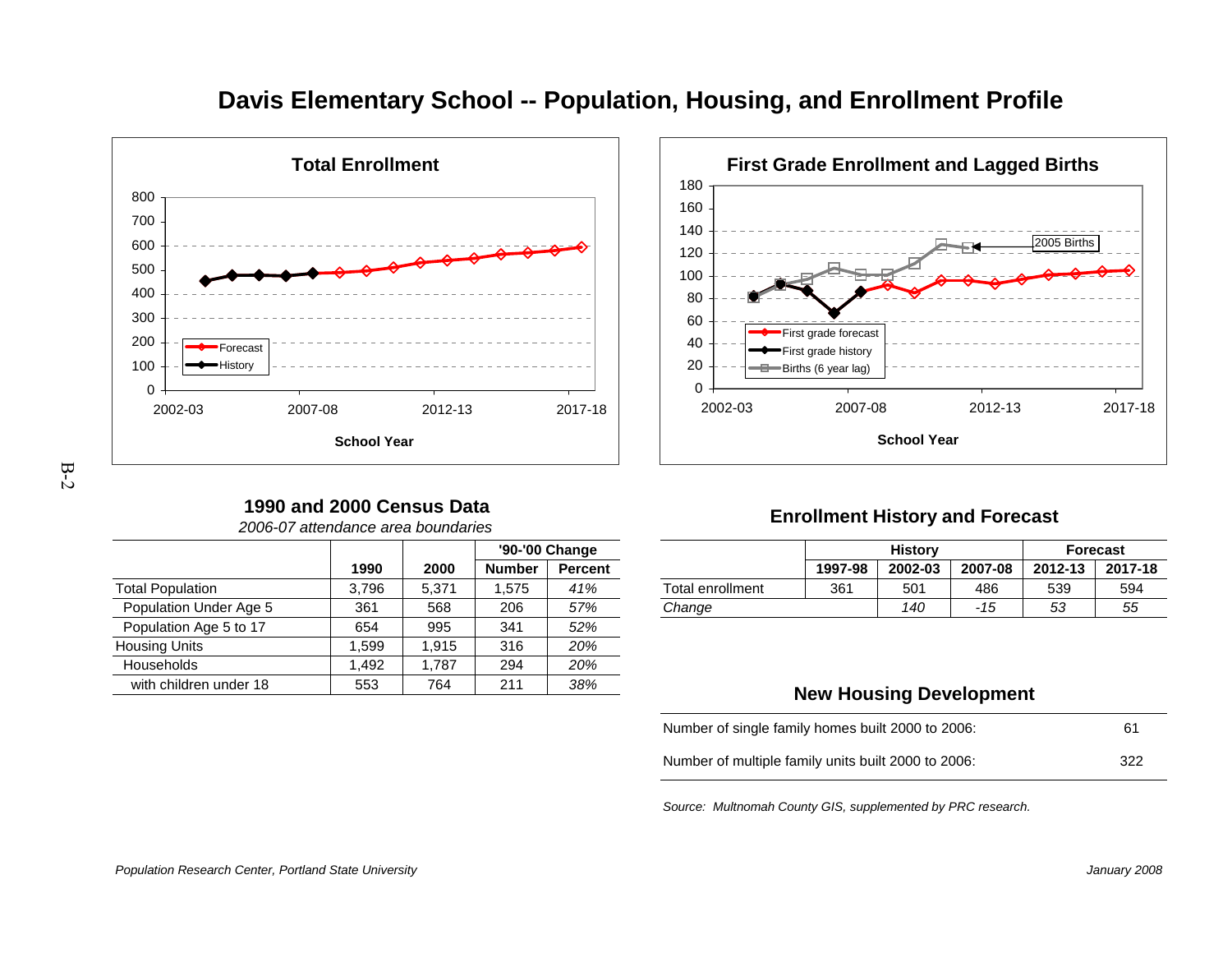# Davis Elementary School -- Population, Housing, and Enrollment Profile

**Total Enrollment**

**First Grade Enrollment and Lagged Births**

## 1990 and 2000 Census Data

*2006-07 attendance area boundaries*

| | 1990 | 2000 | '90-'00 Change | |
|---|---|---|---|---|
| | | | Number | Percent |
| Total Population | 3,796 | 5,371 | 1,575 | *41%* |
| Population Under Age 5 | 361 | 568 | 206 | *57%* |
| Population Age 5 to 17 | 654 | 995 | 341 | *52%* |
| Housing Units | 1,599 | 1,915 | 316 | *20%* |
| Households | 1,492 | 1,787 | 294 | *20%* |
| with children under 18 | 553 | 764 | 211 | *38%* |

## Enrollment History and Forecast

| | History | | | Forecast | |
|---|---|---|---|---|---|
| | 1997-98 | 2002-03 | 2007-08 | 2012-13 | 2017-18 |
| Total enrollment | 361 | 501 | 486 | 539 | 594 |
| *Change* | | *140* | *-15* | *53* | *55* |

## New Housing Development

| | |
|---|---|
| Number of single family homes built 2000 to 2006: | 61 |
| Number of multiple family units built 2000 to 2006: | 322 |

*Source: Multnomah County GIS, supplemented by PRC research.*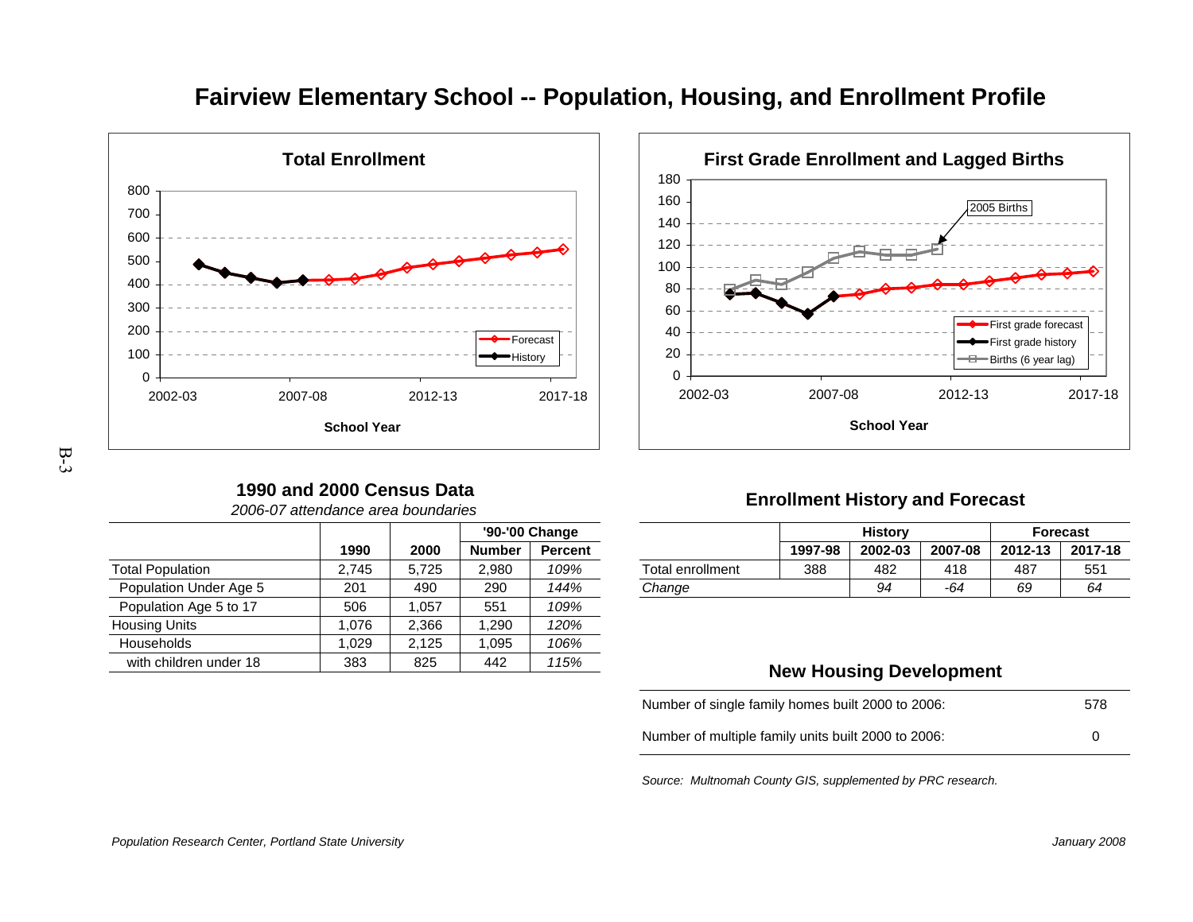# Fairview Elementary School -- Population, Housing, and Enrollment Profile

## 1990 and 2000 Census Data

*2006-07 attendance area boundaries*

| | 1990 | 2000 | '90-'00 Change Number | Percent |
|---|---|---|---|---|
| Total Population | 2,745 | 5,725 | 2,980 | *109%* |
| Population Under Age 5 | 201 | 490 | 290 | *144%* |
| Population Age 5 to 17 | 506 | 1,057 | 551 | *109%* |
| Housing Units | 1,076 | 2,366 | 1,290 | *120%* |
| Households | 1,029 | 2,125 | 1,095 | *106%* |
| with children under 18 | 383 | 825 | 442 | *115%* |

## Enrollment History and Forecast

| | History | | | Forecast | |
|---|---|---|---|---|---|
| | 1997-98 | 2002-03 | 2007-08 | 2012-13 | 2017-18 |
| Total enrollment | 388 | 482 | 418 | 487 | 551 |
| *Change* | | *94* | *-64* | *69* | *64* |

## New Housing Development

| | |
|---|---|
| Number of single family homes built 2000 to 2006: | 578 |
| Number of multiple family units built 2000 to 2006: | 0 |

*Source: Multnomah County GIS, supplemented by PRC research.*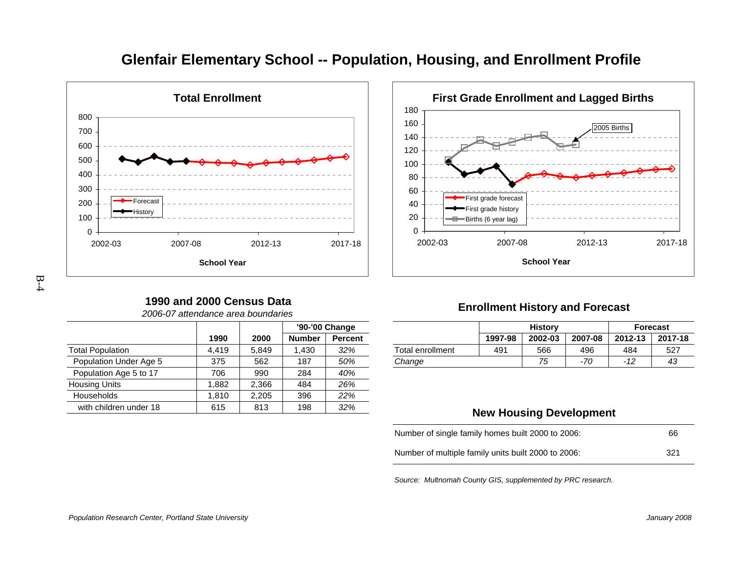# Glenfair Elementary School -- Population, Housing, and Enrollment Profile

**Total Enrollment**

**First Grade Enrollment and Lagged Births**

## 1990 and 2000 Census Data

*2006-07 attendance area boundaries*

| | 1990 | 2000 | '90-'00 Change Number | '90-'00 Change Percent |
|---|---|---|---|---|
| Total Population | 4,419 | 5,849 | 1,430 | *32%* |
| Population Under Age 5 | 375 | 562 | 187 | *50%* |
| Population Age 5 to 17 | 706 | 990 | 284 | *40%* |
| Housing Units | 1,882 | 2,366 | 484 | *26%* |
| Households | 1,810 | 2,205 | 396 | *22%* |
| with children under 18 | 615 | 813 | 198 | *32%* |

## Enrollment History and Forecast

| | History 1997-98 | History 2002-03 | History 2007-08 | Forecast 2012-13 | Forecast 2017-18 |
|---|---|---|---|---|---|
| Total enrollment | 491 | 566 | 496 | 484 | 527 |
| *Change* | | *75* | *-70* | *-12* | *43* |

## New Housing Development

| | |
|---|---|
| Number of single family homes built 2000 to 2006: | 66 |
| Number of multiple family units built 2000 to 2006: | 321 |

*Source: Multnomah County GIS, supplemented by PRC research.*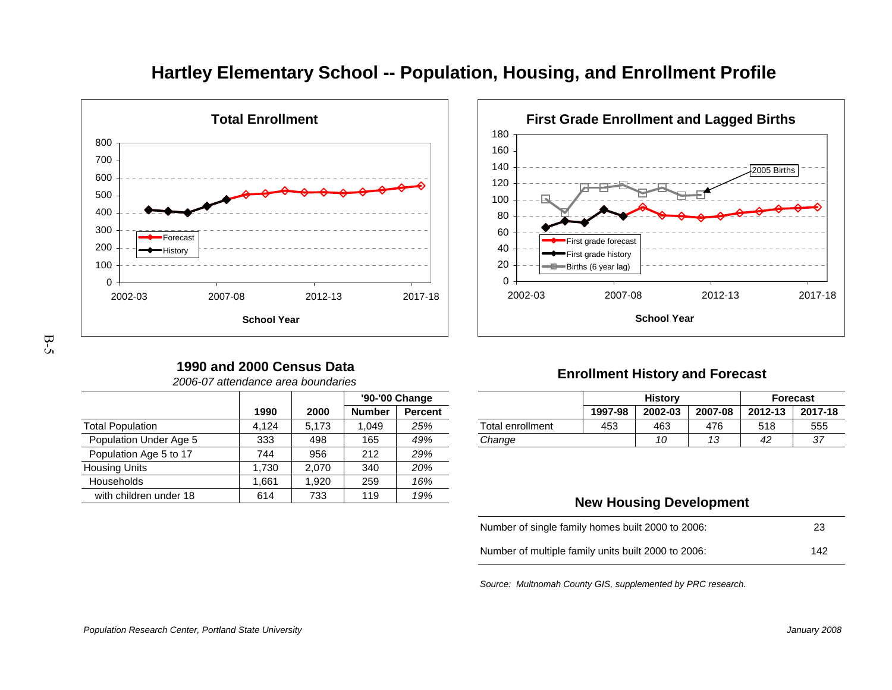# Hartley Elementary School -- Population, Housing, and Enrollment Profile

## Total Enrollment

## First Grade Enrollment and Lagged Births

## 1990 and 2000 Census Data

*2006-07 attendance area boundaries*

| | 1990 | 2000 | '90-'00 Change | |
|---|---|---|---|---|
| | | | Number | Percent |
| Total Population | 4,124 | 5,173 | 1,049 | *25%* |
| Population Under Age 5 | 333 | 498 | 165 | *49%* |
| Population Age 5 to 17 | 744 | 956 | 212 | *29%* |
| Housing Units | 1,730 | 2,070 | 340 | *20%* |
| Households | 1,661 | 1,920 | 259 | *16%* |
| with children under 18 | 614 | 733 | 119 | *19%* |

## Enrollment History and Forecast

| | History | | | Forecast | |
|---|---|---|---|---|---|
| | 1997-98 | 2002-03 | 2007-08 | 2012-13 | 2017-18 |
| Total enrollment | 453 | 463 | 476 | 518 | 555 |
| *Change* | | *10* | *13* | *42* | *37* |

## New Housing Development

| | |
|---|---|
| Number of single family homes built 2000 to 2006: | 23 |
| Number of multiple family units built 2000 to 2006: | 142 |

*Source: Multnomah County GIS, supplemented by PRC research.*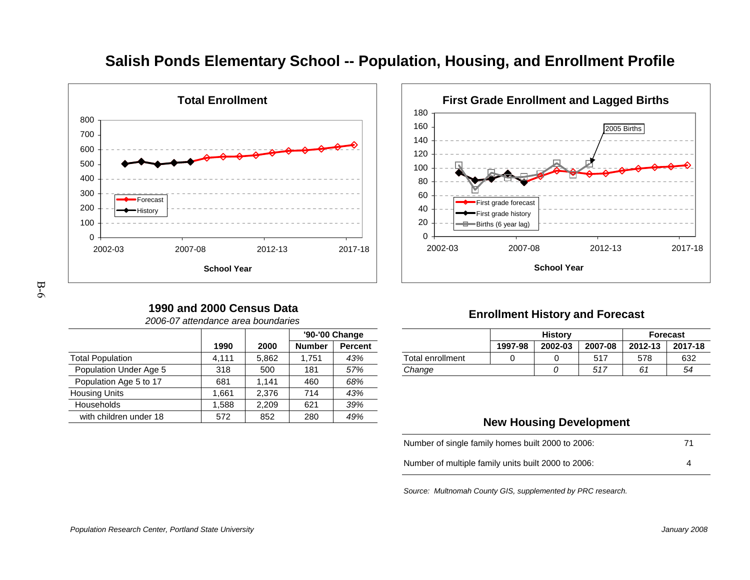# Salish Ponds Elementary School -- Population, Housing, and Enrollment Profile

**Total Enrollment**

Forecast
History

School Year

**First Grade Enrollment and Lagged Births**

2005 Births

First grade forecast
First grade history
Births (6 year lag)

School Year

## 1990 and 2000 Census Data

*2006-07 attendance area boundaries*

| | 1990 | 2000 | '90-'00 Change | |
|---|---|---|---|---|
| | | | Number | Percent |
| Total Population | 4,111 | 5,862 | 1,751 | *43%* |
| Population Under Age 5 | 318 | 500 | 181 | *57%* |
| Population Age 5 to 17 | 681 | 1,141 | 460 | *68%* |
| Housing Units | 1,661 | 2,376 | 714 | *43%* |
| Households | 1,588 | 2,209 | 621 | *39%* |
| with children under 18 | 572 | 852 | 280 | *49%* |

## Enrollment History and Forecast

| | History | | | Forecast | |
|---|---|---|---|---|---|
| | 1997-98 | 2002-03 | 2007-08 | 2012-13 | 2017-18 |
| Total enrollment | 0 | 0 | 517 | 578 | 632 |
| *Change* | | *0* | *517* | *61* | *54* |

## New Housing Development

| | |
|---|---|
| Number of single family homes built 2000 to 2006: | 71 |
| Number of multiple family units built 2000 to 2006: | 4 |

*Source: Multnomah County GIS, supplemented by PRC research.*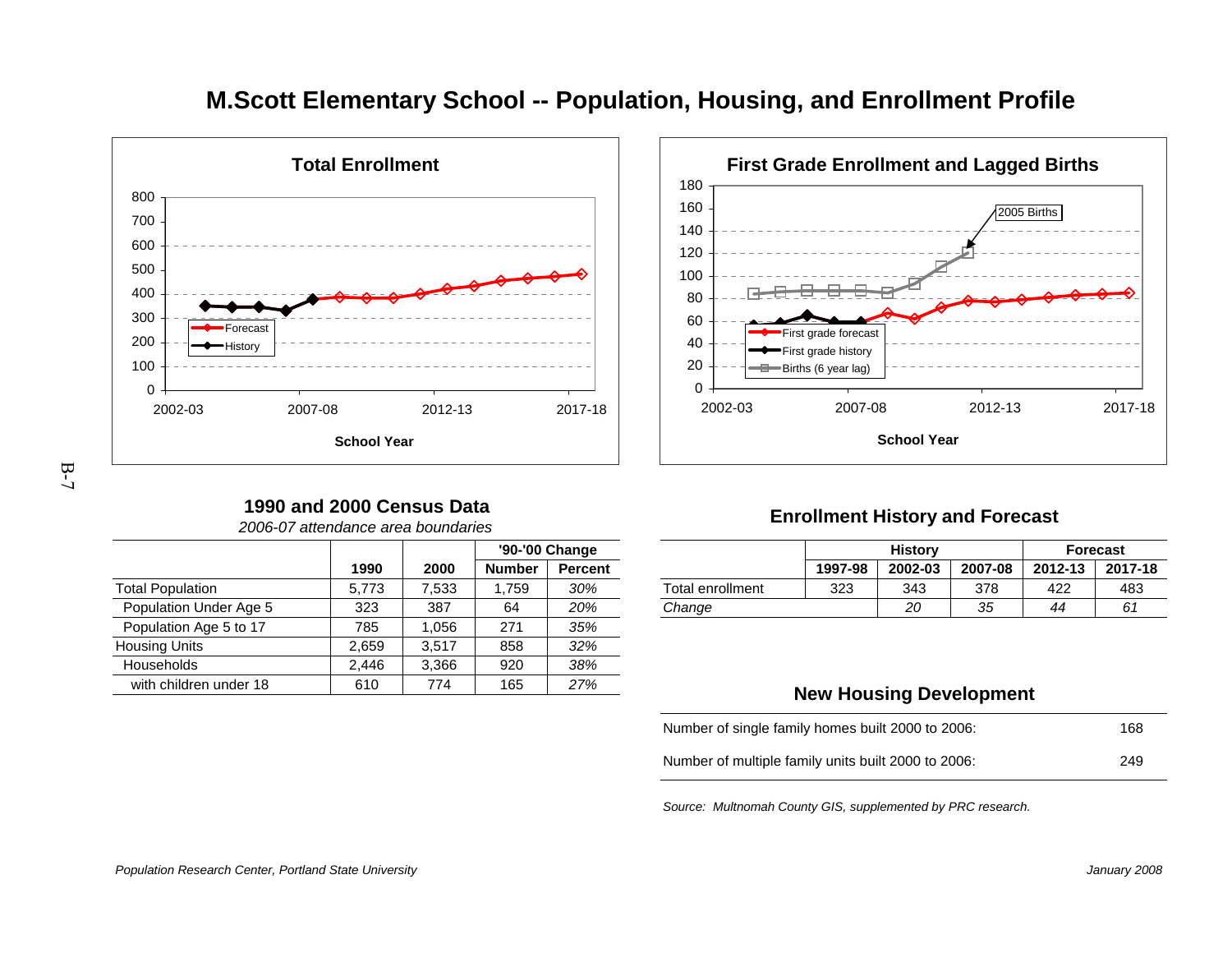# M.Scott Elementary School -- Population, Housing, and Enrollment Profile

## 1990 and 2000 Census Data

*2006-07 attendance area boundaries*

| | 1990 | 2000 | '90-'00 Change Number | '90-'00 Change Percent |
|---|---|---|---|---|
| Total Population | 5,773 | 7,533 | 1,759 | *30%* |
| Population Under Age 5 | 323 | 387 | 64 | *20%* |
| Population Age 5 to 17 | 785 | 1,056 | 271 | *35%* |
| Housing Units | 2,659 | 3,517 | 858 | *32%* |
| Households | 2,446 | 3,366 | 920 | *38%* |
| with children under 18 | 610 | 774 | 165 | *27%* |

## Enrollment History and Forecast

| | History 1997-98 | History 2002-03 | History 2007-08 | Forecast 2012-13 | Forecast 2017-18 |
|---|---|---|---|---|---|
| Total enrollment | 323 | 343 | 378 | 422 | 483 |
| *Change* | | *20* | *35* | *44* | *61* |

## New Housing Development

| | |
|---|---|
| Number of single family homes built 2000 to 2006: | 168 |
| Number of multiple family units built 2000 to 2006: | 249 |

*Source: Multnomah County GIS, supplemented by PRC research.*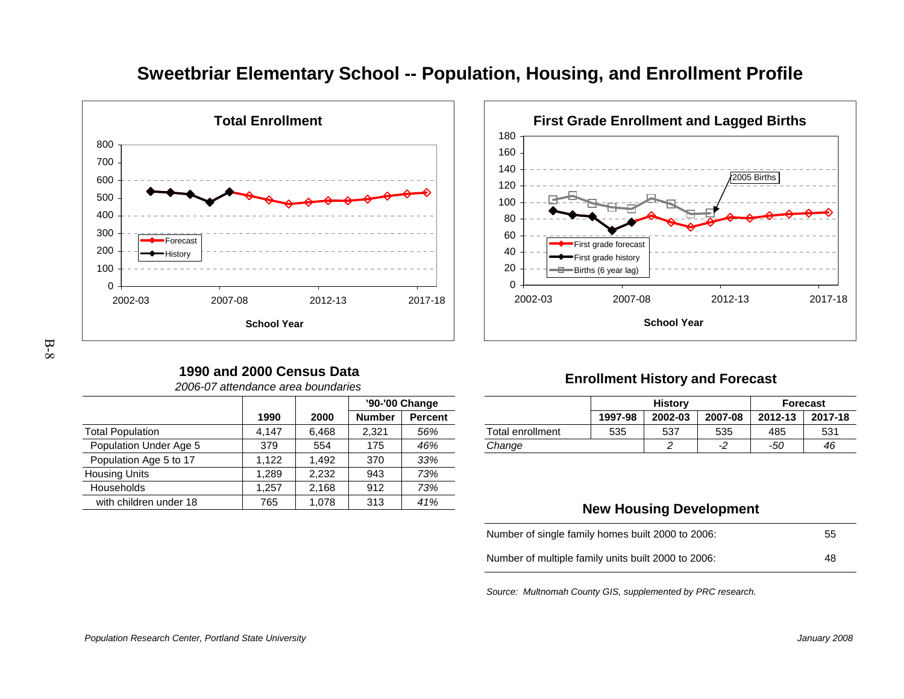# Sweetbriar Elementary School -- Population, Housing, and Enrollment Profile

**Total Enrollment**

800, 700, 600, 500, 400, 300, 200, 100, 0

2002-03, 2007-08, 2012-13, 2017-18

Forecast
History

School Year

**First Grade Enrollment and Lagged Births**

180, 160, 140, 120, 100, 80, 60, 40, 20, 0

2005 Births

First grade forecast
First grade history
Births (6 year lag)

2002-03, 2007-08, 2012-13, 2017-18

School Year

## 1990 and 2000 Census Data

*2006-07 attendance area boundaries*

| | 1990 | 2000 | '90-'00 Change Number | Percent |
|---|---|---|---|---|
| Total Population | 4,147 | 6,468 | 2,321 | *56%* |
| Population Under Age 5 | 379 | 554 | 175 | *46%* |
| Population Age 5 to 17 | 1,122 | 1,492 | 370 | *33%* |
| Housing Units | 1,289 | 2,232 | 943 | *73%* |
| Households | 1,257 | 2,168 | 912 | *73%* |
| with children under 18 | 765 | 1,078 | 313 | *41%* |

## Enrollment History and Forecast

| | History | | | Forecast | |
|---|---|---|---|---|---|
| | 1997-98 | 2002-03 | 2007-08 | 2012-13 | 2017-18 |
| Total enrollment | 535 | 537 | 535 | 485 | 531 |
| *Change* | | *2* | *-2* | *-50* | *46* |

## New Housing Development

| | |
|---|---|
| Number of single family homes built 2000 to 2006: | 55 |
| Number of multiple family units built 2000 to 2006: | 48 |

*Source: Multnomah County GIS, supplemented by PRC research.*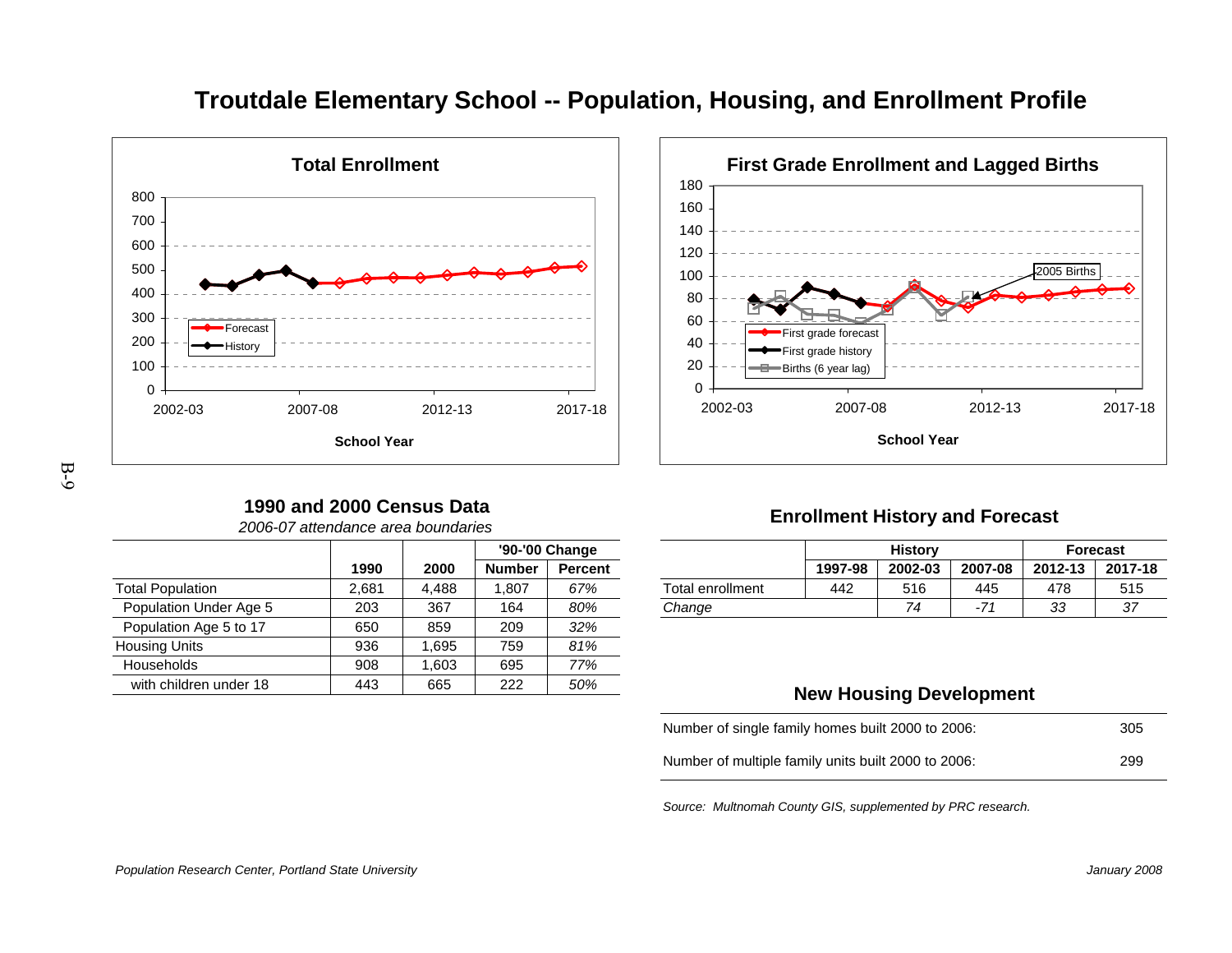# Troutdale Elementary School -- Population, Housing, and Enrollment Profile

## Total Enrollment

## First Grade Enrollment and Lagged Births

## 1990 and 2000 Census Data

*2006-07 attendance area boundaries*

| | 1990 | 2000 | '90-'00 Change | |
|---|---|---|---|---|
| | | | Number | Percent |
| Total Population | 2,681 | 4,488 | 1,807 | *67%* |
| Population Under Age 5 | 203 | 367 | 164 | *80%* |
| Population Age 5 to 17 | 650 | 859 | 209 | *32%* |
| Housing Units | 936 | 1,695 | 759 | *81%* |
| Households | 908 | 1,603 | 695 | *77%* |
| with children under 18 | 443 | 665 | 222 | *50%* |

## Enrollment History and Forecast

| | History | | | Forecast | |
|---|---|---|---|---|---|
| | 1997-98 | 2002-03 | 2007-08 | 2012-13 | 2017-18 |
| Total enrollment | 442 | 516 | 445 | 478 | 515 |
| *Change* | | *74* | *-71* | *33* | *37* |

## New Housing Development

| | |
|---|---|
| Number of single family homes built 2000 to 2006: | 305 |
| Number of multiple family units built 2000 to 2006: | 299 |

*Source: Multnomah County GIS, supplemented by PRC research.*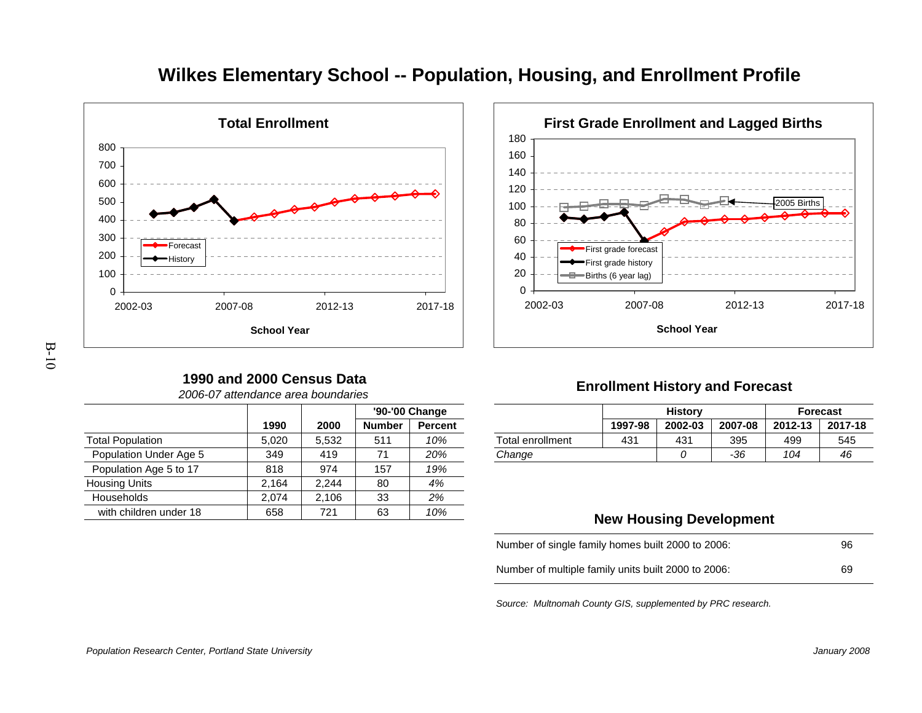# Wilkes Elementary School -- Population, Housing, and Enrollment Profile

## 1990 and 2000 Census Data

*2006-07 attendance area boundaries*

| | 1990 | 2000 | '90-'00 Change Number | Percent |
|---|---|---|---|---|
| Total Population | 5,020 | 5,532 | 511 | *10%* |
| Population Under Age 5 | 349 | 419 | 71 | *20%* |
| Population Age 5 to 17 | 818 | 974 | 157 | *19%* |
| Housing Units | 2,164 | 2,244 | 80 | *4%* |
| Households | 2,074 | 2,106 | 33 | *2%* |
| with children under 18 | 658 | 721 | 63 | *10%* |

## Enrollment History and Forecast

| | History | | | Forecast | |
|---|---|---|---|---|---|
| | 1997-98 | 2002-03 | 2007-08 | 2012-13 | 2017-18 |
| Total enrollment | 431 | 431 | 395 | 499 | 545 |
| *Change* | | *0* | *-36* | *104* | *46* |

## New Housing Development

| | |
|---|---|
| Number of single family homes built 2000 to 2006: | 96 |
| Number of multiple family units built 2000 to 2006: | 69 |

*Source: Multnomah County GIS, supplemented by PRC research.*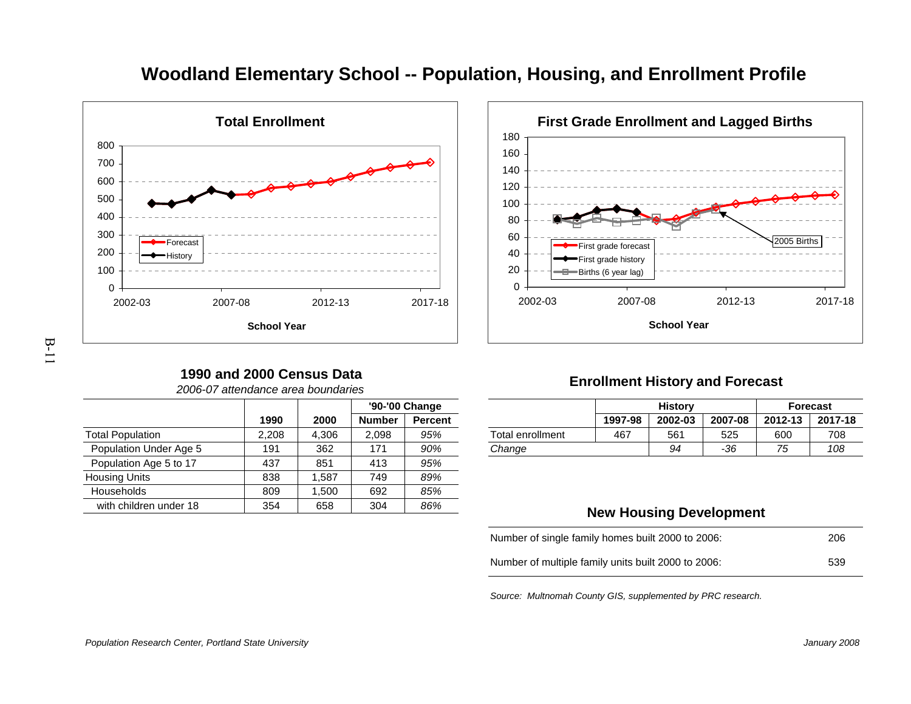# Woodland Elementary School -- Population, Housing, and Enrollment Profile

**Total Enrollment**

**First Grade Enrollment and Lagged Births**

## 1990 and 2000 Census Data

*2006-07 attendance area boundaries*

| | 1990 | 2000 | '90-'00 Change | |
|---|---|---|---|---|
| | | | Number | Percent |
| Total Population | 2,208 | 4,306 | 2,098 | *95%* |
| Population Under Age 5 | 191 | 362 | 171 | *90%* |
| Population Age 5 to 17 | 437 | 851 | 413 | *95%* |
| Housing Units | 838 | 1,587 | 749 | *89%* |
| Households | 809 | 1,500 | 692 | *85%* |
| with children under 18 | 354 | 658 | 304 | *86%* |

## Enrollment History and Forecast

| | History | | | Forecast | |
|---|---|---|---|---|---|
| | 1997-98 | 2002-03 | 2007-08 | 2012-13 | 2017-18 |
| Total enrollment | 467 | 561 | 525 | 600 | 708 |
| *Change* | | *94* | *-36* | *75* | *108* |

## New Housing Development

| | |
|---|---|
| Number of single family homes built 2000 to 2006: | 206 |
| Number of multiple family units built 2000 to 2006: | 539 |

*Source: Multnomah County GIS, supplemented by PRC research.*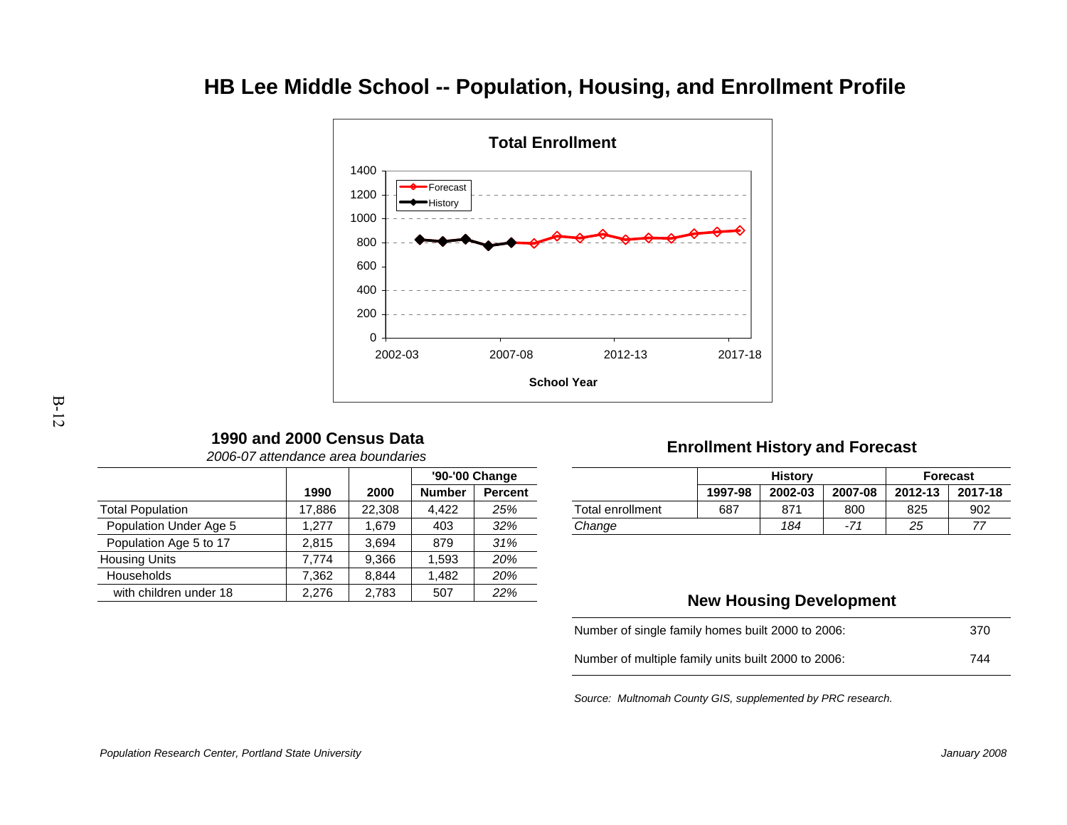# HB Lee Middle School -- Population, Housing, and Enrollment Profile

**Total Enrollment**

Forecast
History

1400
1200
1000
800
600
400
200
0

2002-03 2007-08 2012-13 2017-18

**School Year**

## 1990 and 2000 Census Data

*2006-07 attendance area boundaries*

| | 1990 | 2000 | '90-'00 Change Number | '90-'00 Change Percent |
|---|---|---|---|---|
| Total Population | 17,886 | 22,308 | 4,422 | *25%* |
| Population Under Age 5 | 1,277 | 1,679 | 403 | *32%* |
| Population Age 5 to 17 | 2,815 | 3,694 | 879 | *31%* |
| Housing Units | 7,774 | 9,366 | 1,593 | *20%* |
| Households | 7,362 | 8,844 | 1,482 | *20%* |
| with children under 18 | 2,276 | 2,783 | 507 | *22%* |

## Enrollment History and Forecast

| | History | | | Forecast | |
|---|---|---|---|---|---|
| | 1997-98 | 2002-03 | 2007-08 | 2012-13 | 2017-18 |
| Total enrollment | 687 | 871 | 800 | 825 | 902 |
| *Change* | | *184* | *-71* | *25* | *77* |

## New Housing Development

| | |
|---|---|
| Number of single family homes built 2000 to 2006: | 370 |
| Number of multiple family units built 2000 to 2006: | 744 |

*Source: Multnomah County GIS, supplemented by PRC research.*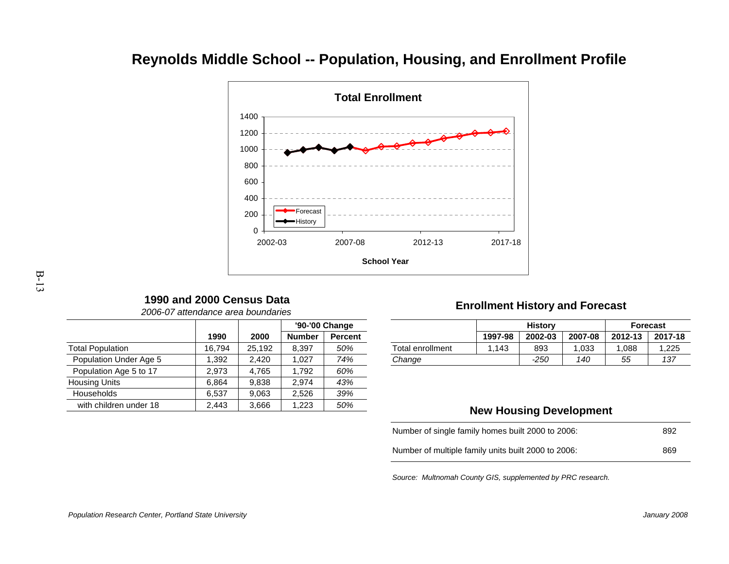# Reynolds Middle School -- Population, Housing, and Enrollment Profile

**Total Enrollment**

1400
1200
1000
800
600
400
200
0

Forecast
History

2002-03 2007-08 2012-13 2017-18

**School Year**

## 1990 and 2000 Census Data

*2006-07 attendance area boundaries*

| | 1990 | 2000 | '90-'00 Change Number | '90-'00 Change Percent |
|---|---|---|---|---|
| Total Population | 16,794 | 25,192 | 8,397 | *50%* |
| Population Under Age 5 | 1,392 | 2,420 | 1,027 | *74%* |
| Population Age 5 to 17 | 2,973 | 4,765 | 1,792 | *60%* |
| Housing Units | 6,864 | 9,838 | 2,974 | *43%* |
| Households | 6,537 | 9,063 | 2,526 | *39%* |
| with children under 18 | 2,443 | 3,666 | 1,223 | *50%* |

## Enrollment History and Forecast

| | History | | | Forecast | |
|---|---|---|---|---|---|
| | 1997-98 | 2002-03 | 2007-08 | 2012-13 | 2017-18 |
| Total enrollment | 1,143 | 893 | 1,033 | 1,088 | 1,225 |
| *Change* | | *-250* | *140* | *55* | *137* |

## New Housing Development

| | |
|---|---|
| Number of single family homes built 2000 to 2006: | 892 |
| Number of multiple family units built 2000 to 2006: | 869 |

*Source: Multnomah County GIS, supplemented by PRC research.*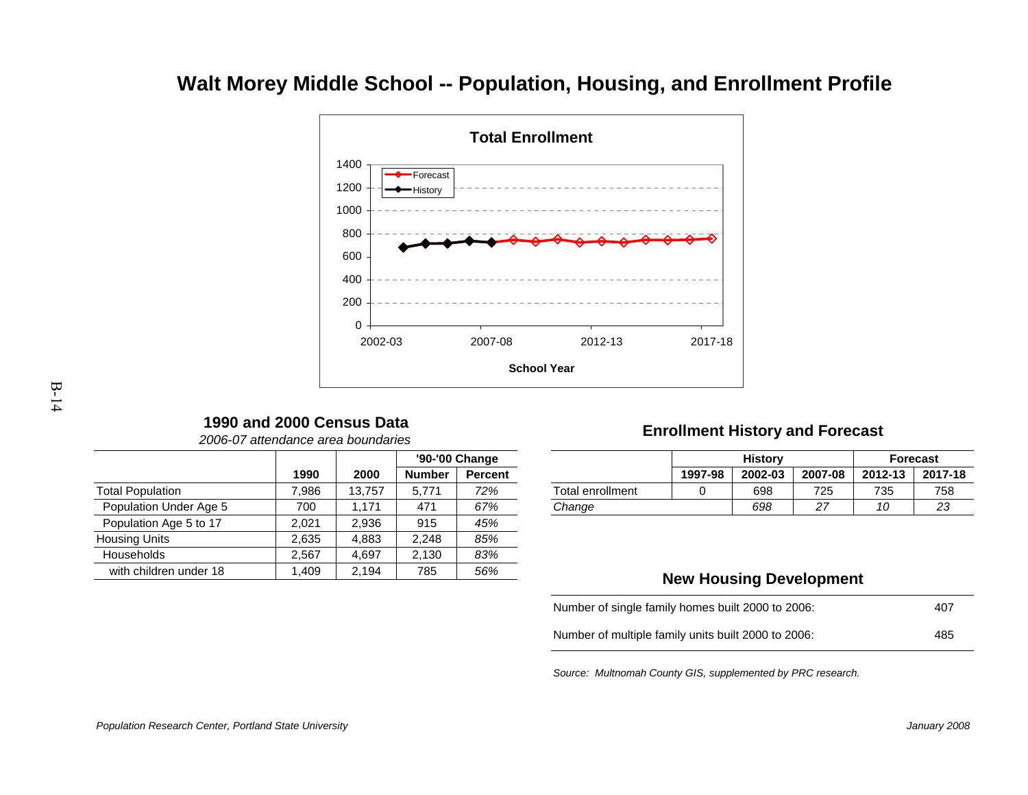# Walt Morey Middle School -- Population, Housing, and Enrollment Profile

**Total Enrollment**

Forecast
History

1400
1200
1000
800
600
400
200
0

2002-03 2007-08 2012-13 2017-18

**School Year**

## 1990 and 2000 Census Data

*2006-07 attendance area boundaries*

| | 1990 | 2000 | '90-'00 Change Number | Percent |
|---|---|---|---|---|
| Total Population | 7,986 | 13,757 | 5,771 | *72%* |
| Population Under Age 5 | 700 | 1,171 | 471 | *67%* |
| Population Age 5 to 17 | 2,021 | 2,936 | 915 | *45%* |
| Housing Units | 2,635 | 4,883 | 2,248 | *85%* |
| Households | 2,567 | 4,697 | 2,130 | *83%* |
| with children under 18 | 1,409 | 2,194 | 785 | *56%* |

## Enrollment History and Forecast

| | History | | | Forecast | |
|---|---|---|---|---|---|
| | 1997-98 | 2002-03 | 2007-08 | 2012-13 | 2017-18 |
| Total enrollment | 0 | 698 | 725 | 735 | 758 |
| *Change* | | *698* | *27* | *10* | *23* |

## New Housing Development

| | |
|---|---|
| Number of single family homes built 2000 to 2006: | 407 |
| Number of multiple family units built 2000 to 2006: | 485 |

*Source: Multnomah County GIS, supplemented by PRC research.*

*Population Research Center, Portland State University* *January 2008*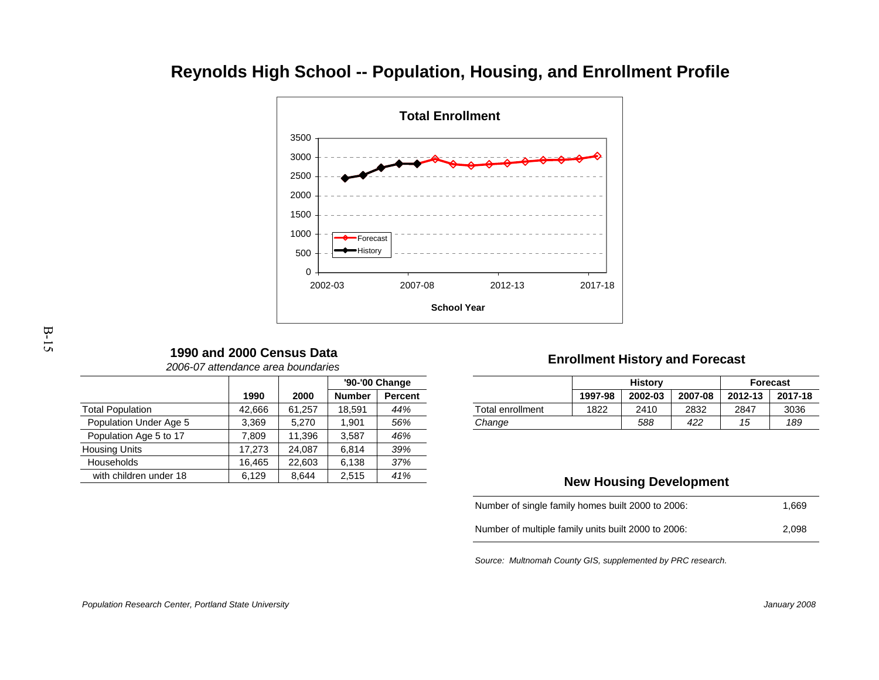# Reynolds High School -- Population, Housing, and Enrollment Profile

## 1990 and 2000 Census Data

*2006-07 attendance area boundaries*

| | 1990 | 2000 | '90-'00 Change | |
|---|---|---|---|---|
| | | | Number | Percent |
| Total Population | 42,666 | 61,257 | 18,591 | *44%* |
| Population Under Age 5 | 3,369 | 5,270 | 1,901 | *56%* |
| Population Age 5 to 17 | 7,809 | 11,396 | 3,587 | *46%* |
| Housing Units | 17,273 | 24,087 | 6,814 | *39%* |
| Households | 16,465 | 22,603 | 6,138 | *37%* |
| with children under 18 | 6,129 | 8,644 | 2,515 | *41%* |

## Enrollment History and Forecast

| | History | | | Forecast | |
|---|---|---|---|---|---|
| | 1997-98 | 2002-03 | 2007-08 | 2012-13 | 2017-18 |
| Total enrollment | 1822 | 2410 | 2832 | 2847 | 3036 |
| *Change* | | *588* | *422* | *15* | *189* |

## New Housing Development

| | |
|---|---|
| Number of single family homes built 2000 to 2006: | 1,669 |
| Number of multiple family units built 2000 to 2006: | 2,098 |

*Source: Multnomah County GIS, supplemented by PRC research.*

*Population Research Center, Portland State University*

*January 2008*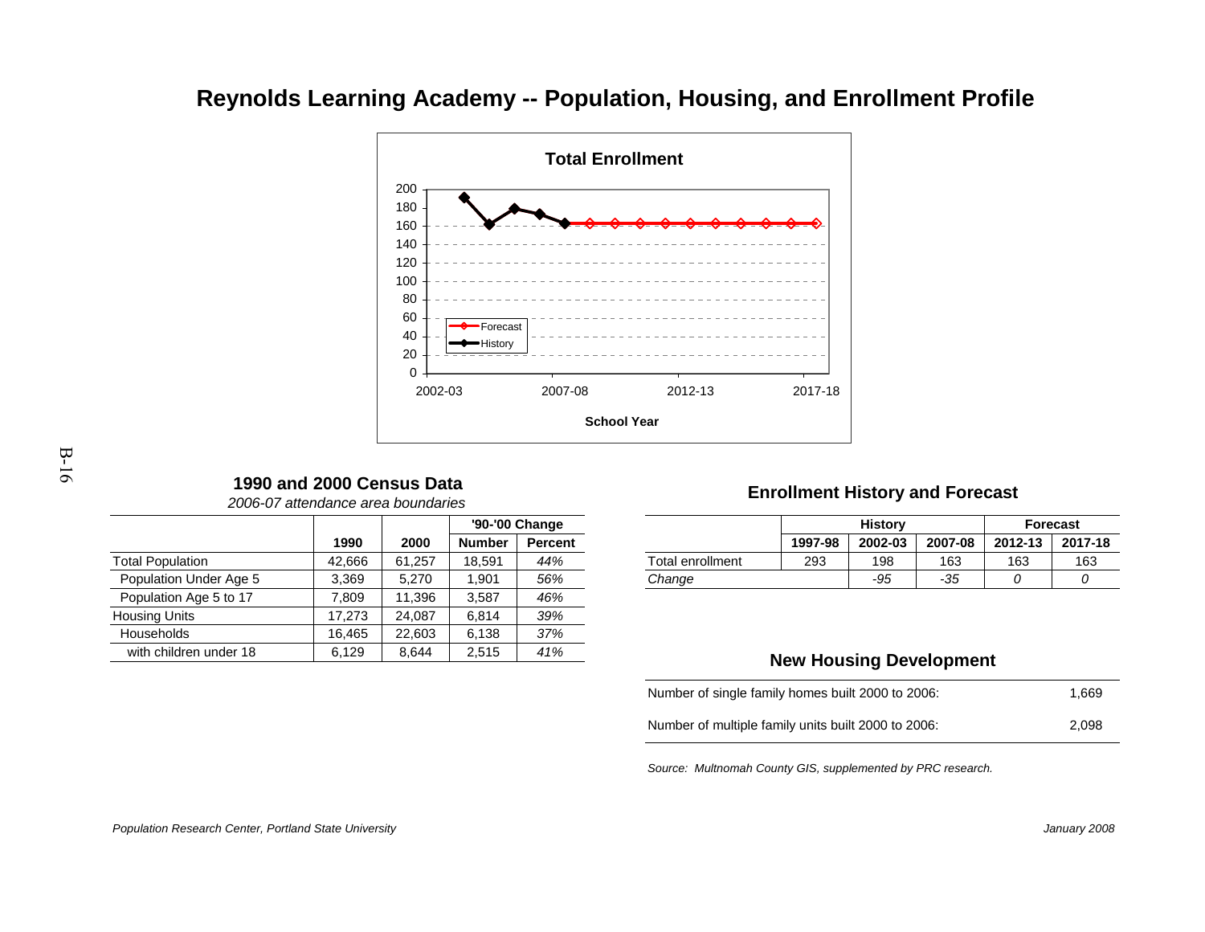# Reynolds Learning Academy -- Population, Housing, and Enrollment Profile

**Total Enrollment**

| School Year | History | Forecast |
|---|---|---|
| 2002-03 | 198 | |
| 2003-04 | 163 | |
| 2004-05 | 180 | |
| 2005-06 | 174 | |
| 2006-07 | 163 | |
| 2007-08 | | 163 |
| 2008-09 | | 163 |
| 2009-10 | | 163 |
| 2010-11 | | 163 |
| 2011-12 | | 163 |
| 2012-13 | | 163 |
| 2013-14 | | 163 |
| 2014-15 | | 163 |
| 2015-16 | | 163 |
| 2016-17 | | 163 |
| 2017-18 | | 163 |

## 1990 and 2000 Census Data

*2006-07 attendance area boundaries*

| | | | '90-'00 Change | |
|---|---|---|---|---|
| | **1990** | **2000** | **Number** | **Percent** |
| Total Population | 42,666 | 61,257 | 18,591 | *44%* |
| Population Under Age 5 | 3,369 | 5,270 | 1,901 | *56%* |
| Population Age 5 to 17 | 7,809 | 11,396 | 3,587 | *46%* |
| Housing Units | 17,273 | 24,087 | 6,814 | *39%* |
| Households | 16,465 | 22,603 | 6,138 | *37%* |
| with children under 18 | 6,129 | 8,644 | 2,515 | *41%* |

## Enrollment History and Forecast

| | History | | | Forecast | |
|---|---|---|---|---|---|
| | **1997-98** | **2002-03** | **2007-08** | **2012-13** | **2017-18** |
| Total enrollment | 293 | 198 | 163 | 163 | 163 |
| *Change* | | *-95* | *-35* | *0* | *0* |

## New Housing Development

| | |
|---|---|
| Number of single family homes built 2000 to 2006: | 1,669 |
| Number of multiple family units built 2000 to 2006: | 2,098 |

*Source: Multnomah County GIS, supplemented by PRC research.*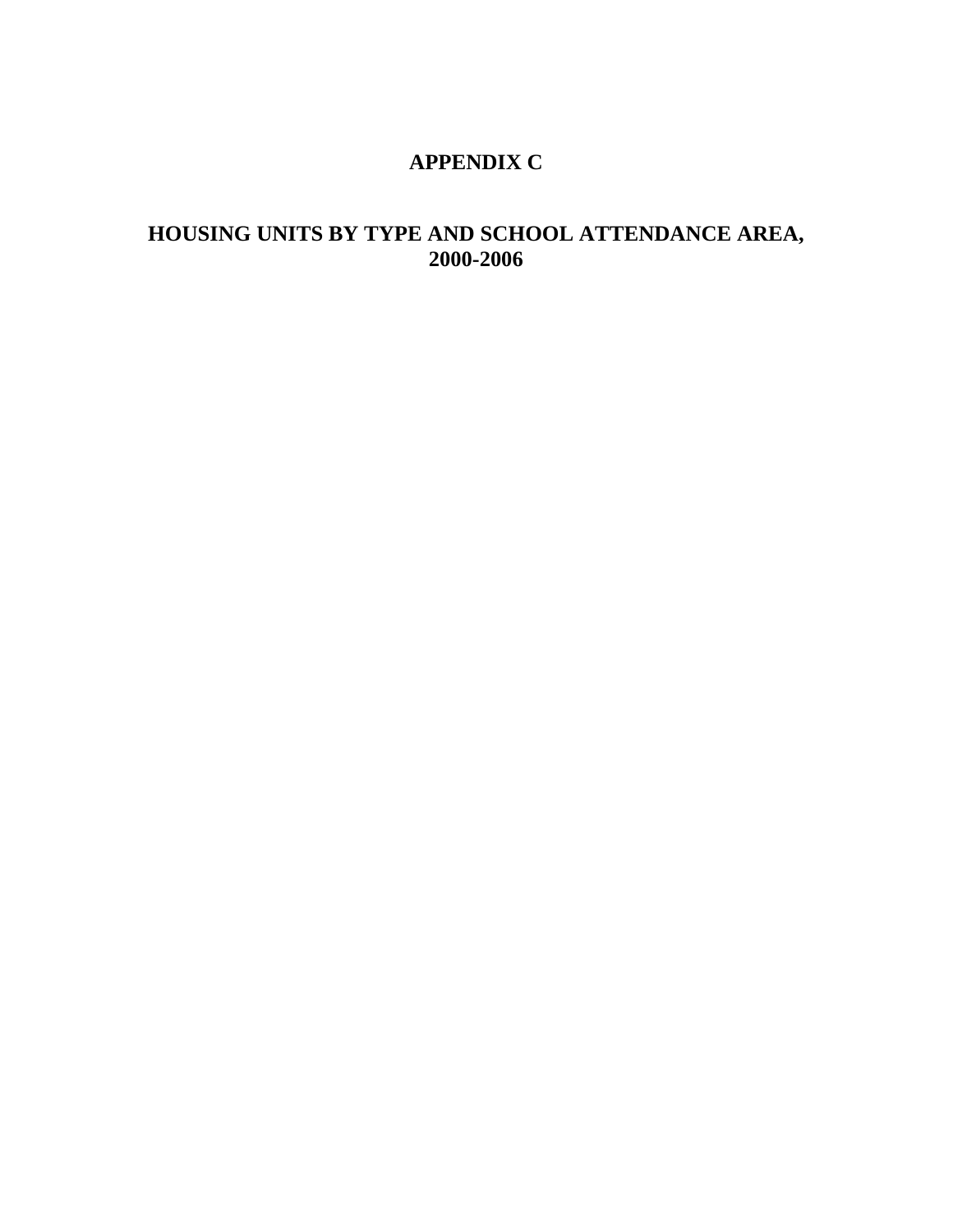# APPENDIX C

## HOUSING UNITS BY TYPE AND SCHOOL ATTENDANCE AREA, 2000-2006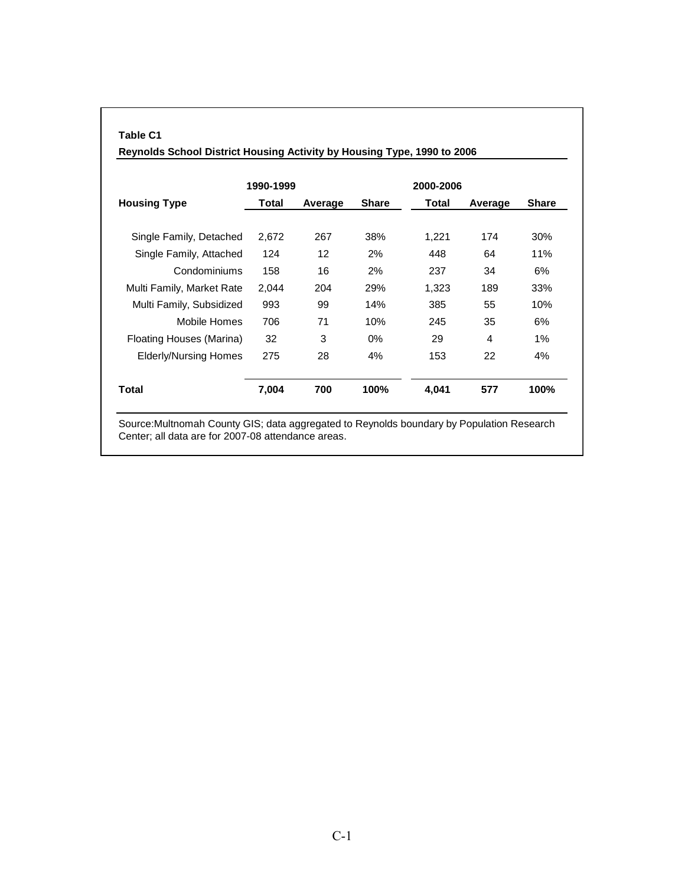**Table C1**

**Reynolds School District Housing Activity by Housing Type, 1990 to 2006**

| Housing Type | 1990-1999 Total | Average | Share | 2000-2006 Total | Average | Share |
|---|---|---|---|---|---|---|
| Single Family, Detached | 2,672 | 267 | 38% | 1,221 | 174 | 30% |
| Single Family, Attached | 124 | 12 | 2% | 448 | 64 | 11% |
| Condominiums | 158 | 16 | 2% | 237 | 34 | 6% |
| Multi Family, Market Rate | 2,044 | 204 | 29% | 1,323 | 189 | 33% |
| Multi Family, Subsidized | 993 | 99 | 14% | 385 | 55 | 10% |
| Mobile Homes | 706 | 71 | 10% | 245 | 35 | 6% |
| Floating Houses (Marina) | 32 | 3 | 0% | 29 | 4 | 1% |
| Elderly/Nursing Homes | 275 | 28 | 4% | 153 | 22 | 4% |
| **Total** | **7,004** | **700** | **100%** | **4,041** | **577** | **100%** |

Source:Multnomah County GIS; data aggregated to Reynolds boundary by Population Research Center; all data are for 2007-08 attendance areas.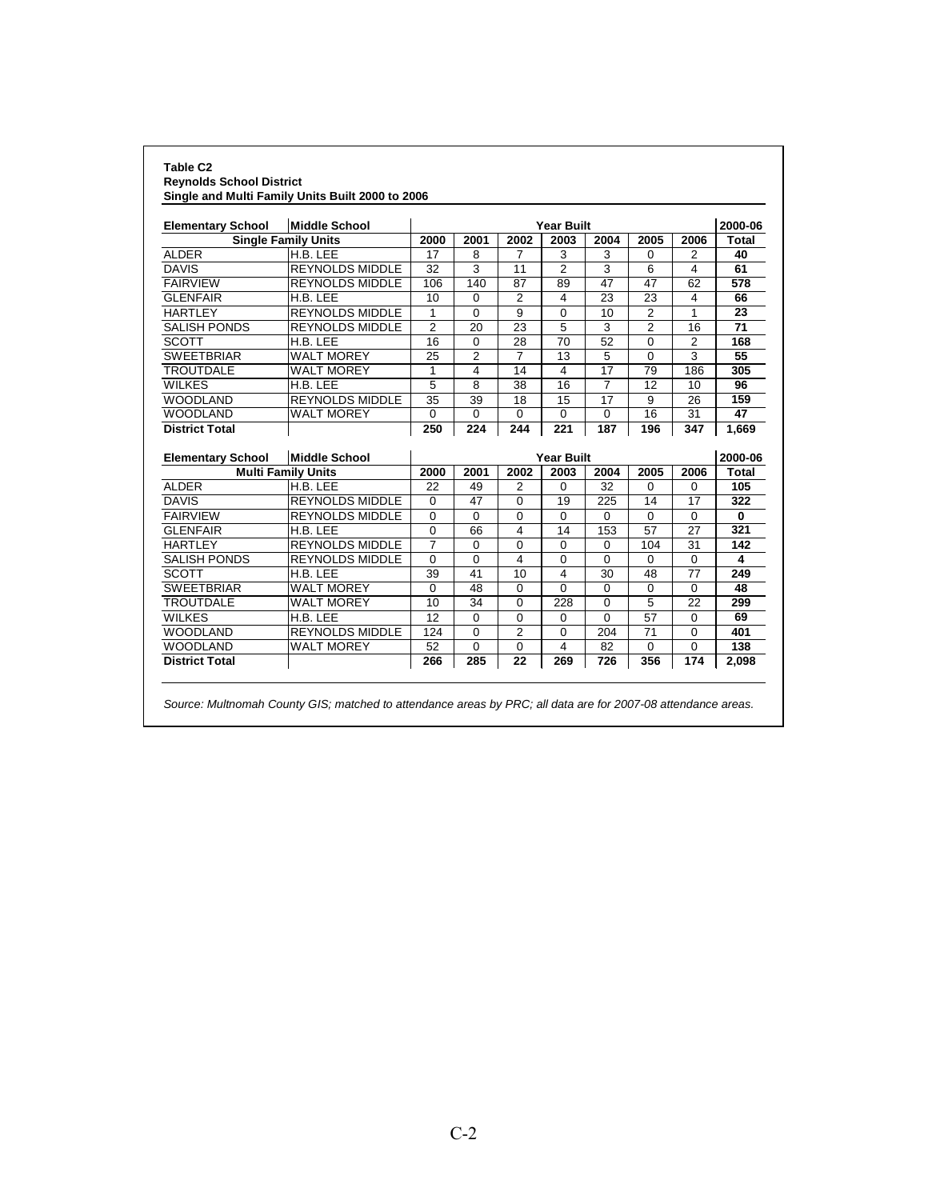**Table C2**
**Reynolds School District**
**Single and Multi Family Units Built 2000 to 2006**

| Elementary School | Middle School | Year Built | | | | | | | 2000-06 |
|---|---|---|---|---|---|---|---|---|---|
| Single Family Units | | 2000 | 2001 | 2002 | 2003 | 2004 | 2005 | 2006 | Total |
| ALDER | H.B. LEE | 17 | 8 | 7 | 3 | 3 | 0 | 2 | **40** |
| DAVIS | REYNOLDS MIDDLE | 32 | 3 | 11 | 2 | 3 | 6 | 4 | **61** |
| FAIRVIEW | REYNOLDS MIDDLE | 106 | 140 | 87 | 89 | 47 | 47 | 62 | **578** |
| GLENFAIR | H.B. LEE | 10 | 0 | 2 | 4 | 23 | 23 | 4 | **66** |
| HARTLEY | REYNOLDS MIDDLE | 1 | 0 | 9 | 0 | 10 | 2 | 1 | **23** |
| SALISH PONDS | REYNOLDS MIDDLE | 2 | 20 | 23 | 5 | 3 | 2 | 16 | **71** |
| SCOTT | H.B. LEE | 16 | 0 | 28 | 70 | 52 | 0 | 2 | **168** |
| SWEETBRIAR | WALT MOREY | 25 | 2 | 7 | 13 | 5 | 0 | 3 | **55** |
| TROUTDALE | WALT MOREY | 1 | 4 | 14 | 4 | 17 | 79 | 186 | **305** |
| WILKES | H.B. LEE | 5 | 8 | 38 | 16 | 7 | 12 | 10 | **96** |
| WOODLAND | REYNOLDS MIDDLE | 35 | 39 | 18 | 15 | 17 | 9 | 26 | **159** |
| WOODLAND | WALT MOREY | 0 | 0 | 0 | 0 | 0 | 16 | 31 | **47** |
| **District Total** | | **250** | **224** | **244** | **221** | **187** | **196** | **347** | **1,669** |

| Elementary School | Middle School | Year Built | | | | | | | 2000-06 |
|---|---|---|---|---|---|---|---|---|---|
| Multi Family Units | | 2000 | 2001 | 2002 | 2003 | 2004 | 2005 | 2006 | Total |
| ALDER | H.B. LEE | 22 | 49 | 2 | 0 | 32 | 0 | 0 | **105** |
| DAVIS | REYNOLDS MIDDLE | 0 | 47 | 0 | 19 | 225 | 14 | 17 | **322** |
| FAIRVIEW | REYNOLDS MIDDLE | 0 | 0 | 0 | 0 | 0 | 0 | 0 | **0** |
| GLENFAIR | H.B. LEE | 0 | 66 | 4 | 14 | 153 | 57 | 27 | **321** |
| HARTLEY | REYNOLDS MIDDLE | 7 | 0 | 0 | 0 | 0 | 104 | 31 | **142** |
| SALISH PONDS | REYNOLDS MIDDLE | 0 | 0 | 4 | 0 | 0 | 0 | 0 | **4** |
| SCOTT | H.B. LEE | 39 | 41 | 10 | 4 | 30 | 48 | 77 | **249** |
| SWEETBRIAR | WALT MOREY | 0 | 48 | 0 | 0 | 0 | 0 | 0 | **48** |
| TROUTDALE | WALT MOREY | 10 | 34 | 0 | 228 | 0 | 5 | 22 | **299** |
| WILKES | H.B. LEE | 12 | 0 | 0 | 0 | 0 | 57 | 0 | **69** |
| WOODLAND | REYNOLDS MIDDLE | 124 | 0 | 2 | 0 | 204 | 71 | 0 | **401** |
| WOODLAND | WALT MOREY | 52 | 0 | 0 | 4 | 82 | 0 | 0 | **138** |
| **District Total** | | **266** | **285** | **22** | **269** | **726** | **356** | **174** | **2,098** |

*Source: Multnomah County GIS; matched to attendance areas by PRC; all data are for 2007-08 attendance areas.*